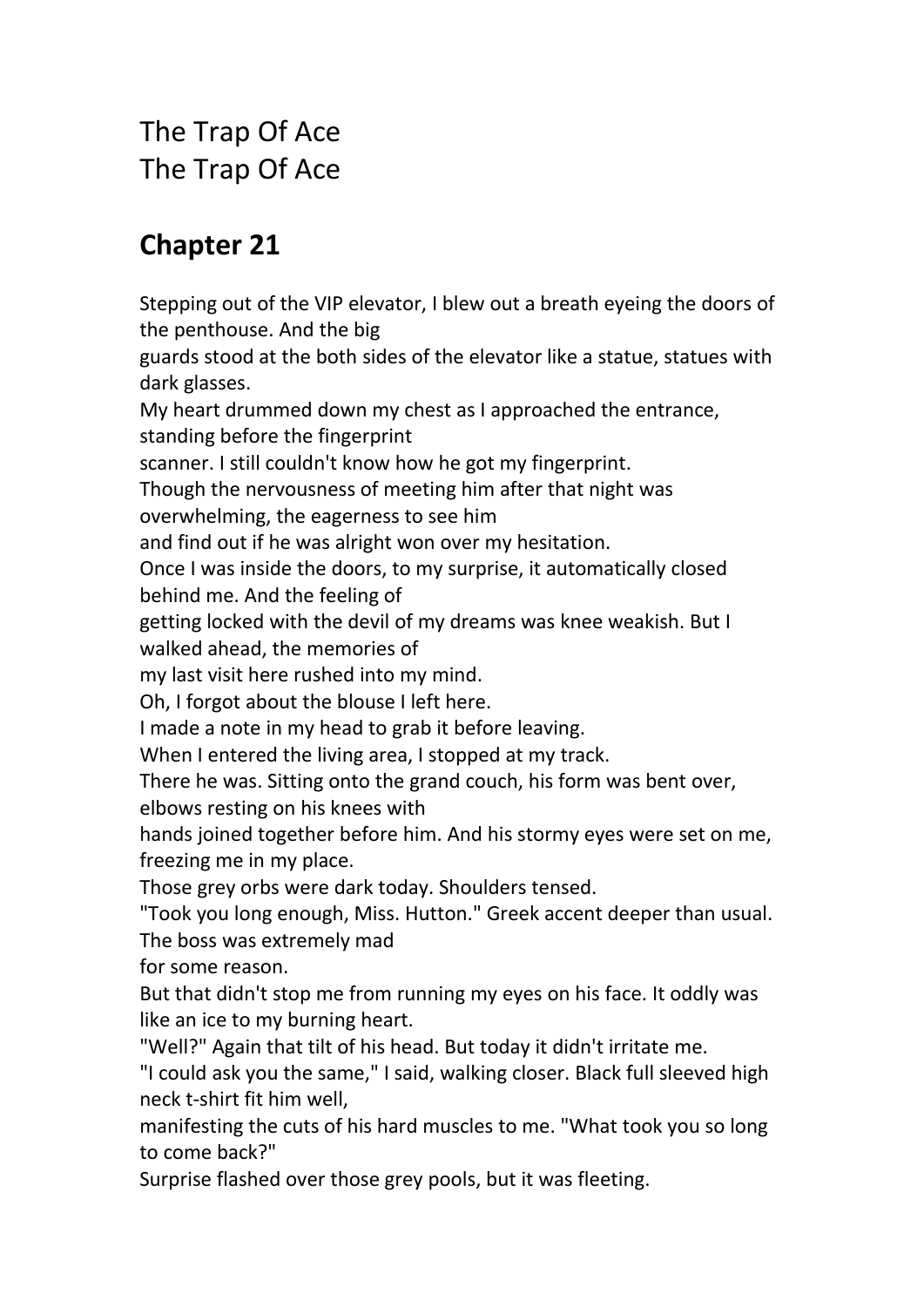The Trap Of Ace
The Trap Of Ace

## Chapter 21

Stepping out of the VIP elevator, I blew out a breath eyeing the doors of the penthouse. And the big guards stood at the both sides of the elevator like a statue, statues with dark glasses.

My heart drummed down my chest as I approached the entrance, standing before the fingerprint scanner. I still couldn't know how he got my fingerprint.

Though the nervousness of meeting him after that night was overwhelming, the eagerness to see him and find out if he was alright won over my hesitation.

Once I was inside the doors, to my surprise, it automatically closed behind me. And the feeling of getting locked with the devil of my dreams was knee weakish. But I walked ahead, the memories of my last visit here rushed into my mind.

Oh, I forgot about the blouse I left here.

I made a note in my head to grab it before leaving.

When I entered the living area, I stopped at my track.

There he was. Sitting onto the grand couch, his form was bent over, elbows resting on his knees with hands joined together before him. And his stormy eyes were set on me, freezing me in my place.

Those grey orbs were dark today. Shoulders tensed.

"Took you long enough, Miss. Hutton." Greek accent deeper than usual. The boss was extremely mad for some reason.

But that didn't stop me from running my eyes on his face. It oddly was like an ice to my burning heart.

"Well?" Again that tilt of his head. But today it didn't irritate me.

"I could ask you the same," I said, walking closer. Black full sleeved high neck t-shirt fit him well, manifesting the cuts of his hard muscles to me. "What took you so long to come back?"

Surprise flashed over those grey pools, but it was fleeting.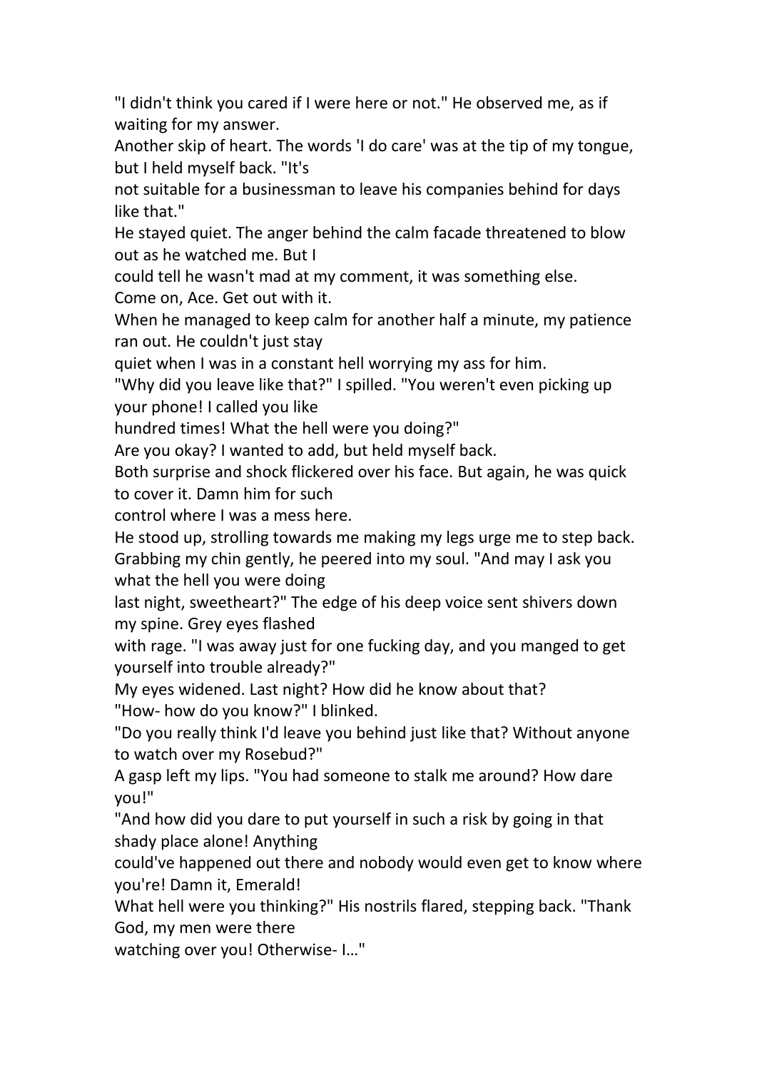"I didn't think you cared if I were here or not." He observed me, as if waiting for my answer.

Another skip of heart. The words 'I do care' was at the tip of my tongue, but I held myself back. "It's not suitable for a businessman to leave his companies behind for days like that."

He stayed quiet. The anger behind the calm facade threatened to blow out as he watched me. But I could tell he wasn't mad at my comment, it was something else.

Come on, Ace. Get out with it.

When he managed to keep calm for another half a minute, my patience ran out. He couldn't just stay quiet when I was in a constant hell worrying my ass for him.

"Why did you leave like that?" I spilled. "You weren't even picking up your phone! I called you like hundred times! What the hell were you doing?"

Are you okay? I wanted to add, but held myself back.

Both surprise and shock flickered over his face. But again, he was quick to cover it. Damn him for such control where I was a mess here.

He stood up, strolling towards me making my legs urge me to step back.

Grabbing my chin gently, he peered into my soul. "And may I ask you what the hell you were doing last night, sweetheart?" The edge of his deep voice sent shivers down my spine. Grey eyes flashed with rage. "I was away just for one fucking day, and you manged to get yourself into trouble already?"

My eyes widened. Last night? How did he know about that?

"How- how do you know?" I blinked.

"Do you really think I'd leave you behind just like that? Without anyone to watch over my Rosebud?"

A gasp left my lips. "You had someone to stalk me around? How dare you!"

"And how did you dare to put yourself in such a risk by going in that shady place alone! Anything could've happened out there and nobody would even get to know where you're! Damn it, Emerald! What hell were you thinking?" His nostrils flared, stepping back. "Thank God, my men were there watching over you! Otherwise- I…"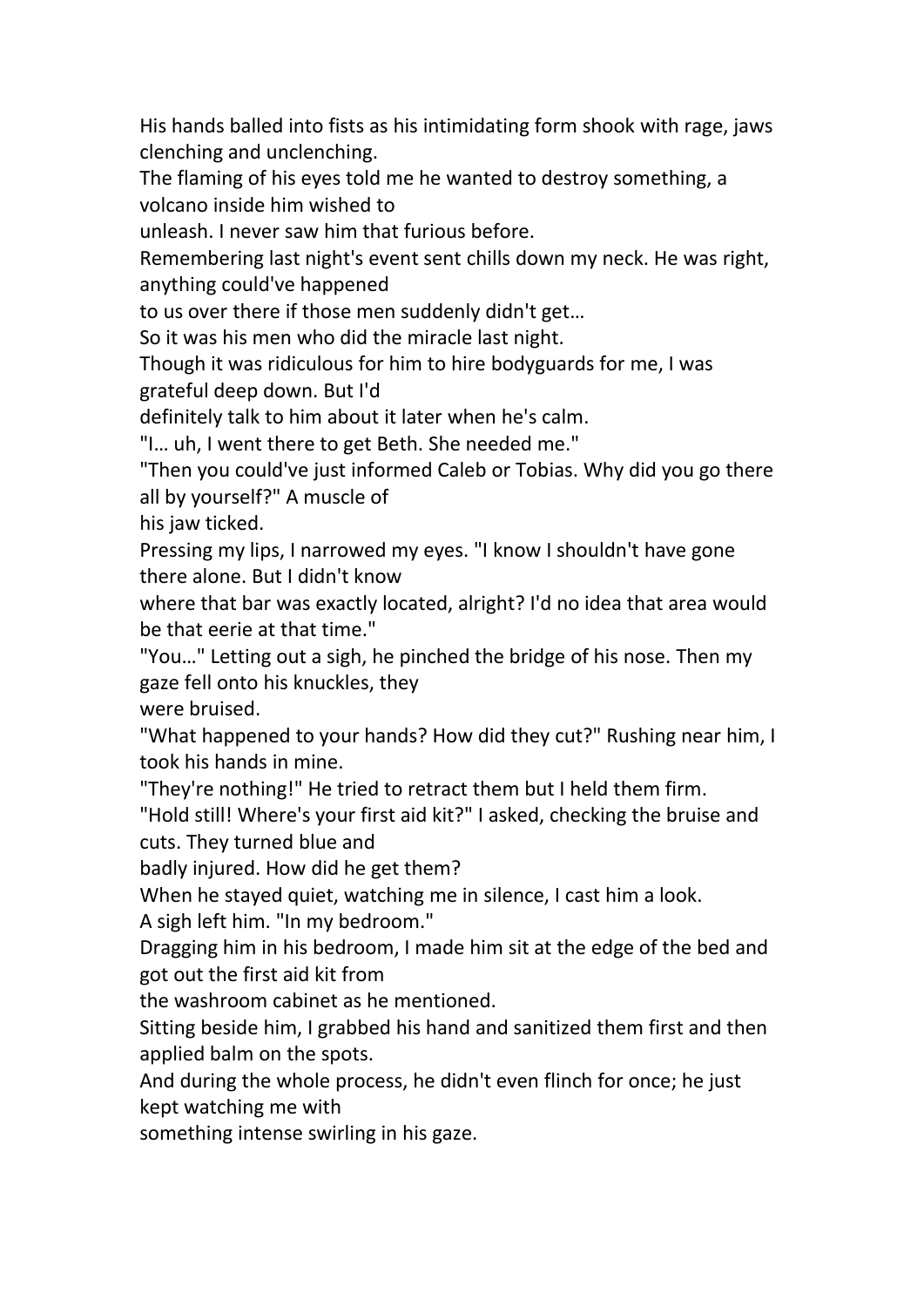His hands balled into fists as his intimidating form shook with rage, jaws clenching and unclenching.

The flaming of his eyes told me he wanted to destroy something, a volcano inside him wished to unleash. I never saw him that furious before.

Remembering last night's event sent chills down my neck. He was right, anything could've happened to us over there if those men suddenly didn't get…

So it was his men who did the miracle last night.

Though it was ridiculous for him to hire bodyguards for me, I was grateful deep down. But I'd definitely talk to him about it later when he's calm.

"I… uh, I went there to get Beth. She needed me."

"Then you could've just informed Caleb or Tobias. Why did you go there all by yourself?" A muscle of his jaw ticked.

Pressing my lips, I narrowed my eyes. "I know I shouldn't have gone there alone. But I didn't know where that bar was exactly located, alright? I'd no idea that area would be that eerie at that time."

"You…" Letting out a sigh, he pinched the bridge of his nose. Then my gaze fell onto his knuckles, they were bruised.

"What happened to your hands? How did they cut?" Rushing near him, I took his hands in mine.

"They're nothing!" He tried to retract them but I held them firm.

"Hold still! Where's your first aid kit?" I asked, checking the bruise and cuts. They turned blue and badly injured. How did he get them?

When he stayed quiet, watching me in silence, I cast him a look.

A sigh left him. "In my bedroom."

Dragging him in his bedroom, I made him sit at the edge of the bed and got out the first aid kit from the washroom cabinet as he mentioned.

Sitting beside him, I grabbed his hand and sanitized them first and then applied balm on the spots.

And during the whole process, he didn't even flinch for once; he just kept watching me with something intense swirling in his gaze.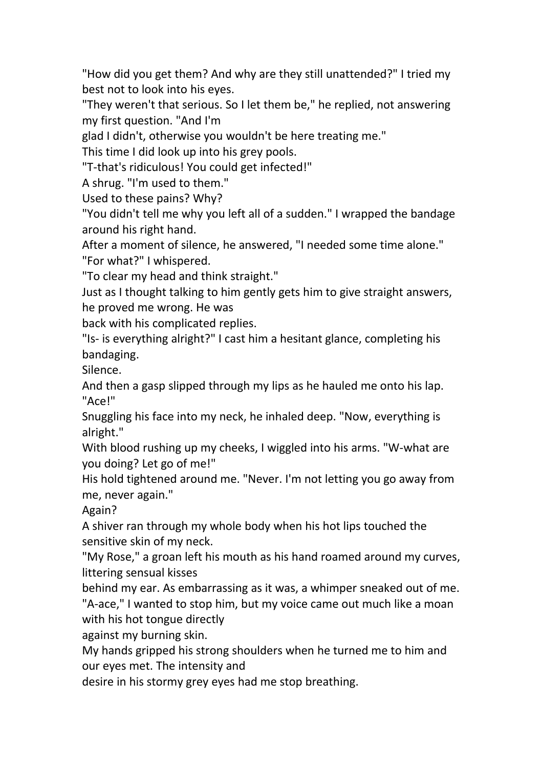"How did you get them? And why are they still unattended?" I tried my best not to look into his eyes.

"They weren't that serious. So I let them be," he replied, not answering my first question. "And I'm glad I didn't, otherwise you wouldn't be here treating me."

This time I did look up into his grey pools.

"T-that's ridiculous! You could get infected!"

A shrug. "I'm used to them."

Used to these pains? Why?

"You didn't tell me why you left all of a sudden." I wrapped the bandage around his right hand.

After a moment of silence, he answered, "I needed some time alone."

"For what?" I whispered.

"To clear my head and think straight."

Just as I thought talking to him gently gets him to give straight answers, he proved me wrong. He was back with his complicated replies.

"Is- is everything alright?" I cast him a hesitant glance, completing his bandaging.

Silence.

And then a gasp slipped through my lips as he hauled me onto his lap. "Ace!"

Snuggling his face into my neck, he inhaled deep. "Now, everything is alright."

With blood rushing up my cheeks, I wiggled into his arms. "W-what are you doing? Let go of me!"

His hold tightened around me. "Never. I'm not letting you go away from me, never again."

Again?

A shiver ran through my whole body when his hot lips touched the sensitive skin of my neck.

"My Rose," a groan left his mouth as his hand roamed around my curves, littering sensual kisses behind my ear. As embarrassing as it was, a whimper sneaked out of me.

"A-ace," I wanted to stop him, but my voice came out much like a moan with his hot tongue directly against my burning skin.

My hands gripped his strong shoulders when he turned me to him and our eyes met. The intensity and desire in his stormy grey eyes had me stop breathing.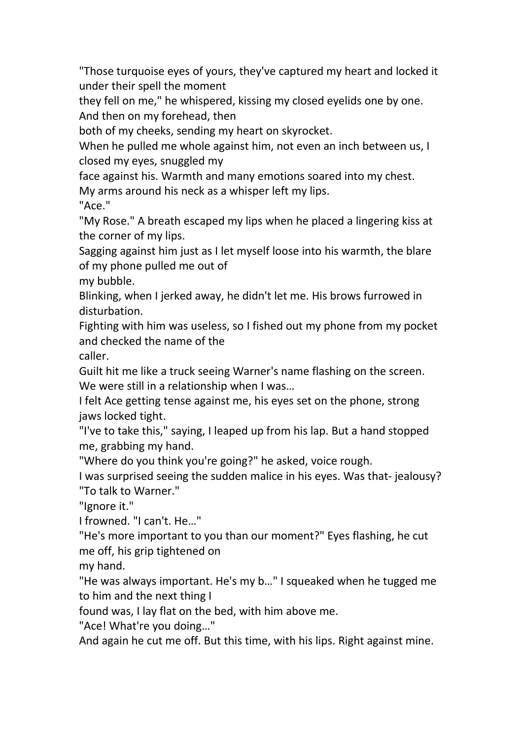"Those turquoise eyes of yours, they've captured my heart and locked it under their spell the moment they fell on me," he whispered, kissing my closed eyelids one by one. And then on my forehead, then both of my cheeks, sending my heart on skyrocket.

When he pulled me whole against him, not even an inch between us, I closed my eyes, snuggled my face against his. Warmth and many emotions soared into my chest.

My arms around his neck as a whisper left my lips.

"Ace."

"My Rose." A breath escaped my lips when he placed a lingering kiss at the corner of my lips.

Sagging against him just as I let myself loose into his warmth, the blare of my phone pulled me out of my bubble.

Blinking, when I jerked away, he didn't let me. His brows furrowed in disturbation.

Fighting with him was useless, so I fished out my phone from my pocket and checked the name of the caller.

Guilt hit me like a truck seeing Warner's name flashing on the screen. We were still in a relationship when I was…

I felt Ace getting tense against me, his eyes set on the phone, strong jaws locked tight.

"I've to take this," saying, I leaped up from his lap. But a hand stopped me, grabbing my hand.

"Where do you think you're going?" he asked, voice rough.

I was surprised seeing the sudden malice in his eyes. Was that- jealousy?

"To talk to Warner."

"Ignore it."

I frowned. "I can't. He…"

"He's more important to you than our moment?" Eyes flashing, he cut me off, his grip tightened on my hand.

"He was always important. He's my b…" I squeaked when he tugged me to him and the next thing I found was, I lay flat on the bed, with him above me.

"Ace! What're you doing…"

And again he cut me off. But this time, with his lips. Right against mine.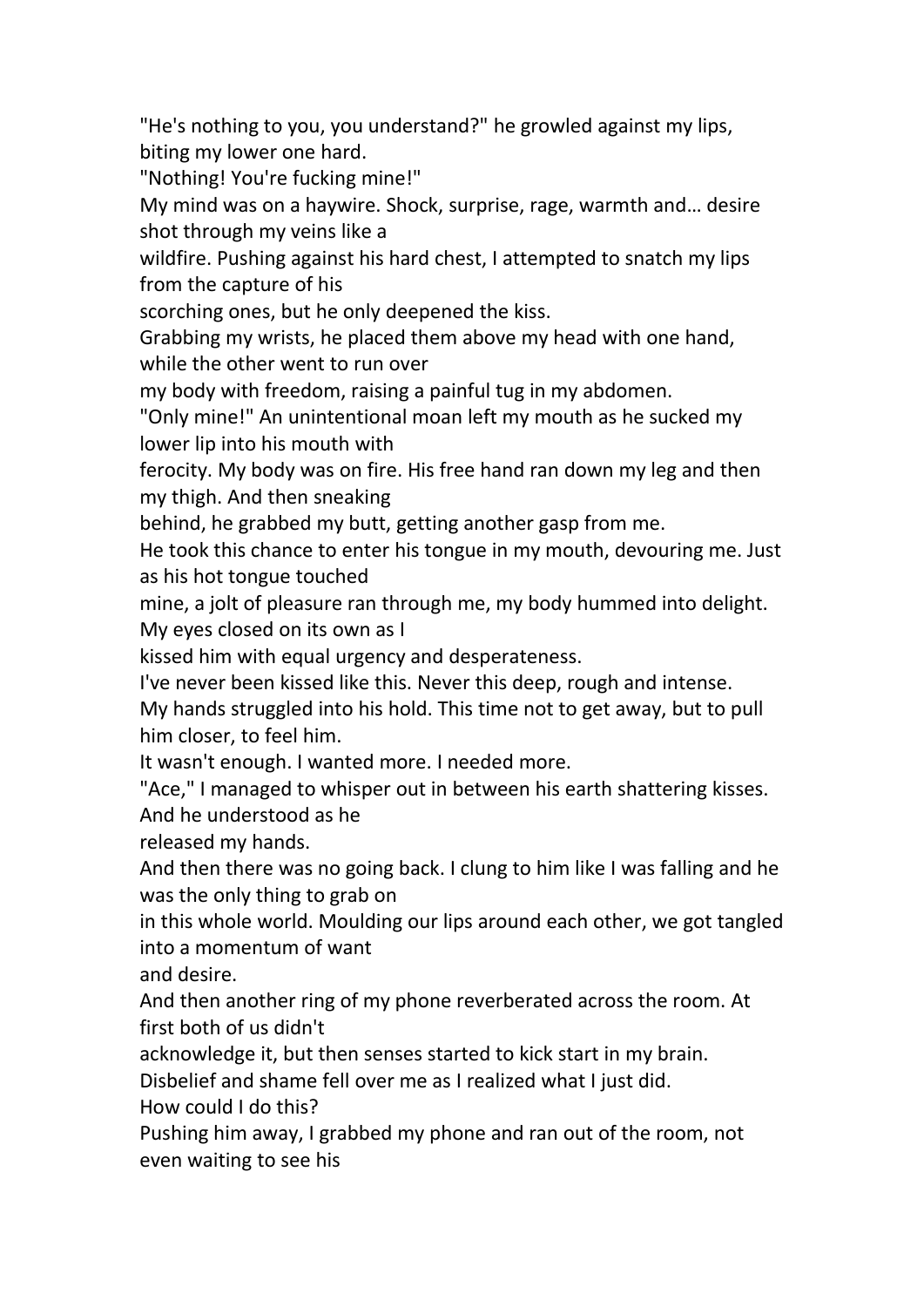"He's nothing to you, you understand?" he growled against my lips, biting my lower one hard.

"Nothing! You're fucking mine!"

My mind was on a haywire. Shock, surprise, rage, warmth and… desire shot through my veins like a wildfire. Pushing against his hard chest, I attempted to snatch my lips from the capture of his scorching ones, but he only deepened the kiss.

Grabbing my wrists, he placed them above my head with one hand, while the other went to run over my body with freedom, raising a painful tug in my abdomen.

"Only mine!" An unintentional moan left my mouth as he sucked my lower lip into his mouth with ferocity. My body was on fire. His free hand ran down my leg and then my thigh. And then sneaking behind, he grabbed my butt, getting another gasp from me.

He took this chance to enter his tongue in my mouth, devouring me. Just as his hot tongue touched mine, a jolt of pleasure ran through me, my body hummed into delight. My eyes closed on its own as I kissed him with equal urgency and desperateness.

I've never been kissed like this. Never this deep, rough and intense.

My hands struggled into his hold. This time not to get away, but to pull him closer, to feel him.

It wasn't enough. I wanted more. I needed more.

"Ace," I managed to whisper out in between his earth shattering kisses. And he understood as he released my hands.

And then there was no going back. I clung to him like I was falling and he was the only thing to grab on in this whole world. Moulding our lips around each other, we got tangled into a momentum of want and desire.

And then another ring of my phone reverberated across the room. At first both of us didn't acknowledge it, but then senses started to kick start in my brain.

Disbelief and shame fell over me as I realized what I just did.

How could I do this?

Pushing him away, I grabbed my phone and ran out of the room, not even waiting to see his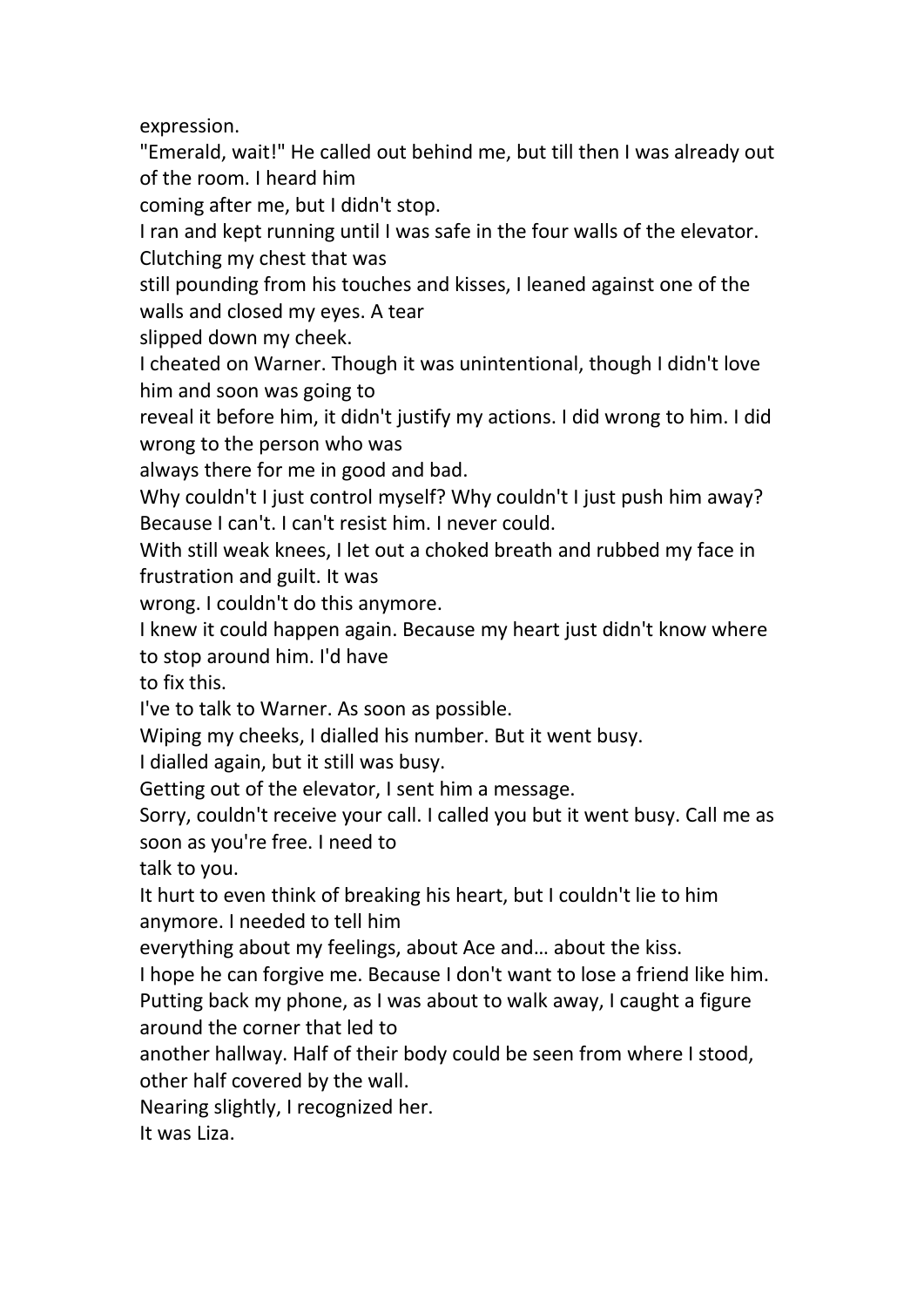expression.

"Emerald, wait!" He called out behind me, but till then I was already out of the room. I heard him coming after me, but I didn't stop.

I ran and kept running until I was safe in the four walls of the elevator. Clutching my chest that was still pounding from his touches and kisses, I leaned against one of the walls and closed my eyes. A tear slipped down my cheek.

I cheated on Warner. Though it was unintentional, though I didn't love him and soon was going to reveal it before him, it didn't justify my actions. I did wrong to him. I did wrong to the person who was always there for me in good and bad.

Why couldn't I just control myself? Why couldn't I just push him away?

Because I can't. I can't resist him. I never could.

With still weak knees, I let out a choked breath and rubbed my face in frustration and guilt. It was wrong. I couldn't do this anymore.

I knew it could happen again. Because my heart just didn't know where to stop around him. I'd have to fix this.

I've to talk to Warner. As soon as possible.

Wiping my cheeks, I dialled his number. But it went busy.

I dialled again, but it still was busy.

Getting out of the elevator, I sent him a message.

Sorry, couldn't receive your call. I called you but it went busy. Call me as soon as you're free. I need to talk to you.

It hurt to even think of breaking his heart, but I couldn't lie to him anymore. I needed to tell him everything about my feelings, about Ace and… about the kiss.

I hope he can forgive me. Because I don't want to lose a friend like him.

Putting back my phone, as I was about to walk away, I caught a figure around the corner that led to another hallway. Half of their body could be seen from where I stood, other half covered by the wall.

Nearing slightly, I recognized her.

It was Liza.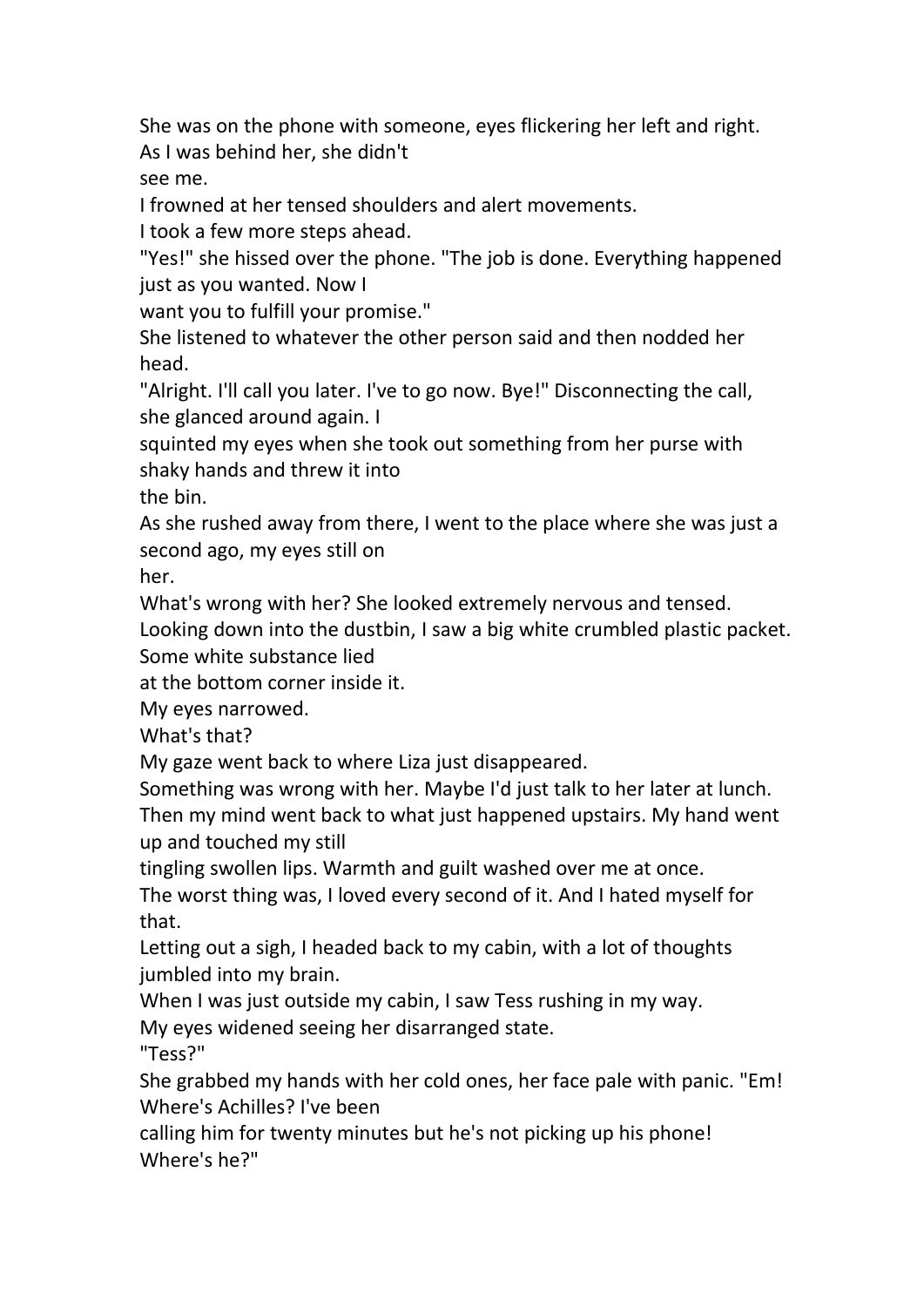She was on the phone with someone, eyes flickering her left and right. As I was behind her, she didn't see me.

I frowned at her tensed shoulders and alert movements.

I took a few more steps ahead.

"Yes!" she hissed over the phone. "The job is done. Everything happened just as you wanted. Now I want you to fulfill your promise."

She listened to whatever the other person said and then nodded her head.

"Alright. I'll call you later. I've to go now. Bye!" Disconnecting the call, she glanced around again. I squinted my eyes when she took out something from her purse with shaky hands and threw it into the bin.

As she rushed away from there, I went to the place where she was just a second ago, my eyes still on her.

What's wrong with her? She looked extremely nervous and tensed.

Looking down into the dustbin, I saw a big white crumbled plastic packet. Some white substance lied at the bottom corner inside it.

My eyes narrowed.

What's that?

My gaze went back to where Liza just disappeared.

Something was wrong with her. Maybe I'd just talk to her later at lunch.

Then my mind went back to what just happened upstairs. My hand went up and touched my still tingling swollen lips. Warmth and guilt washed over me at once.

The worst thing was, I loved every second of it. And I hated myself for that.

Letting out a sigh, I headed back to my cabin, with a lot of thoughts jumbled into my brain.

When I was just outside my cabin, I saw Tess rushing in my way.

My eyes widened seeing her disarranged state.

"Tess?"

She grabbed my hands with her cold ones, her face pale with panic. "Em! Where's Achilles? I've been calling him for twenty minutes but he's not picking up his phone! Where's he?"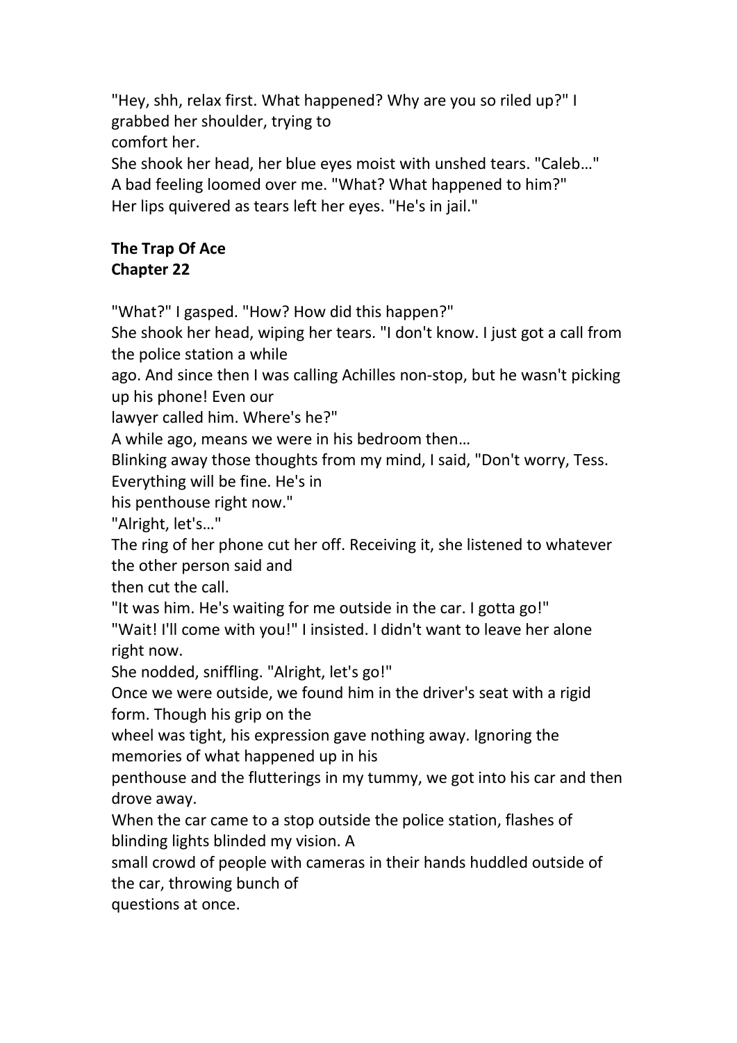"Hey, shh, relax first. What happened? Why are you so riled up?" I grabbed her shoulder, trying to comfort her.

She shook her head, her blue eyes moist with unshed tears. "Caleb…"

A bad feeling loomed over me. "What? What happened to him?"

Her lips quivered as tears left her eyes. "He's in jail."

**The Trap Of Ace**
**Chapter 22**

"What?" I gasped. "How? How did this happen?"

She shook her head, wiping her tears. "I don't know. I just got a call from the police station a while ago. And since then I was calling Achilles non-stop, but he wasn't picking up his phone! Even our lawyer called him. Where's he?"

A while ago, means we were in his bedroom then…

Blinking away those thoughts from my mind, I said, "Don't worry, Tess. Everything will be fine. He's in his penthouse right now."

"Alright, let's…"

The ring of her phone cut her off. Receiving it, she listened to whatever the other person said and then cut the call.

"It was him. He's waiting for me outside in the car. I gotta go!"

"Wait! I'll come with you!" I insisted. I didn't want to leave her alone right now.

She nodded, sniffling. "Alright, let's go!"

Once we were outside, we found him in the driver's seat with a rigid form. Though his grip on the wheel was tight, his expression gave nothing away. Ignoring the memories of what happened up in his penthouse and the flutterings in my tummy, we got into his car and then drove away.

When the car came to a stop outside the police station, flashes of blinding lights blinded my vision. A small crowd of people with cameras in their hands huddled outside of the car, throwing bunch of questions at once.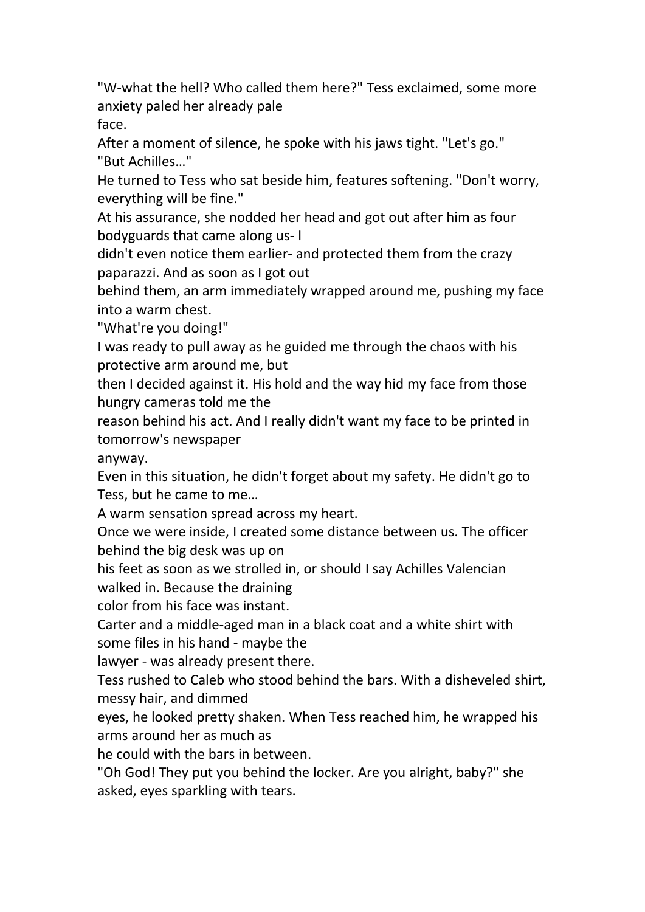"W-what the hell? Who called them here?" Tess exclaimed, some more anxiety paled her already pale face.

After a moment of silence, he spoke with his jaws tight. "Let's go."

"But Achilles…"

He turned to Tess who sat beside him, features softening. "Don't worry, everything will be fine."

At his assurance, she nodded her head and got out after him as four bodyguards that came along us- I didn't even notice them earlier- and protected them from the crazy paparazzi. And as soon as I got out behind them, an arm immediately wrapped around me, pushing my face into a warm chest.

"What're you doing!"

I was ready to pull away as he guided me through the chaos with his protective arm around me, but then I decided against it. His hold and the way hid my face from those hungry cameras told me the reason behind his act. And I really didn't want my face to be printed in tomorrow's newspaper anyway.

Even in this situation, he didn't forget about my safety. He didn't go to Tess, but he came to me…

A warm sensation spread across my heart.

Once we were inside, I created some distance between us. The officer behind the big desk was up on his feet as soon as we strolled in, or should I say Achilles Valencian walked in. Because the draining color from his face was instant.

Carter and a middle-aged man in a black coat and a white shirt with some files in his hand - maybe the lawyer - was already present there.

Tess rushed to Caleb who stood behind the bars. With a disheveled shirt, messy hair, and dimmed eyes, he looked pretty shaken. When Tess reached him, he wrapped his arms around her as much as he could with the bars in between.

"Oh God! They put you behind the locker. Are you alright, baby?" she asked, eyes sparkling with tears.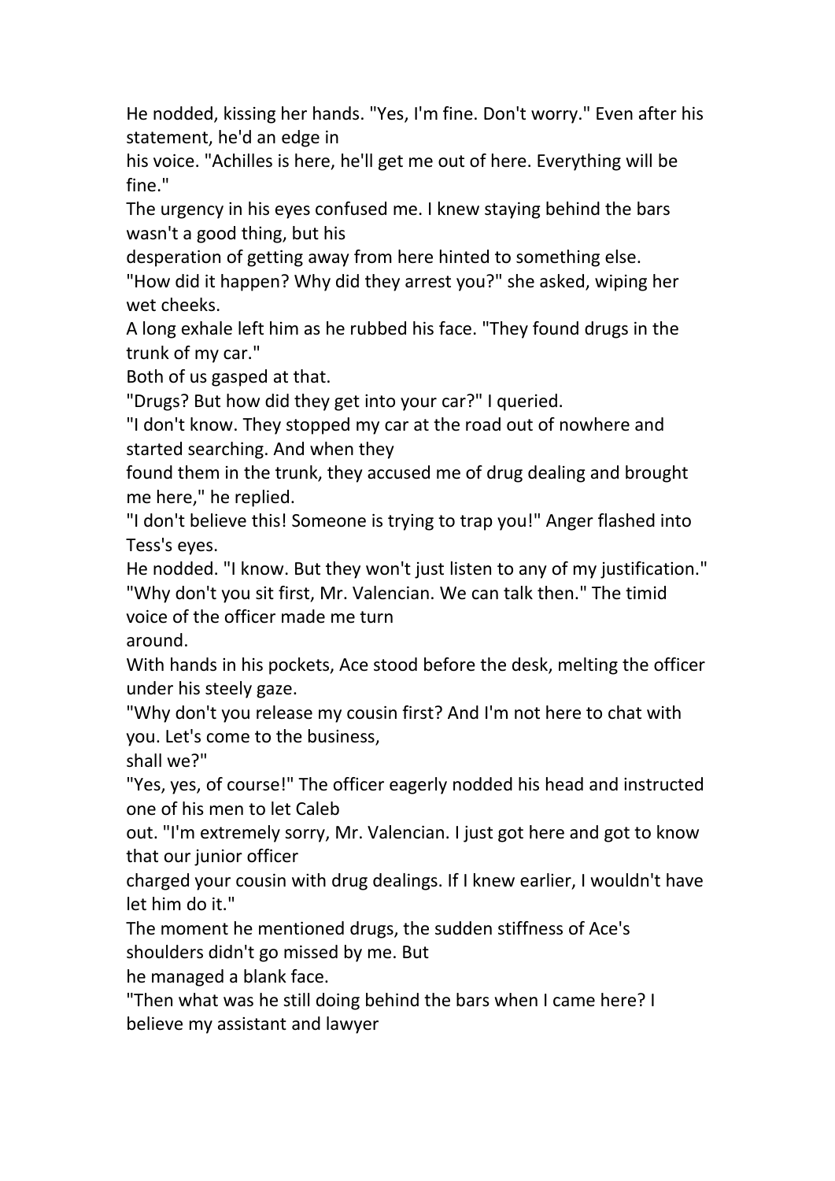He nodded, kissing her hands. "Yes, I'm fine. Don't worry." Even after his statement, he'd an edge in his voice. "Achilles is here, he'll get me out of here. Everything will be fine."

The urgency in his eyes confused me. I knew staying behind the bars wasn't a good thing, but his desperation of getting away from here hinted to something else.

"How did it happen? Why did they arrest you?" she asked, wiping her wet cheeks.

A long exhale left him as he rubbed his face. "They found drugs in the trunk of my car."

Both of us gasped at that.

"Drugs? But how did they get into your car?" I queried.

"I don't know. They stopped my car at the road out of nowhere and started searching. And when they found them in the trunk, they accused me of drug dealing and brought me here," he replied.

"I don't believe this! Someone is trying to trap you!" Anger flashed into Tess's eyes.

He nodded. "I know. But they won't just listen to any of my justification."

"Why don't you sit first, Mr. Valencian. We can talk then." The timid voice of the officer made me turn around.

With hands in his pockets, Ace stood before the desk, melting the officer under his steely gaze.

"Why don't you release my cousin first? And I'm not here to chat with you. Let's come to the business, shall we?"

"Yes, yes, of course!" The officer eagerly nodded his head and instructed one of his men to let Caleb out. "I'm extremely sorry, Mr. Valencian. I just got here and got to know that our junior officer charged your cousin with drug dealings. If I knew earlier, I wouldn't have let him do it."

The moment he mentioned drugs, the sudden stiffness of Ace's shoulders didn't go missed by me. But he managed a blank face.

"Then what was he still doing behind the bars when I came here? I believe my assistant and lawyer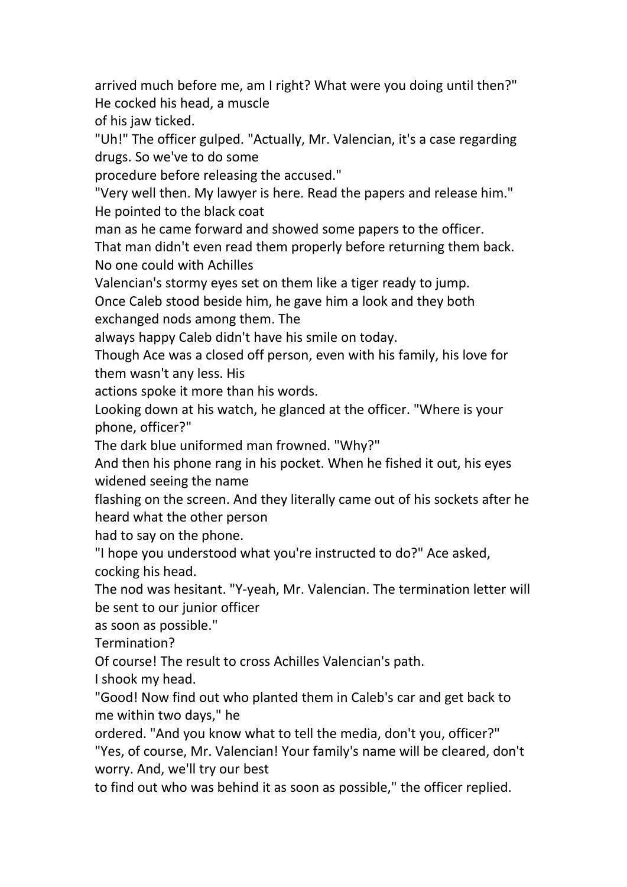arrived much before me, am I right? What were you doing until then?" He cocked his head, a muscle of his jaw ticked.

"Uh!" The officer gulped. "Actually, Mr. Valencian, it's a case regarding drugs. So we've to do some procedure before releasing the accused."

"Very well then. My lawyer is here. Read the papers and release him." He pointed to the black coat man as he came forward and showed some papers to the officer.

That man didn't even read them properly before returning them back. No one could with Achilles Valencian's stormy eyes set on them like a tiger ready to jump.

Once Caleb stood beside him, he gave him a look and they both exchanged nods among them. The always happy Caleb didn't have his smile on today.

Though Ace was a closed off person, even with his family, his love for them wasn't any less. His actions spoke it more than his words.

Looking down at his watch, he glanced at the officer. "Where is your phone, officer?"

The dark blue uniformed man frowned. "Why?"

And then his phone rang in his pocket. When he fished it out, his eyes widened seeing the name flashing on the screen. And they literally came out of his sockets after he heard what the other person had to say on the phone.

"I hope you understood what you're instructed to do?" Ace asked, cocking his head.

The nod was hesitant. "Y-yeah, Mr. Valencian. The termination letter will be sent to our junior officer as soon as possible."

Termination?

Of course! The result to cross Achilles Valencian's path.

I shook my head.

"Good! Now find out who planted them in Caleb's car and get back to me within two days," he ordered. "And you know what to tell the media, don't you, officer?"

"Yes, of course, Mr. Valencian! Your family's name will be cleared, don't worry. And, we'll try our best to find out who was behind it as soon as possible," the officer replied.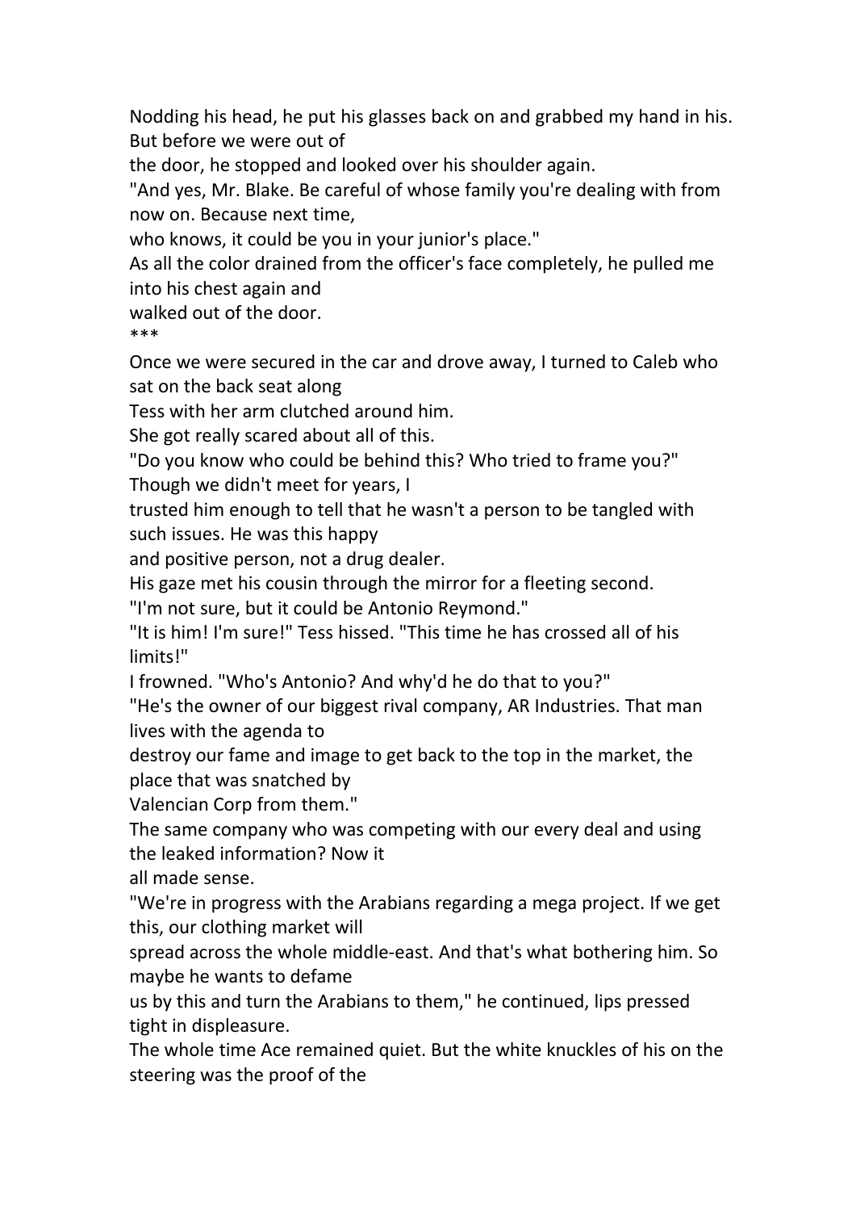Nodding his head, he put his glasses back on and grabbed my hand in his. But before we were out of the door, he stopped and looked over his shoulder again.

"And yes, Mr. Blake. Be careful of whose family you're dealing with from now on. Because next time, who knows, it could be you in your junior's place."

As all the color drained from the officer's face completely, he pulled me into his chest again and walked out of the door.

***

Once we were secured in the car and drove away, I turned to Caleb who sat on the back seat along Tess with her arm clutched around him.

She got really scared about all of this.

"Do you know who could be behind this? Who tried to frame you?" Though we didn't meet for years, I trusted him enough to tell that he wasn't a person to be tangled with such issues. He was this happy and positive person, not a drug dealer.

His gaze met his cousin through the mirror for a fleeting second.

"I'm not sure, but it could be Antonio Reymond."

"It is him! I'm sure!" Tess hissed. "This time he has crossed all of his limits!"

I frowned. "Who's Antonio? And why'd he do that to you?"

"He's the owner of our biggest rival company, AR Industries. That man lives with the agenda to destroy our fame and image to get back to the top in the market, the place that was snatched by Valencian Corp from them."

The same company who was competing with our every deal and using the leaked information? Now it all made sense.

"We're in progress with the Arabians regarding a mega project. If we get this, our clothing market will spread across the whole middle-east. And that's what bothering him. So maybe he wants to defame us by this and turn the Arabians to them," he continued, lips pressed tight in displeasure.

The whole time Ace remained quiet. But the white knuckles of his on the steering was the proof of the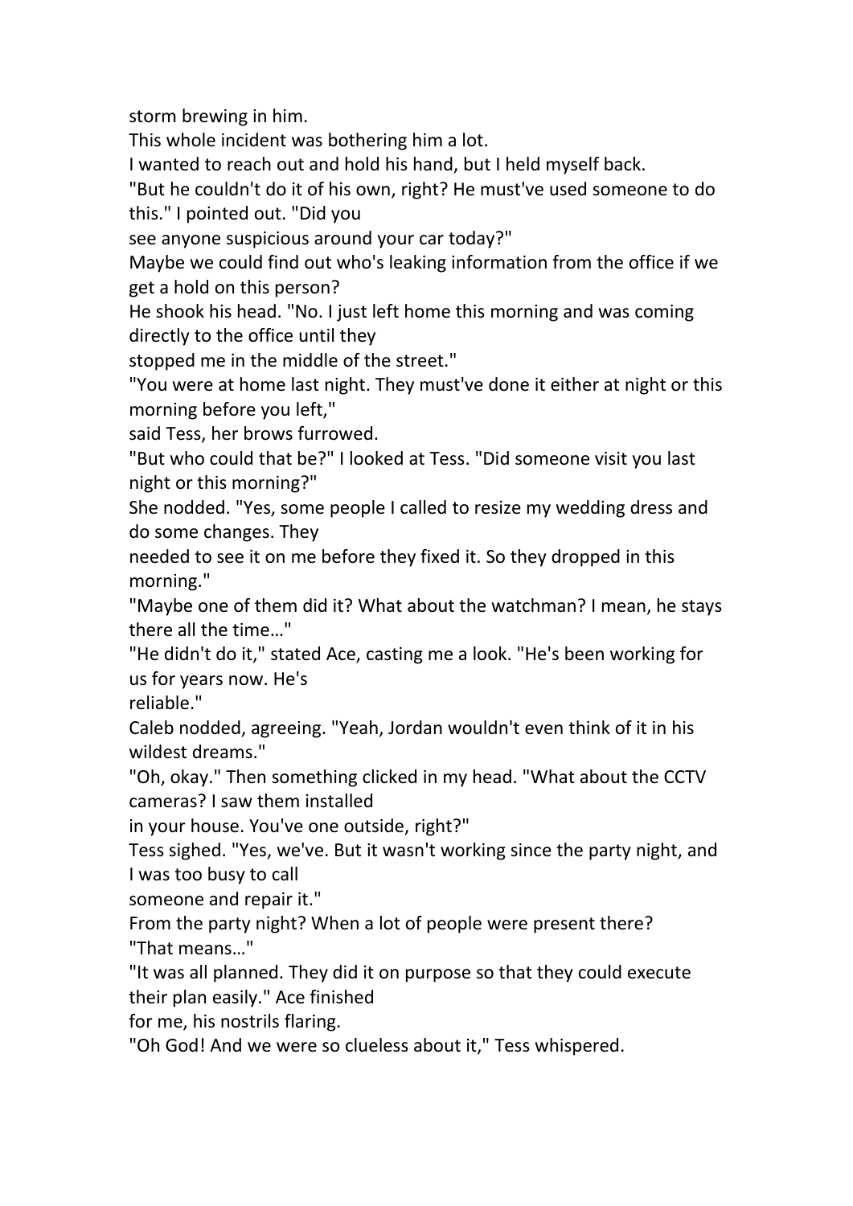storm brewing in him.

This whole incident was bothering him a lot.

I wanted to reach out and hold his hand, but I held myself back.

"But he couldn't do it of his own, right? He must've used someone to do this." I pointed out. "Did you see anyone suspicious around your car today?"

Maybe we could find out who's leaking information from the office if we get a hold on this person?

He shook his head. "No. I just left home this morning and was coming directly to the office until they stopped me in the middle of the street."

"You were at home last night. They must've done it either at night or this morning before you left," said Tess, her brows furrowed.

"But who could that be?" I looked at Tess. "Did someone visit you last night or this morning?"

She nodded. "Yes, some people I called to resize my wedding dress and do some changes. They needed to see it on me before they fixed it. So they dropped in this morning."

"Maybe one of them did it? What about the watchman? I mean, he stays there all the time…"

"He didn't do it," stated Ace, casting me a look. "He's been working for us for years now. He's reliable."

Caleb nodded, agreeing. "Yeah, Jordan wouldn't even think of it in his wildest dreams."

"Oh, okay." Then something clicked in my head. "What about the CCTV cameras? I saw them installed in your house. You've one outside, right?"

Tess sighed. "Yes, we've. But it wasn't working since the party night, and I was too busy to call someone and repair it."

From the party night? When a lot of people were present there?

"That means…"

"It was all planned. They did it on purpose so that they could execute their plan easily." Ace finished for me, his nostrils flaring.

"Oh God! And we were so clueless about it," Tess whispered.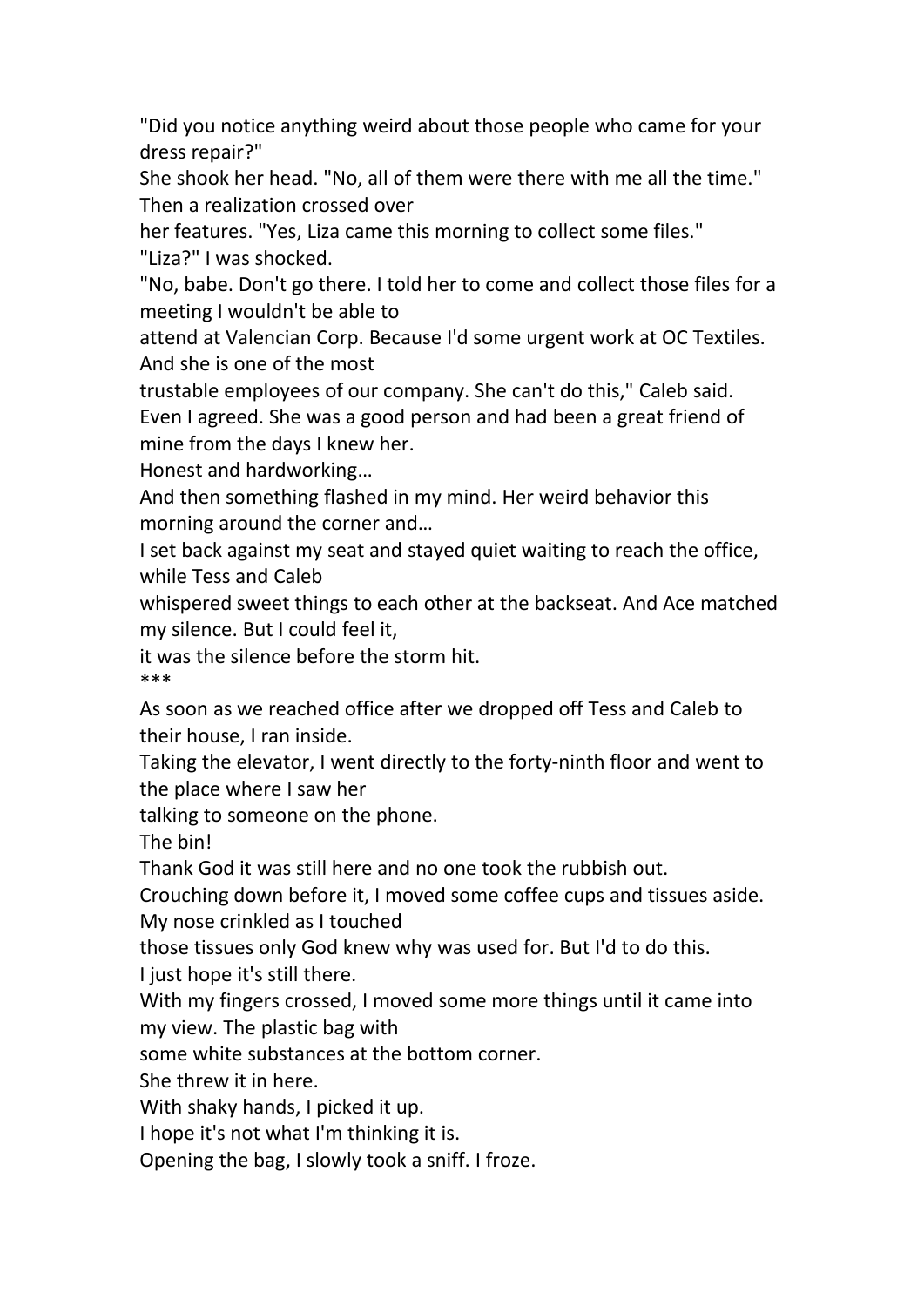"Did you notice anything weird about those people who came for your dress repair?"

She shook her head. "No, all of them were there with me all the time." Then a realization crossed over her features. "Yes, Liza came this morning to collect some files."

"Liza?" I was shocked.

"No, babe. Don't go there. I told her to come and collect those files for a meeting I wouldn't be able to attend at Valencian Corp. Because I'd some urgent work at OC Textiles. And she is one of the most trustable employees of our company. She can't do this," Caleb said.

Even I agreed. She was a good person and had been a great friend of mine from the days I knew her.

Honest and hardworking…

And then something flashed in my mind. Her weird behavior this morning around the corner and…

I set back against my seat and stayed quiet waiting to reach the office, while Tess and Caleb whispered sweet things to each other at the backseat. And Ace matched my silence. But I could feel it, it was the silence before the storm hit.

***

As soon as we reached office after we dropped off Tess and Caleb to their house, I ran inside.

Taking the elevator, I went directly to the forty-ninth floor and went to the place where I saw her talking to someone on the phone.

The bin!

Thank God it was still here and no one took the rubbish out.

Crouching down before it, I moved some coffee cups and tissues aside. My nose crinkled as I touched those tissues only God knew why was used for. But I'd to do this.

I just hope it's still there.

With my fingers crossed, I moved some more things until it came into my view. The plastic bag with some white substances at the bottom corner.

She threw it in here.

With shaky hands, I picked it up.

I hope it's not what I'm thinking it is.

Opening the bag, I slowly took a sniff. I froze.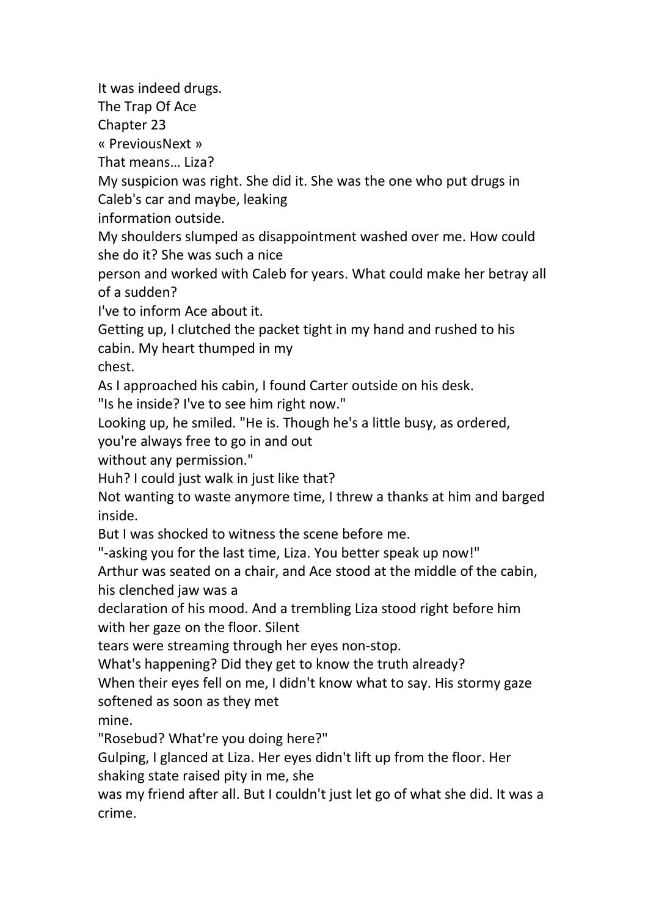It was indeed drugs.

The Trap Of Ace

Chapter 23

« PreviousNext »

That means… Liza?

My suspicion was right. She did it. She was the one who put drugs in Caleb's car and maybe, leaking information outside.

My shoulders slumped as disappointment washed over me. How could she do it? She was such a nice person and worked with Caleb for years. What could make her betray all of a sudden?

I've to inform Ace about it.

Getting up, I clutched the packet tight in my hand and rushed to his cabin. My heart thumped in my chest.

As I approached his cabin, I found Carter outside on his desk.

"Is he inside? I've to see him right now."

Looking up, he smiled. "He is. Though he's a little busy, as ordered, you're always free to go in and out without any permission."

Huh? I could just walk in just like that?

Not wanting to waste anymore time, I threw a thanks at him and barged inside.

But I was shocked to witness the scene before me.

"-asking you for the last time, Liza. You better speak up now!"

Arthur was seated on a chair, and Ace stood at the middle of the cabin, his clenched jaw was a declaration of his mood. And a trembling Liza stood right before him with her gaze on the floor. Silent tears were streaming through her eyes non-stop.

What's happening? Did they get to know the truth already?

When their eyes fell on me, I didn't know what to say. His stormy gaze softened as soon as they met mine.

"Rosebud? What're you doing here?"

Gulping, I glanced at Liza. Her eyes didn't lift up from the floor. Her shaking state raised pity in me, she was my friend after all. But I couldn't just let go of what she did. It was a crime.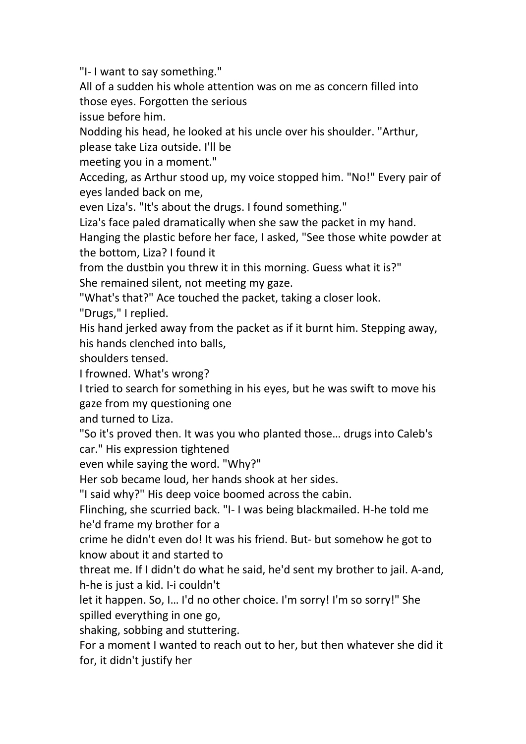"I- I want to say something."

All of a sudden his whole attention was on me as concern filled into those eyes. Forgotten the serious issue before him.

Nodding his head, he looked at his uncle over his shoulder. "Arthur, please take Liza outside. I'll be meeting you in a moment."

Acceding, as Arthur stood up, my voice stopped him. "No!" Every pair of eyes landed back on me, even Liza's. "It's about the drugs. I found something."

Liza's face paled dramatically when she saw the packet in my hand.

Hanging the plastic before her face, I asked, "See those white powder at the bottom, Liza? I found it from the dustbin you threw it in this morning. Guess what it is?"

She remained silent, not meeting my gaze.

"What's that?" Ace touched the packet, taking a closer look.

"Drugs," I replied.

His hand jerked away from the packet as if it burnt him. Stepping away, his hands clenched into balls, shoulders tensed.

I frowned. What's wrong?

I tried to search for something in his eyes, but he was swift to move his gaze from my questioning one and turned to Liza.

"So it's proved then. It was you who planted those… drugs into Caleb's car." His expression tightened even while saying the word. "Why?"

Her sob became loud, her hands shook at her sides.

"I said why?" His deep voice boomed across the cabin.

Flinching, she scurried back. "I- I was being blackmailed. H-he told me he'd frame my brother for a crime he didn't even do! It was his friend. But- but somehow he got to know about it and started to threat me. If I didn't do what he said, he'd sent my brother to jail. A-and, h-he is just a kid. I-i couldn't let it happen. So, I… I'd no other choice. I'm sorry! I'm so sorry!" She spilled everything in one go, shaking, sobbing and stuttering.

For a moment I wanted to reach out to her, but then whatever she did it for, it didn't justify her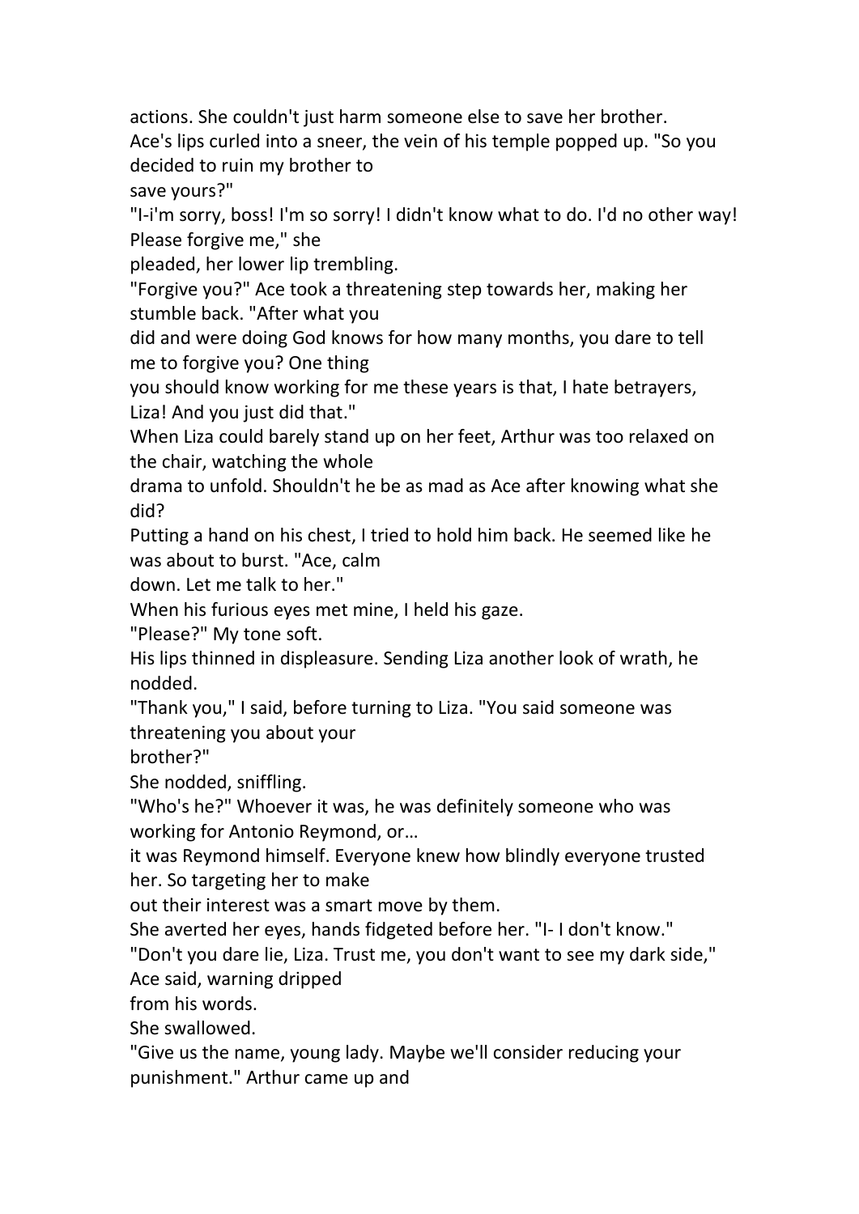actions. She couldn't just harm someone else to save her brother.

Ace's lips curled into a sneer, the vein of his temple popped up. "So you decided to ruin my brother to save yours?"

"I-i'm sorry, boss! I'm so sorry! I didn't know what to do. I'd no other way! Please forgive me," she pleaded, her lower lip trembling.

"Forgive you?" Ace took a threatening step towards her, making her stumble back. "After what you did and were doing God knows for how many months, you dare to tell me to forgive you? One thing you should know working for me these years is that, I hate betrayers, Liza! And you just did that."

When Liza could barely stand up on her feet, Arthur was too relaxed on the chair, watching the whole drama to unfold. Shouldn't he be as mad as Ace after knowing what she did?

Putting a hand on his chest, I tried to hold him back. He seemed like he was about to burst. "Ace, calm down. Let me talk to her."

When his furious eyes met mine, I held his gaze.

"Please?" My tone soft.

His lips thinned in displeasure. Sending Liza another look of wrath, he nodded.

"Thank you," I said, before turning to Liza. "You said someone was threatening you about your brother?"

She nodded, sniffling.

"Who's he?" Whoever it was, he was definitely someone who was working for Antonio Reymond, or… it was Reymond himself. Everyone knew how blindly everyone trusted her. So targeting her to make out their interest was a smart move by them.

She averted her eyes, hands fidgeted before her. "I- I don't know."

"Don't you dare lie, Liza. Trust me, you don't want to see my dark side," Ace said, warning dripped from his words.

She swallowed.

"Give us the name, young lady. Maybe we'll consider reducing your punishment." Arthur came up and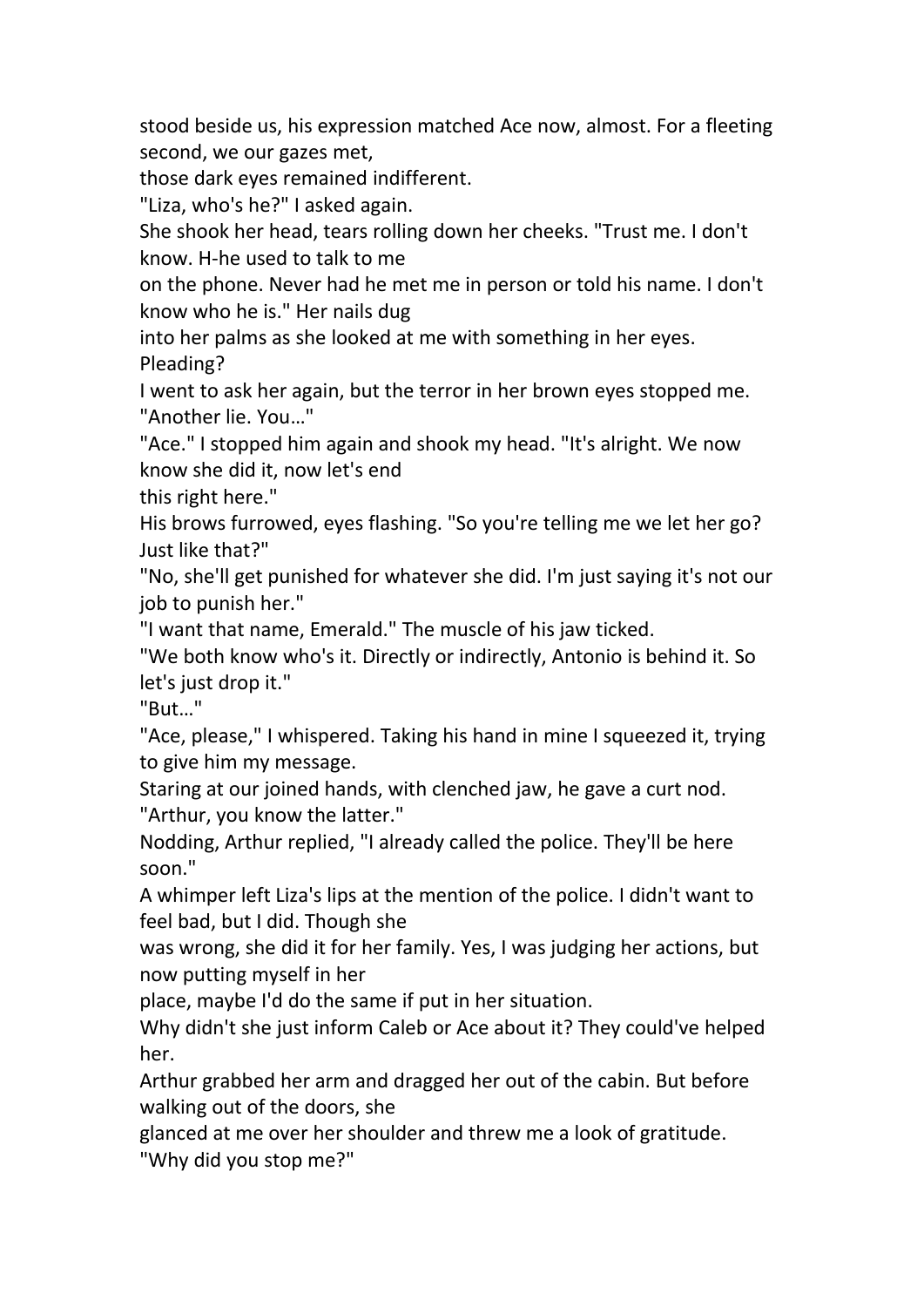stood beside us, his expression matched Ace now, almost. For a fleeting second, we our gazes met, those dark eyes remained indifferent.

"Liza, who's he?" I asked again.

She shook her head, tears rolling down her cheeks. "Trust me. I don't know. H-he used to talk to me on the phone. Never had he met me in person or told his name. I don't know who he is." Her nails dug into her palms as she looked at me with something in her eyes. Pleading?

I went to ask her again, but the terror in her brown eyes stopped me.

"Another lie. You…"

"Ace." I stopped him again and shook my head. "It's alright. We now know she did it, now let's end this right here."

His brows furrowed, eyes flashing. "So you're telling me we let her go? Just like that?"

"No, she'll get punished for whatever she did. I'm just saying it's not our job to punish her."

"I want that name, Emerald." The muscle of his jaw ticked.

"We both know who's it. Directly or indirectly, Antonio is behind it. So let's just drop it."

"But…"

"Ace, please," I whispered. Taking his hand in mine I squeezed it, trying to give him my message.

Staring at our joined hands, with clenched jaw, he gave a curt nod. "Arthur, you know the latter."

Nodding, Arthur replied, "I already called the police. They'll be here soon."

A whimper left Liza's lips at the mention of the police. I didn't want to feel bad, but I did. Though she was wrong, she did it for her family. Yes, I was judging her actions, but now putting myself in her place, maybe I'd do the same if put in her situation.

Why didn't she just inform Caleb or Ace about it? They could've helped her.

Arthur grabbed her arm and dragged her out of the cabin. But before walking out of the doors, she glanced at me over her shoulder and threw me a look of gratitude.

"Why did you stop me?"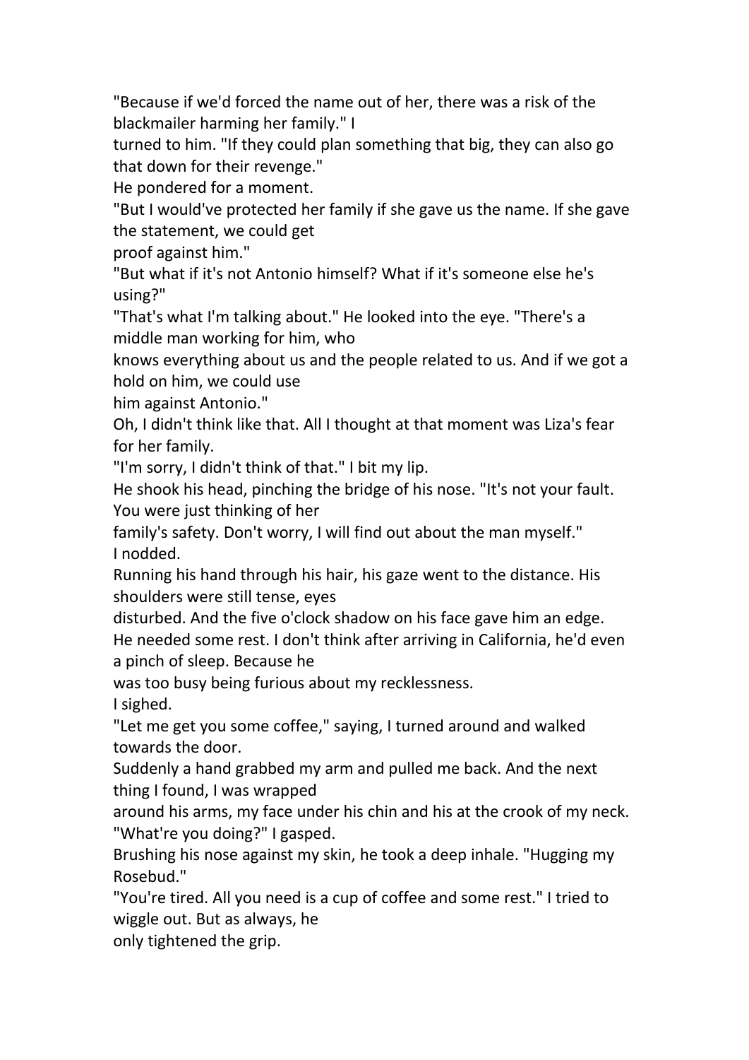"Because if we'd forced the name out of her, there was a risk of the blackmailer harming her family." I turned to him. "If they could plan something that big, they can also go that down for their revenge."

He pondered for a moment.

"But I would've protected her family if she gave us the name. If she gave the statement, we could get proof against him."

"But what if it's not Antonio himself? What if it's someone else he's using?"

"That's what I'm talking about." He looked into the eye. "There's a middle man working for him, who knows everything about us and the people related to us. And if we got a hold on him, we could use him against Antonio."

Oh, I didn't think like that. All I thought at that moment was Liza's fear for her family.

"I'm sorry, I didn't think of that." I bit my lip.

He shook his head, pinching the bridge of his nose. "It's not your fault. You were just thinking of her family's safety. Don't worry, I will find out about the man myself."

I nodded.

Running his hand through his hair, his gaze went to the distance. His shoulders were still tense, eyes disturbed. And the five o'clock shadow on his face gave him an edge.

He needed some rest. I don't think after arriving in California, he'd even a pinch of sleep. Because he was too busy being furious about my recklessness.

I sighed.

"Let me get you some coffee," saying, I turned around and walked towards the door.

Suddenly a hand grabbed my arm and pulled me back. And the next thing I found, I was wrapped around his arms, my face under his chin and his at the crook of my neck.

"What're you doing?" I gasped.

Brushing his nose against my skin, he took a deep inhale. "Hugging my Rosebud."

"You're tired. All you need is a cup of coffee and some rest." I tried to wiggle out. But as always, he only tightened the grip.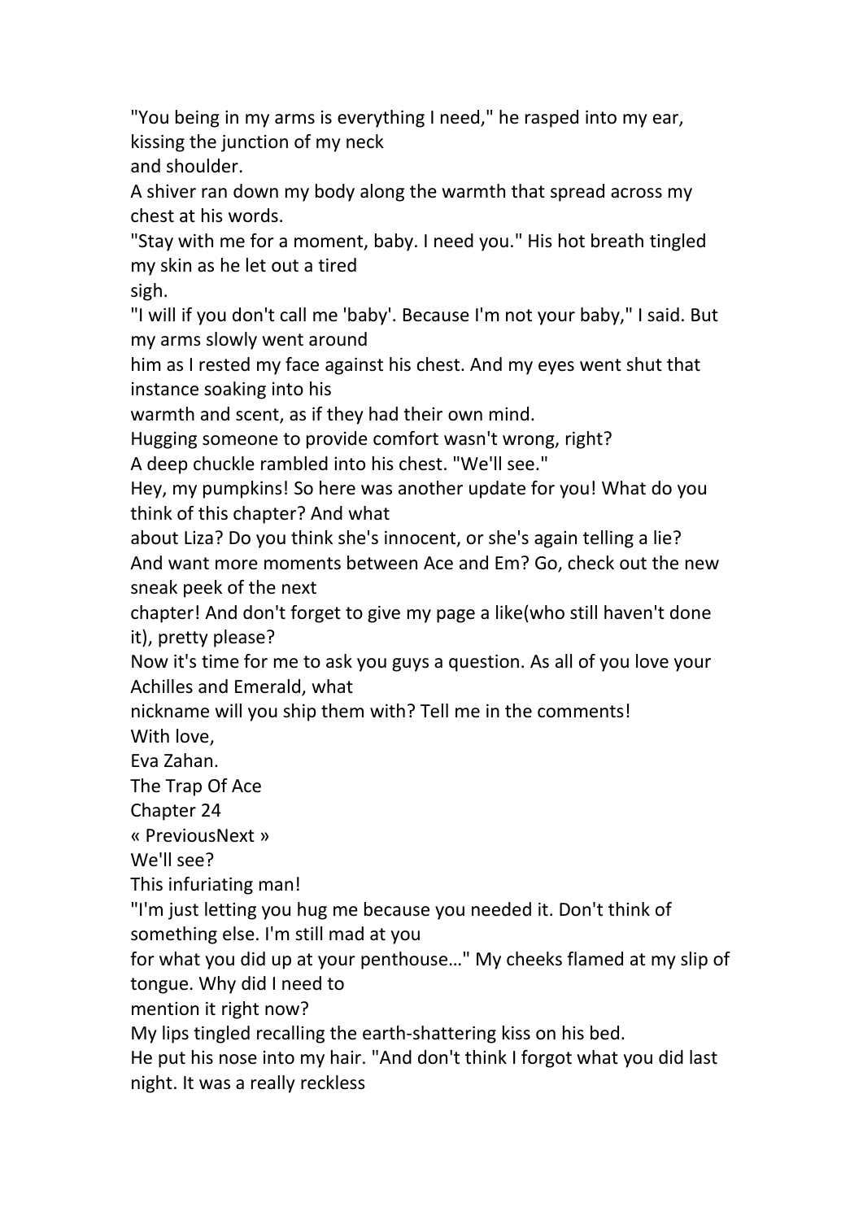"You being in my arms is everything I need," he rasped into my ear, kissing the junction of my neck and shoulder.

A shiver ran down my body along the warmth that spread across my chest at his words.

"Stay with me for a moment, baby. I need you." His hot breath tingled my skin as he let out a tired sigh.

"I will if you don't call me 'baby'. Because I'm not your baby," I said. But my arms slowly went around him as I rested my face against his chest. And my eyes went shut that instance soaking into his warmth and scent, as if they had their own mind.

Hugging someone to provide comfort wasn't wrong, right?

A deep chuckle rambled into his chest. "We'll see."

Hey, my pumpkins! So here was another update for you! What do you think of this chapter? And what about Liza? Do you think she's innocent, or she's again telling a lie?

And want more moments between Ace and Em? Go, check out the new sneak peek of the next chapter! And don't forget to give my page a like(who still haven't done it), pretty please?

Now it's time for me to ask you guys a question. As all of you love your Achilles and Emerald, what nickname will you ship them with? Tell me in the comments!

With love,

Eva Zahan.

The Trap Of Ace

Chapter 24

« PreviousNext »

We'll see?

This infuriating man!

"I'm just letting you hug me because you needed it. Don't think of something else. I'm still mad at you for what you did up at your penthouse…" My cheeks flamed at my slip of tongue. Why did I need to mention it right now?

My lips tingled recalling the earth-shattering kiss on his bed.

He put his nose into my hair. "And don't think I forgot what you did last night. It was a really reckless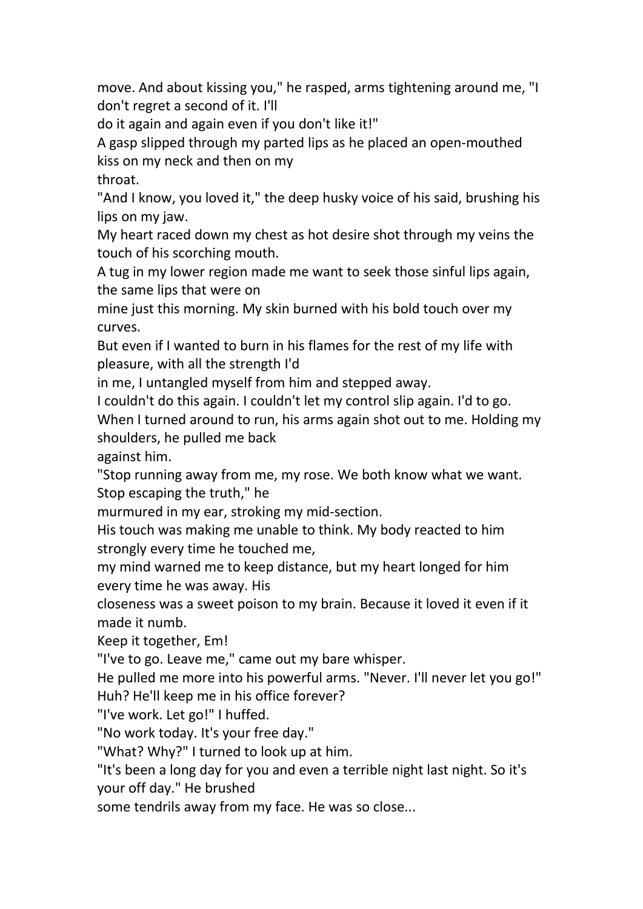move. And about kissing you," he rasped, arms tightening around me, "I don't regret a second of it. I'll do it again and again even if you don't like it!"

A gasp slipped through my parted lips as he placed an open-mouthed kiss on my neck and then on my throat.

"And I know, you loved it," the deep husky voice of his said, brushing his lips on my jaw.

My heart raced down my chest as hot desire shot through my veins the touch of his scorching mouth.

A tug in my lower region made me want to seek those sinful lips again, the same lips that were on mine just this morning. My skin burned with his bold touch over my curves.

But even if I wanted to burn in his flames for the rest of my life with pleasure, with all the strength I'd in me, I untangled myself from him and stepped away.

I couldn't do this again. I couldn't let my control slip again. I'd to go.

When I turned around to run, his arms again shot out to me. Holding my shoulders, he pulled me back against him.

"Stop running away from me, my rose. We both know what we want. Stop escaping the truth," he murmured in my ear, stroking my mid-section.

His touch was making me unable to think. My body reacted to him strongly every time he touched me, my mind warned me to keep distance, but my heart longed for him every time he was away. His closeness was a sweet poison to my brain. Because it loved it even if it made it numb.

*Keep it together, Em!*

"I've to go. Leave me," came out my bare whisper.

He pulled me more into his powerful arms. "Never. I'll never let you go!"

*Huh? He'll keep me in his office forever?*

"I've work. Let go!" I huffed.

"No work today. It's your free day."

"What? Why?" I turned to look up at him.

"It's been a long day for you and even a terrible night last night. So it's your off day." He brushed some tendrils away from my face. He was so close...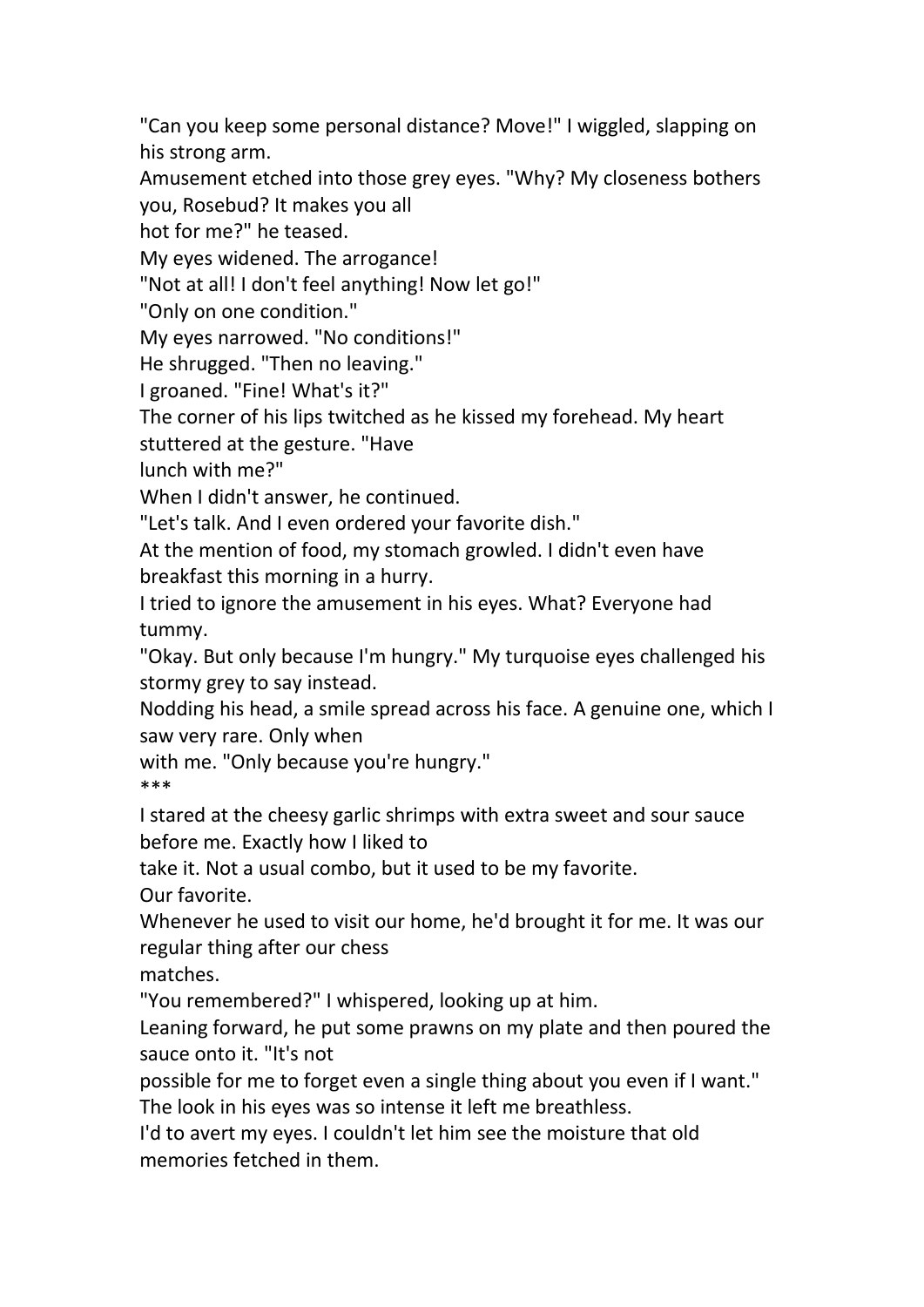"Can you keep some personal distance? Move!" I wiggled, slapping on his strong arm.

Amusement etched into those grey eyes. "Why? My closeness bothers you, Rosebud? It makes you all hot for me?" he teased.

My eyes widened. The arrogance!

"Not at all! I don't feel anything! Now let go!"

"Only on one condition."

My eyes narrowed. "No conditions!"

He shrugged. "Then no leaving."

I groaned. "Fine! What's it?"

The corner of his lips twitched as he kissed my forehead. My heart stuttered at the gesture. "Have lunch with me?"

When I didn't answer, he continued.

"Let's talk. And I even ordered your favorite dish."

At the mention of food, my stomach growled. I didn't even have breakfast this morning in a hurry.

I tried to ignore the amusement in his eyes. What? Everyone had tummy.

"Okay. But only because I'm hungry." My turquoise eyes challenged his stormy grey to say instead.

Nodding his head, a smile spread across his face. A genuine one, which I saw very rare. Only when with me. "Only because you're hungry."

***

I stared at the cheesy garlic shrimps with extra sweet and sour sauce before me. Exactly how I liked to take it. Not a usual combo, but it used to be my favorite.

Our favorite.

Whenever he used to visit our home, he'd brought it for me. It was our regular thing after our chess matches.

"You remembered?" I whispered, looking up at him.

Leaning forward, he put some prawns on my plate and then poured the sauce onto it. "It's not possible for me to forget even a single thing about you even if I want."

The look in his eyes was so intense it left me breathless.

I'd to avert my eyes. I couldn't let him see the moisture that old memories fetched in them.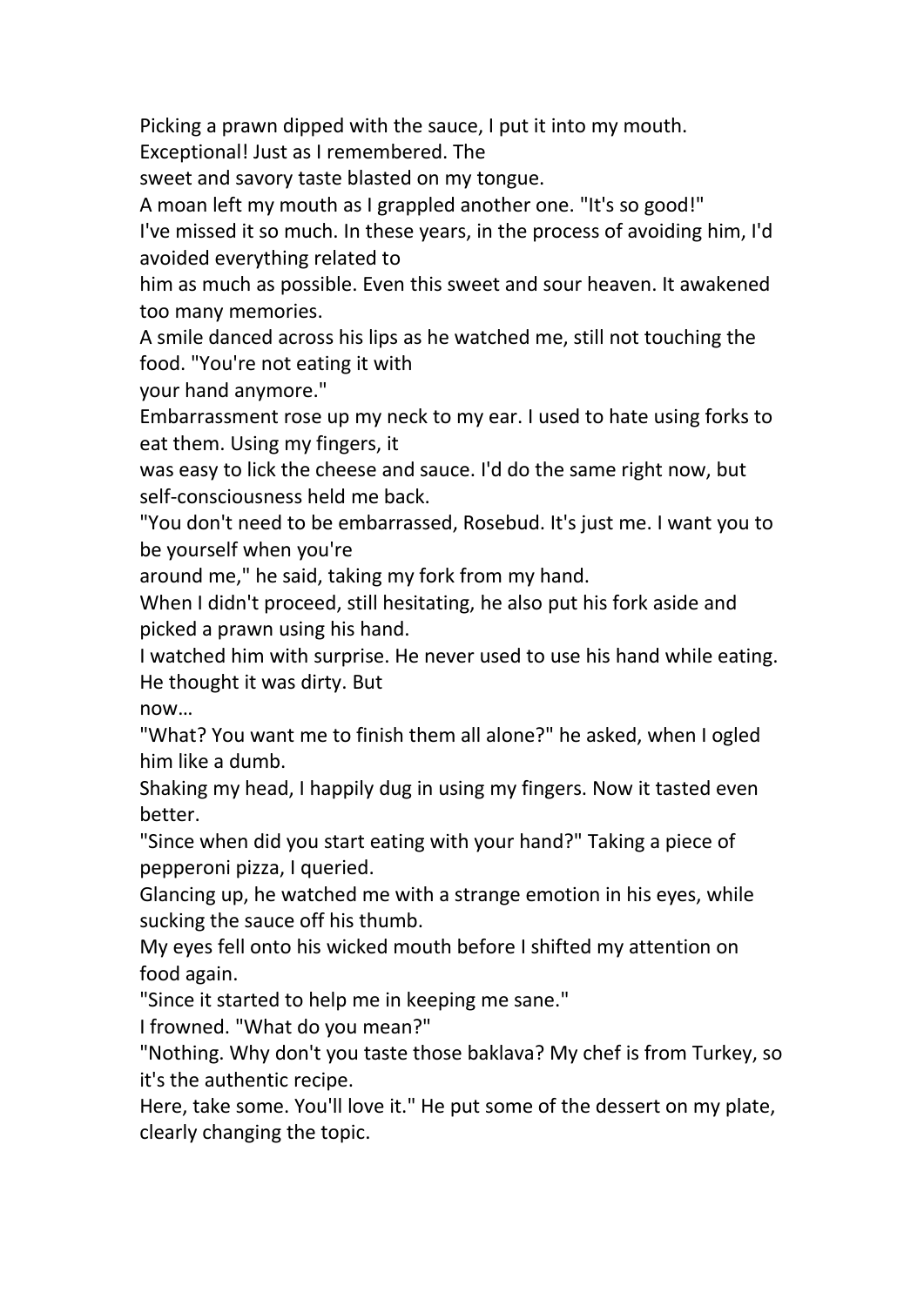Picking a prawn dipped with the sauce, I put it into my mouth. Exceptional! Just as I remembered. The sweet and savory taste blasted on my tongue.

A moan left my mouth as I grappled another one. "It's so good!"

I've missed it so much. In these years, in the process of avoiding him, I'd avoided everything related to him as much as possible. Even this sweet and sour heaven. It awakened too many memories.

A smile danced across his lips as he watched me, still not touching the food. "You're not eating it with your hand anymore."

Embarrassment rose up my neck to my ear. I used to hate using forks to eat them. Using my fingers, it was easy to lick the cheese and sauce. I'd do the same right now, but self-consciousness held me back.

"You don't need to be embarrassed, Rosebud. It's just me. I want you to be yourself when you're around me," he said, taking my fork from my hand.

When I didn't proceed, still hesitating, he also put his fork aside and picked a prawn using his hand.

I watched him with surprise. He never used to use his hand while eating. He thought it was dirty. But now…

"What? You want me to finish them all alone?" he asked, when I ogled him like a dumb.

Shaking my head, I happily dug in using my fingers. Now it tasted even better.

"Since when did you start eating with your hand?" Taking a piece of pepperoni pizza, I queried.

Glancing up, he watched me with a strange emotion in his eyes, while sucking the sauce off his thumb.

My eyes fell onto his wicked mouth before I shifted my attention on food again.

"Since it started to help me in keeping me sane."

I frowned. "What do you mean?"

"Nothing. Why don't you taste those baklava? My chef is from Turkey, so it's the authentic recipe. Here, take some. You'll love it." He put some of the dessert on my plate, clearly changing the topic.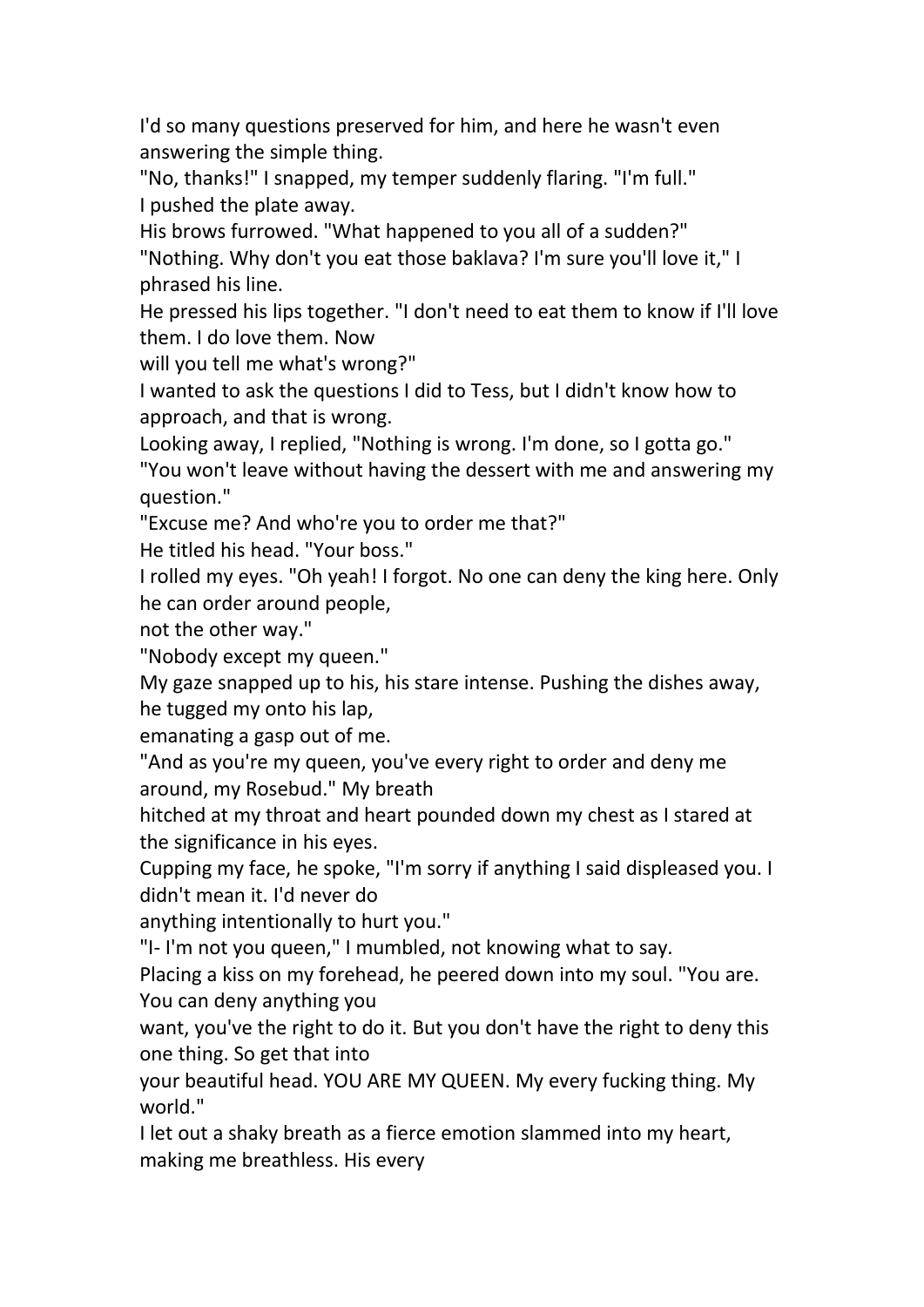I'd so many questions preserved for him, and here he wasn't even answering the simple thing.

"No, thanks!" I snapped, my temper suddenly flaring. "I'm full."

I pushed the plate away.

His brows furrowed. "What happened to you all of a sudden?"

"Nothing. Why don't you eat those baklava? I'm sure you'll love it," I phrased his line.

He pressed his lips together. "I don't need to eat them to know if I'll love them. I do love them. Now will you tell me what's wrong?"

I wanted to ask the questions I did to Tess, but I didn't know how to approach, and that is wrong.

Looking away, I replied, "Nothing is wrong. I'm done, so I gotta go."

"You won't leave without having the dessert with me and answering my question."

"Excuse me? And who're you to order me that?"

He titled his head. "Your boss."

I rolled my eyes. "Oh yeah! I forgot. No one can deny the king here. Only he can order around people, not the other way."

"Nobody except my queen."

My gaze snapped up to his, his stare intense. Pushing the dishes away, he tugged my onto his lap, emanating a gasp out of me.

"And as you're my queen, you've every right to order and deny me around, my Rosebud." My breath hitched at my throat and heart pounded down my chest as I stared at the significance in his eyes.

Cupping my face, he spoke, "I'm sorry if anything I said displeased you. I didn't mean it. I'd never do anything intentionally to hurt you."

"I- I'm not you queen," I mumbled, not knowing what to say.

Placing a kiss on my forehead, he peered down into my soul. "You are. You can deny anything you want, you've the right to do it. But you don't have the right to deny this one thing. So get that into your beautiful head. YOU ARE MY QUEEN. My every fucking thing. My world."

I let out a shaky breath as a fierce emotion slammed into my heart, making me breathless. His every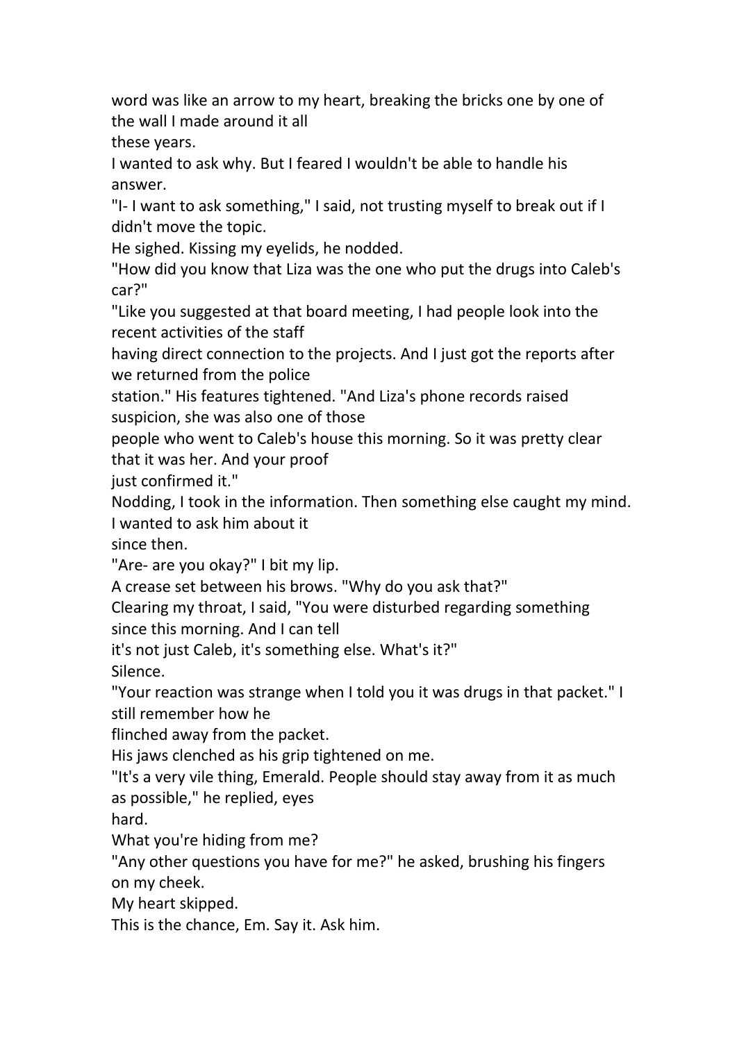word was like an arrow to my heart, breaking the bricks one by one of the wall I made around it all these years.

I wanted to ask why. But I feared I wouldn't be able to handle his answer.

"I- I want to ask something," I said, not trusting myself to break out if I didn't move the topic.

He sighed. Kissing my eyelids, he nodded.

"How did you know that Liza was the one who put the drugs into Caleb's car?"

"Like you suggested at that board meeting, I had people look into the recent activities of the staff having direct connection to the projects. And I just got the reports after we returned from the police station." His features tightened. "And Liza's phone records raised suspicion, she was also one of those people who went to Caleb's house this morning. So it was pretty clear that it was her. And your proof just confirmed it."

Nodding, I took in the information. Then something else caught my mind. I wanted to ask him about it since then.

"Are- are you okay?" I bit my lip.

A crease set between his brows. "Why do you ask that?"

Clearing my throat, I said, "You were disturbed regarding something since this morning. And I can tell it's not just Caleb, it's something else. What's it?"

Silence.

"Your reaction was strange when I told you it was drugs in that packet." I still remember how he flinched away from the packet.

His jaws clenched as his grip tightened on me.

"It's a very vile thing, Emerald. People should stay away from it as much as possible," he replied, eyes hard.

What you're hiding from me?

"Any other questions you have for me?" he asked, brushing his fingers on my cheek.

My heart skipped.

This is the chance, Em. Say it. Ask him.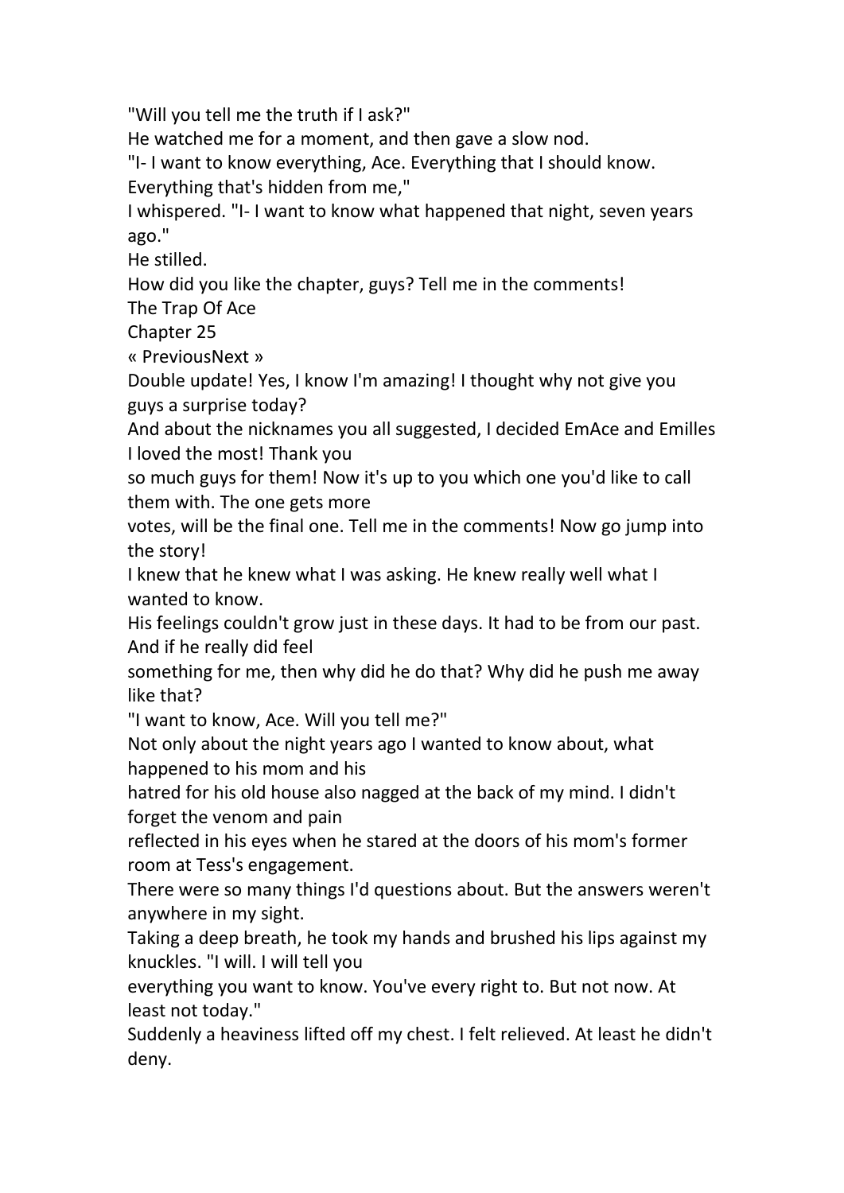"Will you tell me the truth if I ask?"

He watched me for a moment, and then gave a slow nod.

"I- I want to know everything, Ace. Everything that I should know. Everything that's hidden from me,"

I whispered. "I- I want to know what happened that night, seven years ago."

He stilled.

How did you like the chapter, guys? Tell me in the comments!

The Trap Of Ace

Chapter 25

« PreviousNext »

Double update! Yes, I know I'm amazing! I thought why not give you guys a surprise today?

And about the nicknames you all suggested, I decided EmAce and Emilles I loved the most! Thank you so much guys for them! Now it's up to you which one you'd like to call them with. The one gets more votes, will be the final one. Tell me in the comments! Now go jump into the story!

I knew that he knew what I was asking. He knew really well what I wanted to know.

His feelings couldn't grow just in these days. It had to be from our past. And if he really did feel something for me, then why did he do that? Why did he push me away like that?

"I want to know, Ace. Will you tell me?"

Not only about the night years ago I wanted to know about, what happened to his mom and his hatred for his old house also nagged at the back of my mind. I didn't forget the venom and pain reflected in his eyes when he stared at the doors of his mom's former room at Tess's engagement.

There were so many things I'd questions about. But the answers weren't anywhere in my sight.

Taking a deep breath, he took my hands and brushed his lips against my knuckles. "I will. I will tell you everything you want to know. You've every right to. But not now. At least not today."

Suddenly a heaviness lifted off my chest. I felt relieved. At least he didn't deny.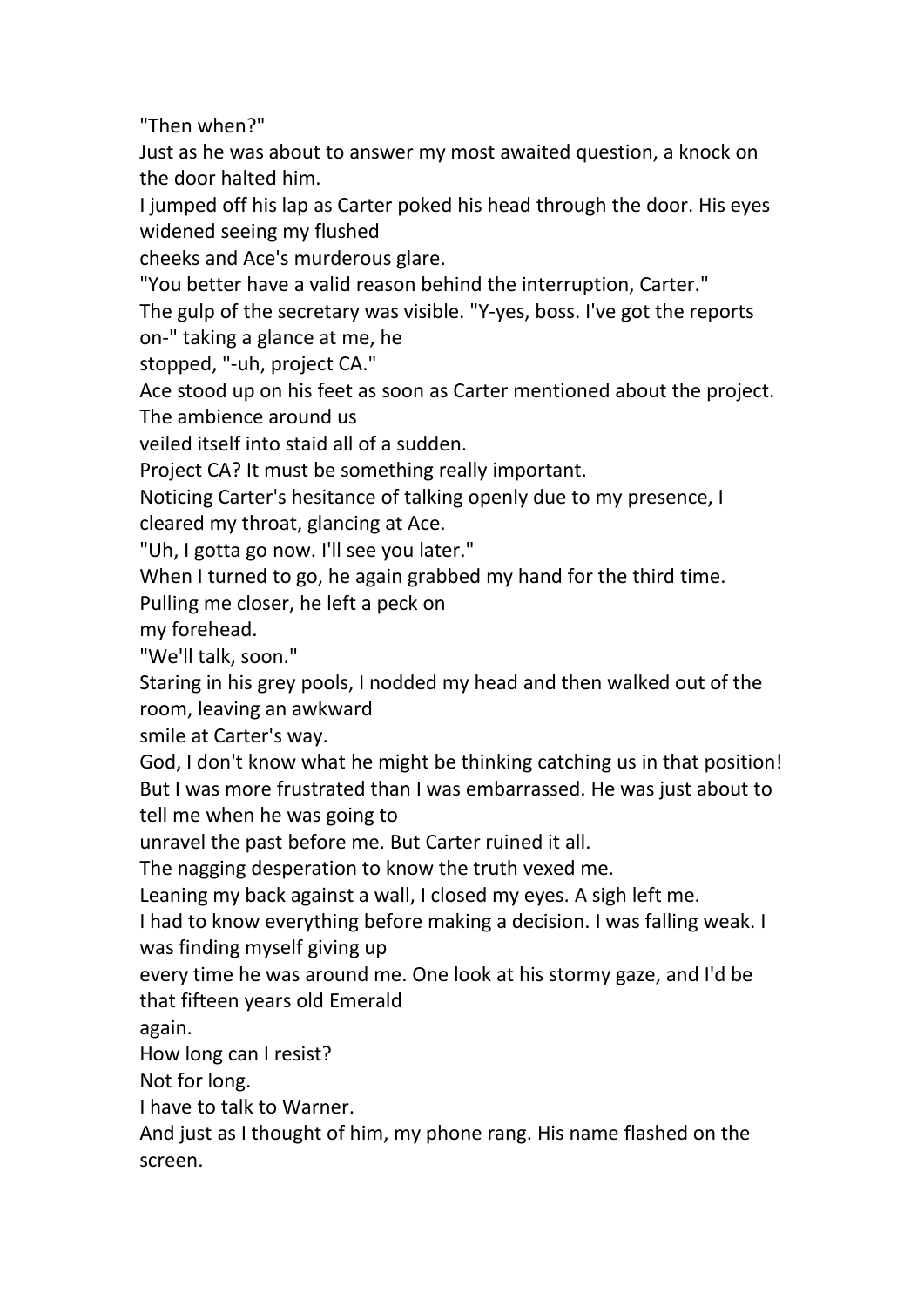"Then when?"

Just as he was about to answer my most awaited question, a knock on the door halted him.

I jumped off his lap as Carter poked his head through the door. His eyes widened seeing my flushed cheeks and Ace's murderous glare.

"You better have a valid reason behind the interruption, Carter."

The gulp of the secretary was visible. "Y-yes, boss. I've got the reports on-" taking a glance at me, he stopped, "-uh, project CA."

Ace stood up on his feet as soon as Carter mentioned about the project. The ambience around us veiled itself into staid all of a sudden.

Project CA? It must be something really important.

Noticing Carter's hesitance of talking openly due to my presence, I cleared my throat, glancing at Ace.

"Uh, I gotta go now. I'll see you later."

When I turned to go, he again grabbed my hand for the third time. Pulling me closer, he left a peck on my forehead.

"We'll talk, soon."

Staring in his grey pools, I nodded my head and then walked out of the room, leaving an awkward smile at Carter's way.

God, I don't know what he might be thinking catching us in that position!

But I was more frustrated than I was embarrassed. He was just about to tell me when he was going to unravel the past before me. But Carter ruined it all.

The nagging desperation to know the truth vexed me.

Leaning my back against a wall, I closed my eyes. A sigh left me.

I had to know everything before making a decision. I was falling weak. I was finding myself giving up every time he was around me. One look at his stormy gaze, and I'd be that fifteen years old Emerald again.

How long can I resist?

Not for long.

I have to talk to Warner.

And just as I thought of him, my phone rang. His name flashed on the screen.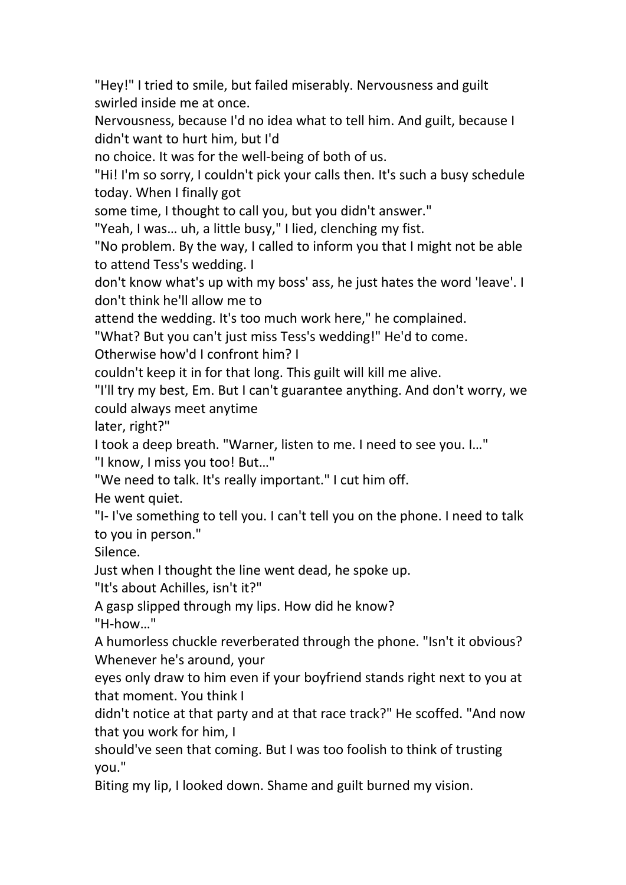"Hey!" I tried to smile, but failed miserably. Nervousness and guilt swirled inside me at once.

Nervousness, because I'd no idea what to tell him. And guilt, because I didn't want to hurt him, but I'd no choice. It was for the well-being of both of us.

"Hi! I'm so sorry, I couldn't pick your calls then. It's such a busy schedule today. When I finally got some time, I thought to call you, but you didn't answer."

"Yeah, I was… uh, a little busy," I lied, clenching my fist.

"No problem. By the way, I called to inform you that I might not be able to attend Tess's wedding. I don't know what's up with my boss' ass, he just hates the word 'leave'. I don't think he'll allow me to attend the wedding. It's too much work here," he complained.

"What? But you can't just miss Tess's wedding!" He'd to come. Otherwise how'd I confront him? I couldn't keep it in for that long. This guilt will kill me alive.

"I'll try my best, Em. But I can't guarantee anything. And don't worry, we could always meet anytime later, right?"

I took a deep breath. "Warner, listen to me. I need to see you. I…"

"I know, I miss you too! But…"

"We need to talk. It's really important." I cut him off.

He went quiet.

"I- I've something to tell you. I can't tell you on the phone. I need to talk to you in person."

Silence.

Just when I thought the line went dead, he spoke up.

"It's about Achilles, isn't it?"

A gasp slipped through my lips. How did he know?

"H-how…"

A humorless chuckle reverberated through the phone. "Isn't it obvious? Whenever he's around, your eyes only draw to him even if your boyfriend stands right next to you at that moment. You think I didn't notice at that party and at that race track?" He scoffed. "And now that you work for him, I should've seen that coming. But I was too foolish to think of trusting you."

Biting my lip, I looked down. Shame and guilt burned my vision.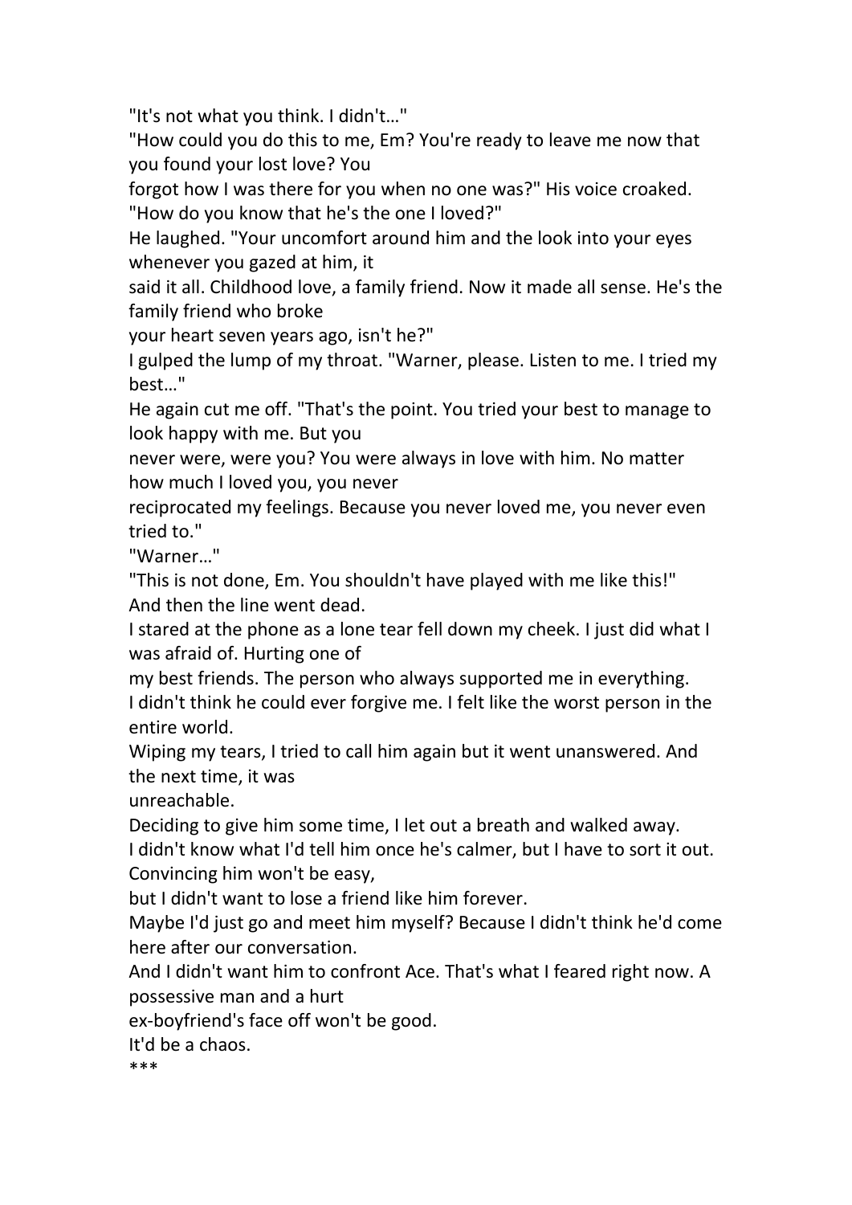"It's not what you think. I didn't…"

"How could you do this to me, Em? You're ready to leave me now that you found your lost love? You forgot how I was there for you when no one was?" His voice croaked.

"How do you know that he's the one I loved?"

He laughed. "Your uncomfort around him and the look into your eyes whenever you gazed at him, it said it all. Childhood love, a family friend. Now it made all sense. He's the family friend who broke your heart seven years ago, isn't he?"

I gulped the lump of my throat. "Warner, please. Listen to me. I tried my best…"

He again cut me off. "That's the point. You tried your best to manage to look happy with me. But you never were, were you? You were always in love with him. No matter how much I loved you, you never reciprocated my feelings. Because you never loved me, you never even tried to."

"Warner…"

"This is not done, Em. You shouldn't have played with me like this!"

And then the line went dead.

I stared at the phone as a lone tear fell down my cheek. I just did what I was afraid of. Hurting one of my best friends. The person who always supported me in everything.

I didn't think he could ever forgive me. I felt like the worst person in the entire world.

Wiping my tears, I tried to call him again but it went unanswered. And the next time, it was unreachable.

Deciding to give him some time, I let out a breath and walked away.

I didn't know what I'd tell him once he's calmer, but I have to sort it out. Convincing him won't be easy, but I didn't want to lose a friend like him forever.

Maybe I'd just go and meet him myself? Because I didn't think he'd come here after our conversation.

And I didn't want him to confront Ace. That's what I feared right now. A possessive man and a hurt ex-boyfriend's face off won't be good.

It'd be a chaos.

***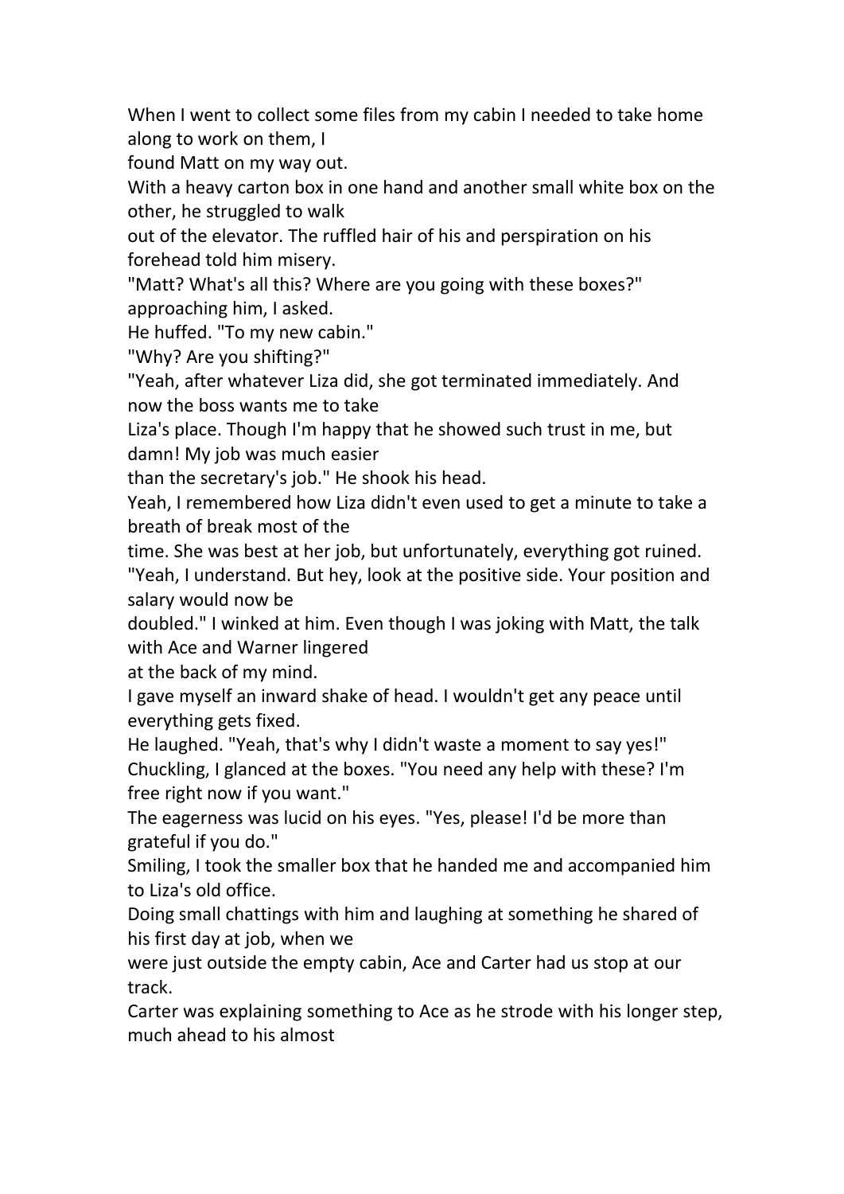When I went to collect some files from my cabin I needed to take home along to work on them, I found Matt on my way out.

With a heavy carton box in one hand and another small white box on the other, he struggled to walk out of the elevator. The ruffled hair of his and perspiration on his forehead told him misery.

"Matt? What's all this? Where are you going with these boxes?" approaching him, I asked.

He huffed. "To my new cabin."

"Why? Are you shifting?"

"Yeah, after whatever Liza did, she got terminated immediately. And now the boss wants me to take Liza's place. Though I'm happy that he showed such trust in me, but damn! My job was much easier than the secretary's job." He shook his head.

Yeah, I remembered how Liza didn't even used to get a minute to take a breath of break most of the time. She was best at her job, but unfortunately, everything got ruined.

"Yeah, I understand. But hey, look at the positive side. Your position and salary would now be doubled." I winked at him. Even though I was joking with Matt, the talk with Ace and Warner lingered at the back of my mind.

I gave myself an inward shake of head. I wouldn't get any peace until everything gets fixed.

He laughed. "Yeah, that's why I didn't waste a moment to say yes!"

Chuckling, I glanced at the boxes. "You need any help with these? I'm free right now if you want."

The eagerness was lucid on his eyes. "Yes, please! I'd be more than grateful if you do."

Smiling, I took the smaller box that he handed me and accompanied him to Liza's old office.

Doing small chattings with him and laughing at something he shared of his first day at job, when we were just outside the empty cabin, Ace and Carter had us stop at our track.

Carter was explaining something to Ace as he strode with his longer step, much ahead to his almost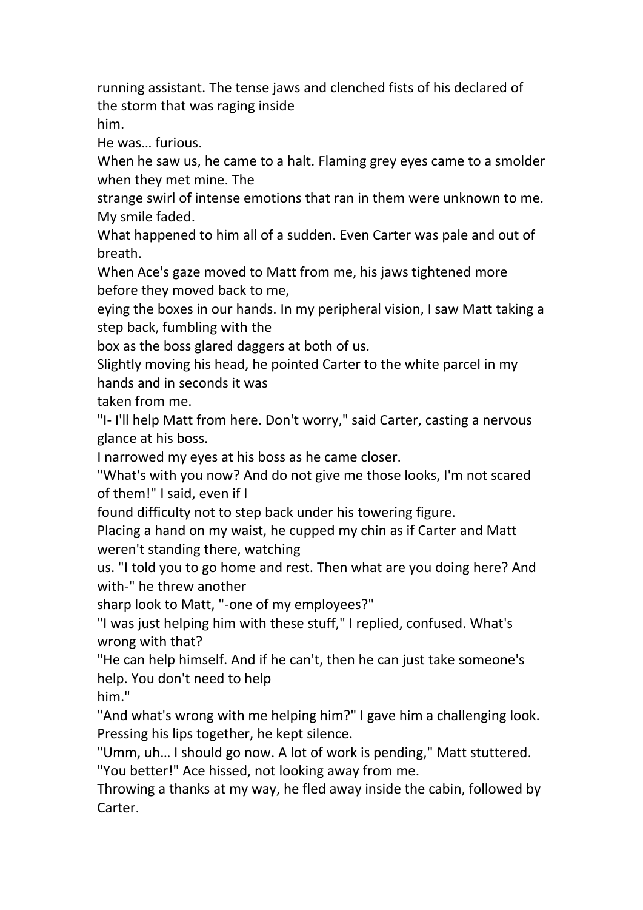running assistant. The tense jaws and clenched fists of his declared of the storm that was raging inside him.

He was… furious.

When he saw us, he came to a halt. Flaming grey eyes came to a smolder when they met mine. The strange swirl of intense emotions that ran in them were unknown to me.

My smile faded.

What happened to him all of a sudden. Even Carter was pale and out of breath.

When Ace's gaze moved to Matt from me, his jaws tightened more before they moved back to me, eying the boxes in our hands. In my peripheral vision, I saw Matt taking a step back, fumbling with the box as the boss glared daggers at both of us.

Slightly moving his head, he pointed Carter to the white parcel in my hands and in seconds it was taken from me.

"I- I'll help Matt from here. Don't worry," said Carter, casting a nervous glance at his boss.

I narrowed my eyes at his boss as he came closer.

"What's with you now? And do not give me those looks, I'm not scared of them!" I said, even if I found difficulty not to step back under his towering figure.

Placing a hand on my waist, he cupped my chin as if Carter and Matt weren't standing there, watching us. "I told you to go home and rest. Then what are you doing here? And with-" he threw another sharp look to Matt, "-one of my employees?"

"I was just helping him with these stuff," I replied, confused. What's wrong with that?

"He can help himself. And if he can't, then he can just take someone's help. You don't need to help him."

"And what's wrong with me helping him?" I gave him a challenging look.

Pressing his lips together, he kept silence.

"Umm, uh… I should go now. A lot of work is pending," Matt stuttered.

"You better!" Ace hissed, not looking away from me.

Throwing a thanks at my way, he fled away inside the cabin, followed by Carter.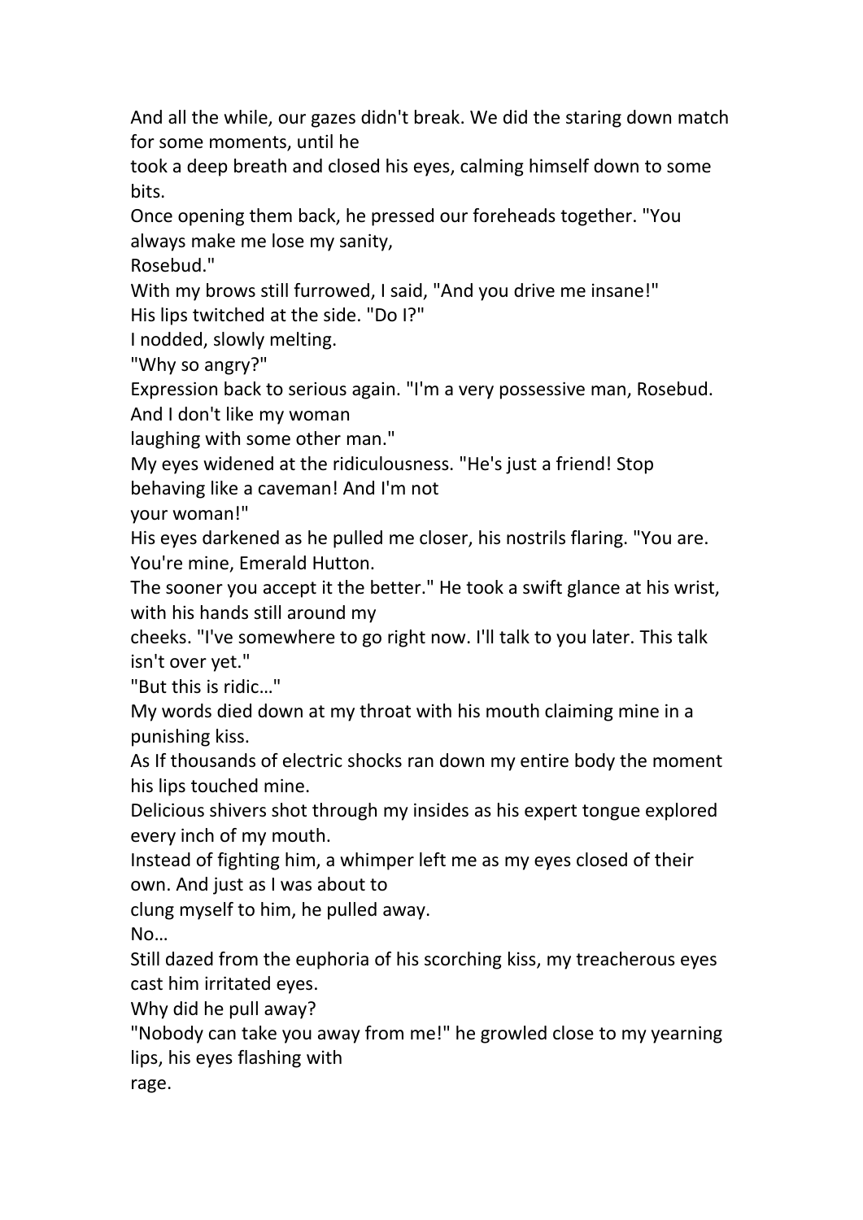And all the while, our gazes didn't break. We did the staring down match for some moments, until he took a deep breath and closed his eyes, calming himself down to some bits.

Once opening them back, he pressed our foreheads together. "You always make me lose my sanity, Rosebud."

With my brows still furrowed, I said, "And you drive me insane!"

His lips twitched at the side. "Do I?"

I nodded, slowly melting.

"Why so angry?"

Expression back to serious again. "I'm a very possessive man, Rosebud. And I don't like my woman laughing with some other man."

My eyes widened at the ridiculousness. "He's just a friend! Stop behaving like a caveman! And I'm not your woman!"

His eyes darkened as he pulled me closer, his nostrils flaring. "You are. You're mine, Emerald Hutton. The sooner you accept it the better." He took a swift glance at his wrist, with his hands still around my cheeks. "I've somewhere to go right now. I'll talk to you later. This talk isn't over yet."

"But this is ridic…"

My words died down at my throat with his mouth claiming mine in a punishing kiss.

As If thousands of electric shocks ran down my entire body the moment his lips touched mine.

Delicious shivers shot through my insides as his expert tongue explored every inch of my mouth.

Instead of fighting him, a whimper left me as my eyes closed of their own. And just as I was about to clung myself to him, he pulled away.

No…

Still dazed from the euphoria of his scorching kiss, my treacherous eyes cast him irritated eyes.

Why did he pull away?

"Nobody can take you away from me!" he growled close to my yearning lips, his eyes flashing with rage.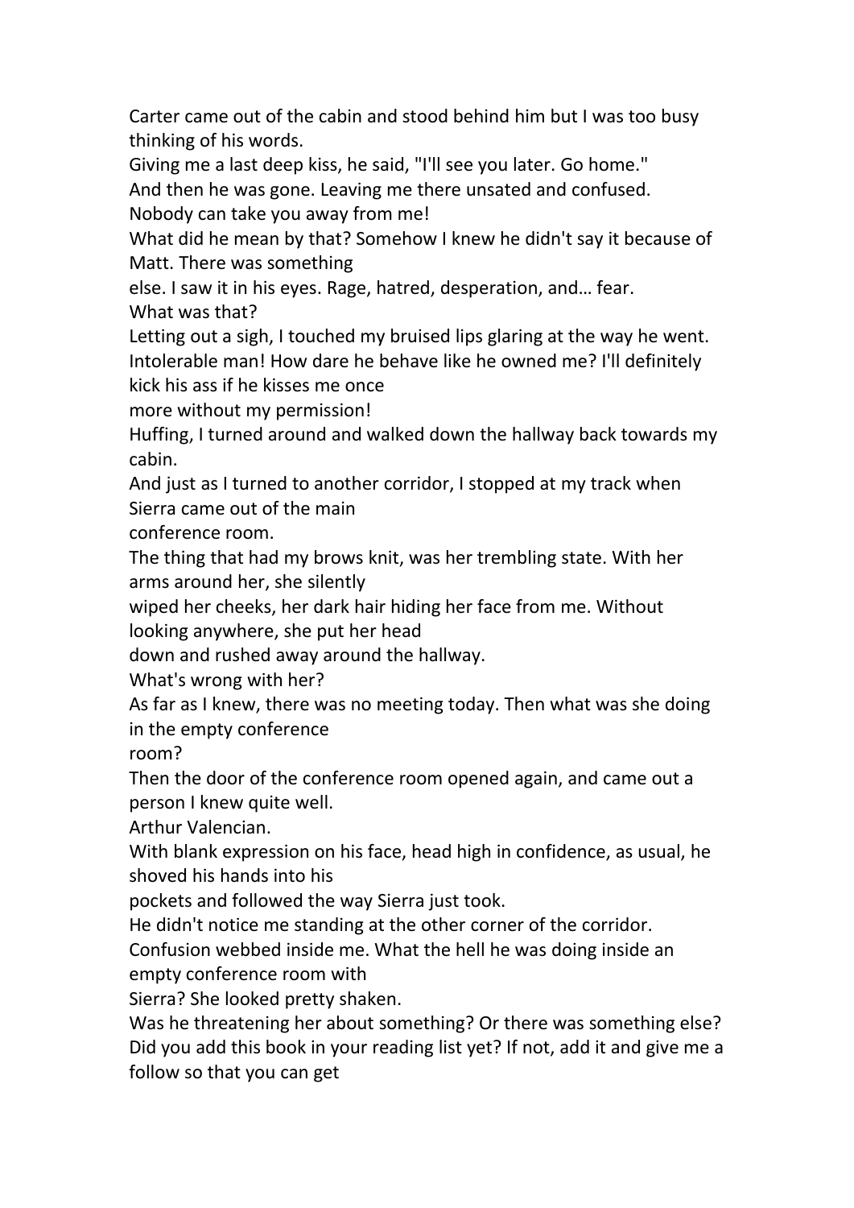Carter came out of the cabin and stood behind him but I was too busy thinking of his words.

Giving me a last deep kiss, he said, "I'll see you later. Go home."

And then he was gone. Leaving me there unsated and confused.

Nobody can take you away from me!

What did he mean by that? Somehow I knew he didn't say it because of Matt. There was something else. I saw it in his eyes. Rage, hatred, desperation, and… fear.

What was that?

Letting out a sigh, I touched my bruised lips glaring at the way he went.

Intolerable man! How dare he behave like he owned me? I'll definitely kick his ass if he kisses me once more without my permission!

Huffing, I turned around and walked down the hallway back towards my cabin.

And just as I turned to another corridor, I stopped at my track when Sierra came out of the main conference room.

The thing that had my brows knit, was her trembling state. With her arms around her, she silently wiped her cheeks, her dark hair hiding her face from me. Without looking anywhere, she put her head down and rushed away around the hallway.

What's wrong with her?

As far as I knew, there was no meeting today. Then what was she doing in the empty conference room?

Then the door of the conference room opened again, and came out a person I knew quite well.

Arthur Valencian.

With blank expression on his face, head high in confidence, as usual, he shoved his hands into his pockets and followed the way Sierra just took.

He didn't notice me standing at the other corner of the corridor.

Confusion webbed inside me. What the hell he was doing inside an empty conference room with Sierra? She looked pretty shaken.

Was he threatening her about something? Or there was something else?

Did you add this book in your reading list yet? If not, add it and give me a follow so that you can get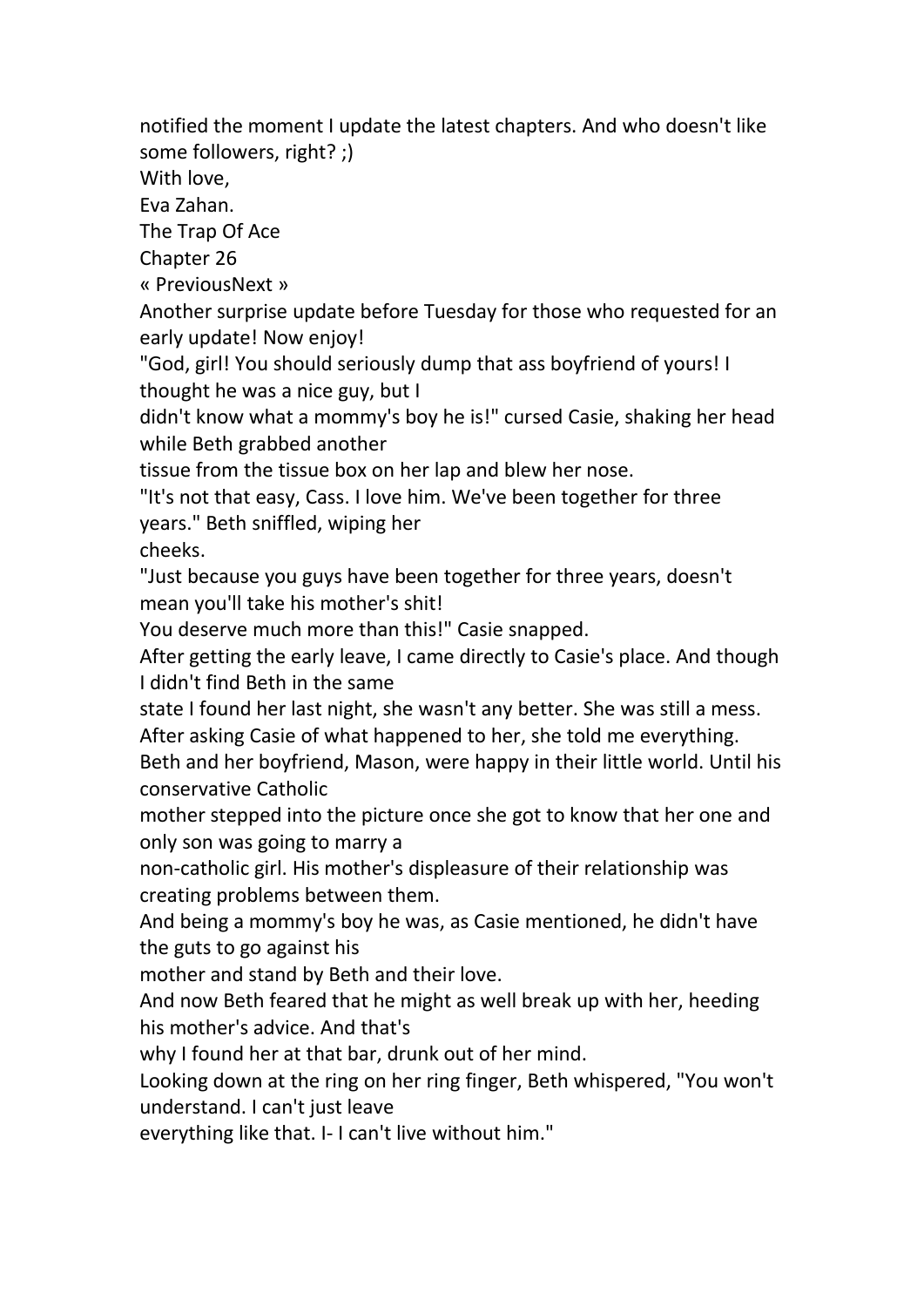notified the moment I update the latest chapters. And who doesn't like some followers, right? ;)

With love,

Eva Zahan.

# The Trap Of Ace

## Chapter 26

« PreviousNext »

Another surprise update before Tuesday for those who requested for an early update! Now enjoy!

"God, girl! You should seriously dump that ass boyfriend of yours! I thought he was a nice guy, but I didn't know what a mommy's boy he is!" cursed Casie, shaking her head while Beth grabbed another tissue from the tissue box on her lap and blew her nose.

"It's not that easy, Cass. I love him. We've been together for three years." Beth sniffled, wiping her cheeks.

"Just because you guys have been together for three years, doesn't mean you'll take his mother's shit! You deserve much more than this!" Casie snapped.

After getting the early leave, I came directly to Casie's place. And though I didn't find Beth in the same state I found her last night, she wasn't any better. She was still a mess.

After asking Casie of what happened to her, she told me everything.

Beth and her boyfriend, Mason, were happy in their little world. Until his conservative Catholic mother stepped into the picture once she got to know that her one and only son was going to marry a non-catholic girl. His mother's displeasure of their relationship was creating problems between them.

And being a mommy's boy he was, as Casie mentioned, he didn't have the guts to go against his mother and stand by Beth and their love.

And now Beth feared that he might as well break up with her, heeding his mother's advice. And that's why I found her at that bar, drunk out of her mind.

Looking down at the ring on her ring finger, Beth whispered, "You won't understand. I can't just leave everything like that. I- I can't live without him."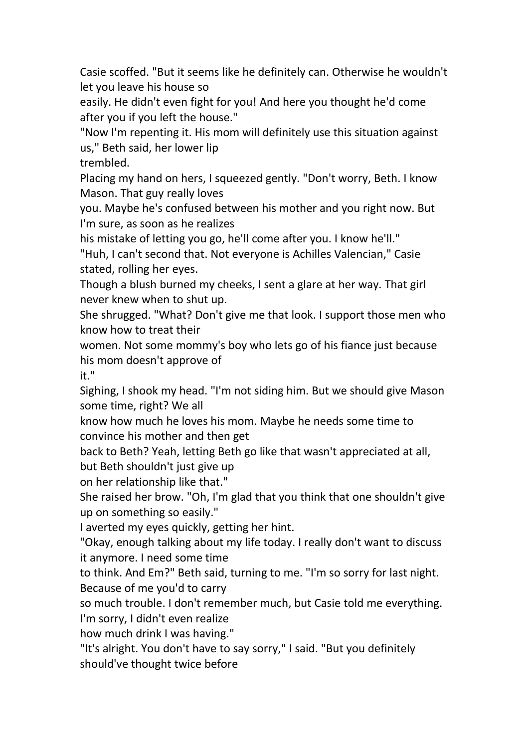Casie scoffed. "But it seems like he definitely can. Otherwise he wouldn't let you leave his house so easily. He didn't even fight for you! And here you thought he'd come after you if you left the house."

"Now I'm repenting it. His mom will definitely use this situation against us," Beth said, her lower lip trembled.

Placing my hand on hers, I squeezed gently. "Don't worry, Beth. I know Mason. That guy really loves you. Maybe he's confused between his mother and you right now. But I'm sure, as soon as he realizes his mistake of letting you go, he'll come after you. I know he'll."

"Huh, I can't second that. Not everyone is Achilles Valencian," Casie stated, rolling her eyes.

Though a blush burned my cheeks, I sent a glare at her way. That girl never knew when to shut up.

She shrugged. "What? Don't give me that look. I support those men who know how to treat their women. Not some mommy's boy who lets go of his fiance just because his mom doesn't approve of it."

Sighing, I shook my head. "I'm not siding him. But we should give Mason some time, right? We all know how much he loves his mom. Maybe he needs some time to convince his mother and then get back to Beth? Yeah, letting Beth go like that wasn't appreciated at all, but Beth shouldn't just give up on her relationship like that."

She raised her brow. "Oh, I'm glad that you think that one shouldn't give up on something so easily."

I averted my eyes quickly, getting her hint.

"Okay, enough talking about my life today. I really don't want to discuss it anymore. I need some time to think. And Em?" Beth said, turning to me. "I'm so sorry for last night. Because of me you'd to carry so much trouble. I don't remember much, but Casie told me everything. I'm sorry, I didn't even realize how much drink I was having."

"It's alright. You don't have to say sorry," I said. "But you definitely should've thought twice before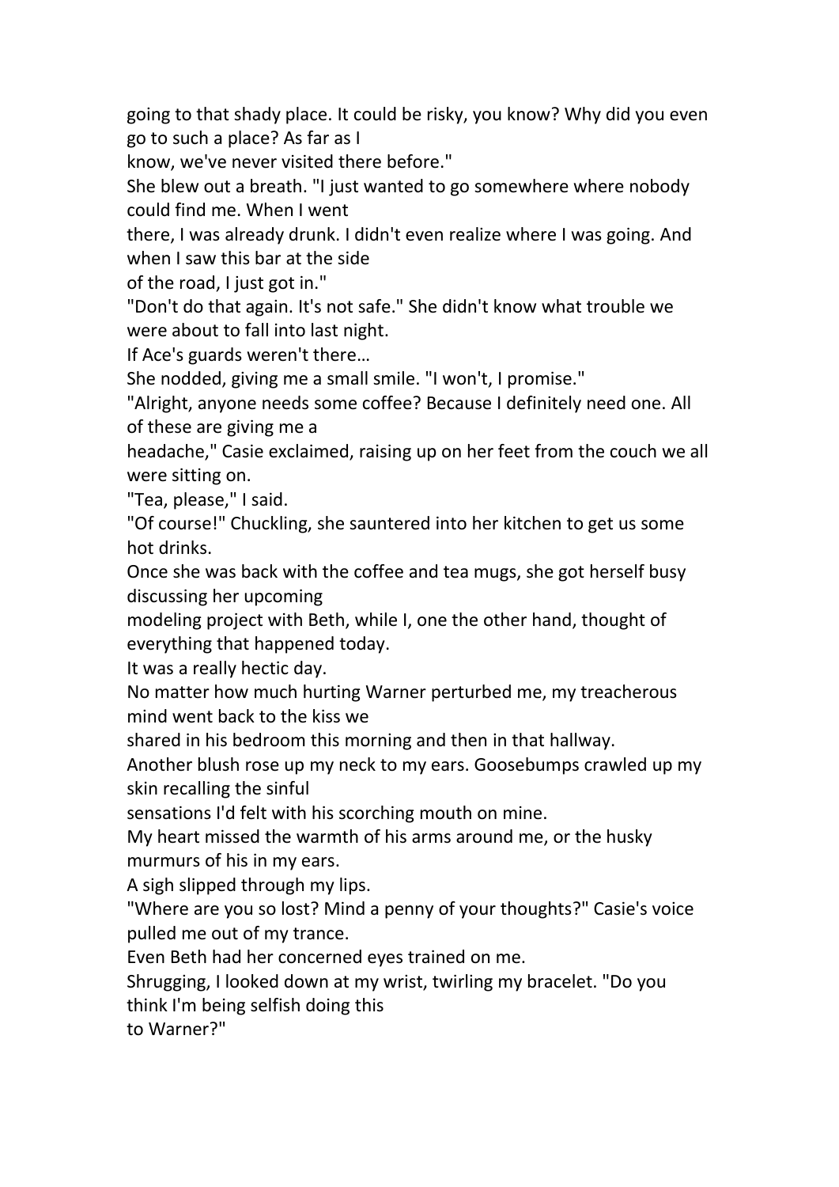going to that shady place. It could be risky, you know? Why did you even go to such a place? As far as I know, we've never visited there before."

She blew out a breath. "I just wanted to go somewhere where nobody could find me. When I went there, I was already drunk. I didn't even realize where I was going. And when I saw this bar at the side of the road, I just got in."

"Don't do that again. It's not safe." She didn't know what trouble we were about to fall into last night.

If Ace's guards weren't there…

She nodded, giving me a small smile. "I won't, I promise."

"Alright, anyone needs some coffee? Because I definitely need one. All of these are giving me a headache," Casie exclaimed, raising up on her feet from the couch we all were sitting on.

"Tea, please," I said.

"Of course!" Chuckling, she sauntered into her kitchen to get us some hot drinks.

Once she was back with the coffee and tea mugs, she got herself busy discussing her upcoming modeling project with Beth, while I, one the other hand, thought of everything that happened today.

It was a really hectic day.

No matter how much hurting Warner perturbed me, my treacherous mind went back to the kiss we shared in his bedroom this morning and then in that hallway.

Another blush rose up my neck to my ears. Goosebumps crawled up my skin recalling the sinful sensations I'd felt with his scorching mouth on mine.

My heart missed the warmth of his arms around me, or the husky murmurs of his in my ears.

A sigh slipped through my lips.

"Where are you so lost? Mind a penny of your thoughts?" Casie's voice pulled me out of my trance.

Even Beth had her concerned eyes trained on me.

Shrugging, I looked down at my wrist, twirling my bracelet. "Do you think I'm being selfish doing this to Warner?"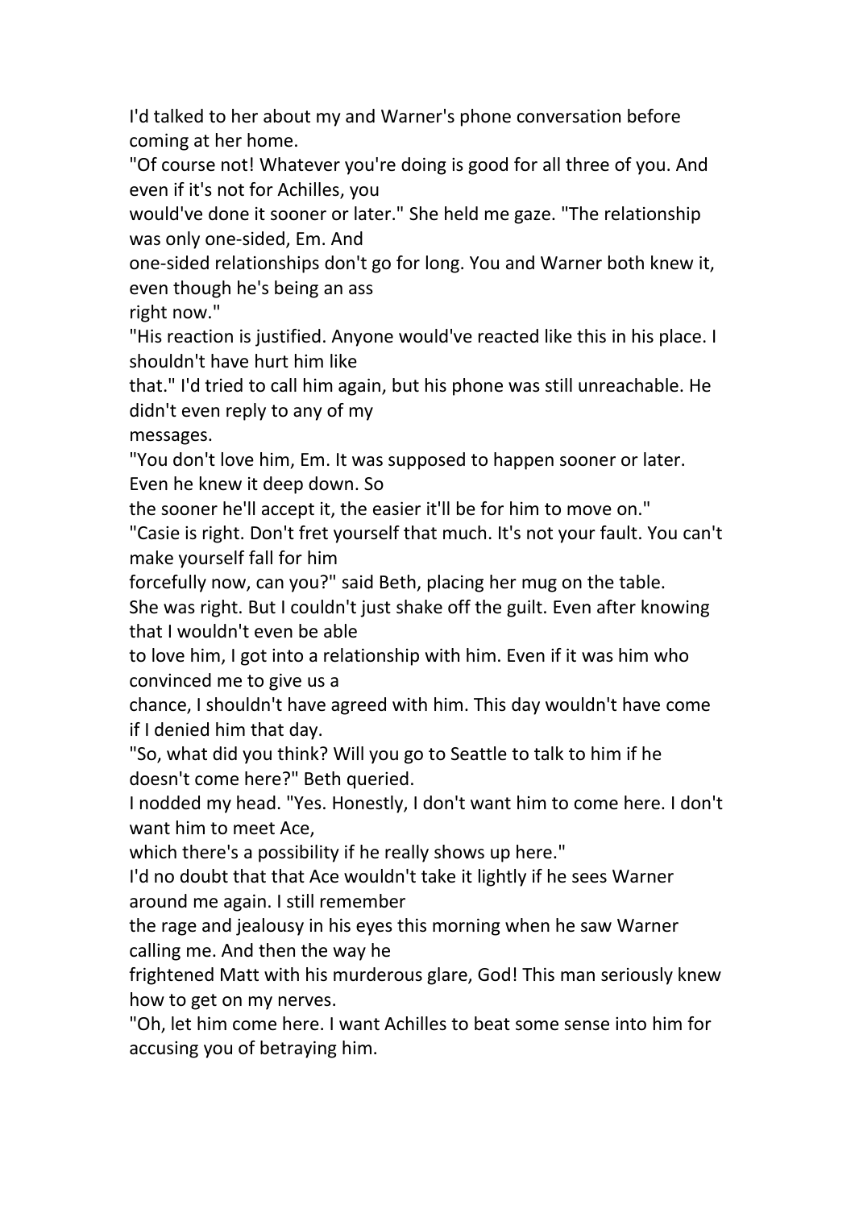I'd talked to her about my and Warner's phone conversation before coming at her home.

"Of course not! Whatever you're doing is good for all three of you. And even if it's not for Achilles, you would've done it sooner or later." She held me gaze. "The relationship was only one-sided, Em. And one-sided relationships don't go for long. You and Warner both knew it, even though he's being an ass right now."

"His reaction is justified. Anyone would've reacted like this in his place. I shouldn't have hurt him like that." I'd tried to call him again, but his phone was still unreachable. He didn't even reply to any of my messages.

"You don't love him, Em. It was supposed to happen sooner or later. Even he knew it deep down. So the sooner he'll accept it, the easier it'll be for him to move on."

"Casie is right. Don't fret yourself that much. It's not your fault. You can't make yourself fall for him forcefully now, can you?" said Beth, placing her mug on the table.

She was right. But I couldn't just shake off the guilt. Even after knowing that I wouldn't even be able to love him, I got into a relationship with him. Even if it was him who convinced me to give us a chance, I shouldn't have agreed with him. This day wouldn't have come if I denied him that day.

"So, what did you think? Will you go to Seattle to talk to him if he doesn't come here?" Beth queried.

I nodded my head. "Yes. Honestly, I don't want him to come here. I don't want him to meet Ace, which there's a possibility if he really shows up here."

I'd no doubt that that Ace wouldn't take it lightly if he sees Warner around me again. I still remember the rage and jealousy in his eyes this morning when he saw Warner calling me. And then the way he frightened Matt with his murderous glare, God! This man seriously knew how to get on my nerves.

"Oh, let him come here. I want Achilles to beat some sense into him for accusing you of betraying him.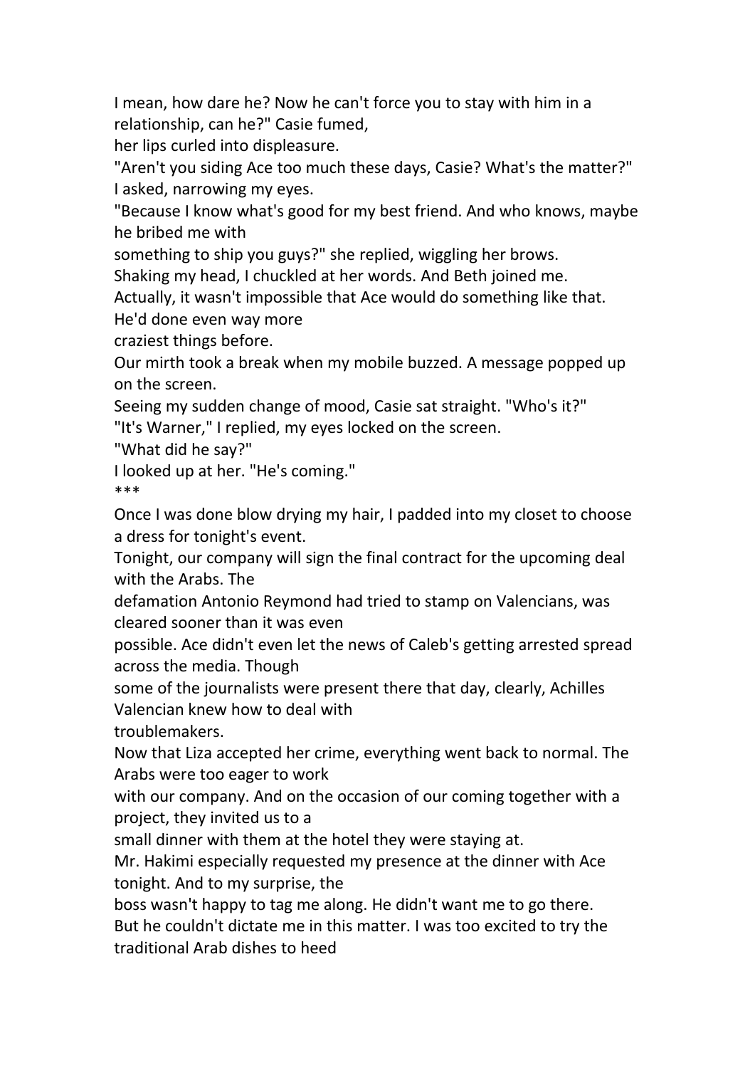I mean, how dare he? Now he can't force you to stay with him in a relationship, can he?" Casie fumed, her lips curled into displeasure.

"Aren't you siding Ace too much these days, Casie? What's the matter?" I asked, narrowing my eyes.

"Because I know what's good for my best friend. And who knows, maybe he bribed me with something to ship you guys?" she replied, wiggling her brows.

Shaking my head, I chuckled at her words. And Beth joined me.

Actually, it wasn't impossible that Ace would do something like that. He'd done even way more craziest things before.

Our mirth took a break when my mobile buzzed. A message popped up on the screen.

Seeing my sudden change of mood, Casie sat straight. "Who's it?"

"It's Warner," I replied, my eyes locked on the screen.

"What did he say?"

I looked up at her. "He's coming."

***

Once I was done blow drying my hair, I padded into my closet to choose a dress for tonight's event.

Tonight, our company will sign the final contract for the upcoming deal with the Arabs. The defamation Antonio Reymond had tried to stamp on Valencians, was cleared sooner than it was even possible. Ace didn't even let the news of Caleb's getting arrested spread across the media. Though some of the journalists were present there that day, clearly, Achilles Valencian knew how to deal with troublemakers.

Now that Liza accepted her crime, everything went back to normal. The Arabs were too eager to work with our company. And on the occasion of our coming together with a project, they invited us to a small dinner with them at the hotel they were staying at.

Mr. Hakimi especially requested my presence at the dinner with Ace tonight. And to my surprise, the boss wasn't happy to tag me along. He didn't want me to go there.

But he couldn't dictate me in this matter. I was too excited to try the traditional Arab dishes to heed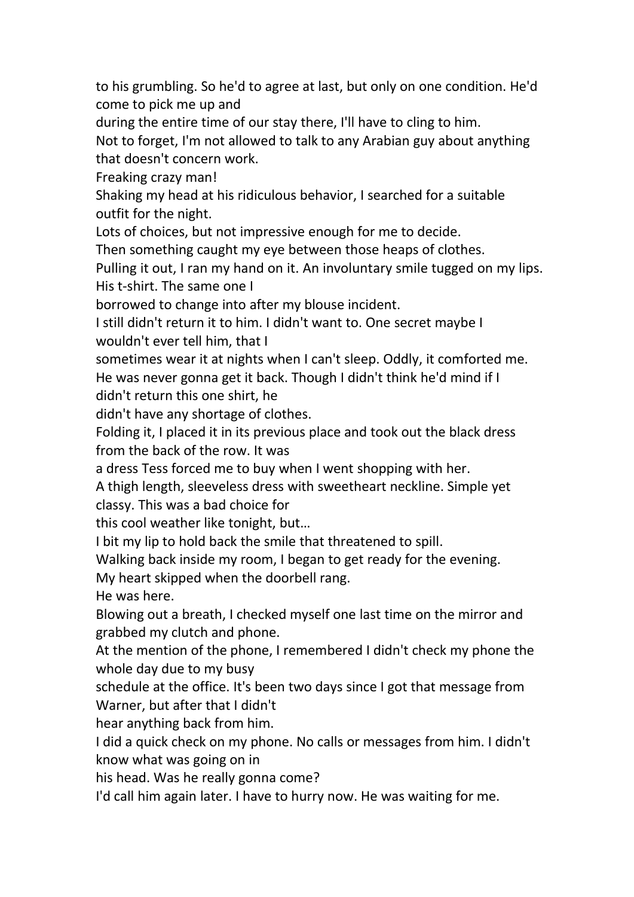to his grumbling. So he'd to agree at last, but only on one condition. He'd come to pick me up and during the entire time of our stay there, I'll have to cling to him.

Not to forget, I'm not allowed to talk to any Arabian guy about anything that doesn't concern work.

Freaking crazy man!

Shaking my head at his ridiculous behavior, I searched for a suitable outfit for the night.

Lots of choices, but not impressive enough for me to decide.

Then something caught my eye between those heaps of clothes.

Pulling it out, I ran my hand on it. An involuntary smile tugged on my lips. His t-shirt. The same one I borrowed to change into after my blouse incident.

I still didn't return it to him. I didn't want to. One secret maybe I wouldn't ever tell him, that I sometimes wear it at nights when I can't sleep. Oddly, it comforted me.

He was never gonna get it back. Though I didn't think he'd mind if I didn't return this one shirt, he didn't have any shortage of clothes.

Folding it, I placed it in its previous place and took out the black dress from the back of the row. It was a dress Tess forced me to buy when I went shopping with her.

A thigh length, sleeveless dress with sweetheart neckline. Simple yet classy. This was a bad choice for this cool weather like tonight, but…

I bit my lip to hold back the smile that threatened to spill.

Walking back inside my room, I began to get ready for the evening.

My heart skipped when the doorbell rang.

He was here.

Blowing out a breath, I checked myself one last time on the mirror and grabbed my clutch and phone.

At the mention of the phone, I remembered I didn't check my phone the whole day due to my busy schedule at the office. It's been two days since I got that message from Warner, but after that I didn't hear anything back from him.

I did a quick check on my phone. No calls or messages from him. I didn't know what was going on in his head. Was he really gonna come?

I'd call him again later. I have to hurry now. He was waiting for me.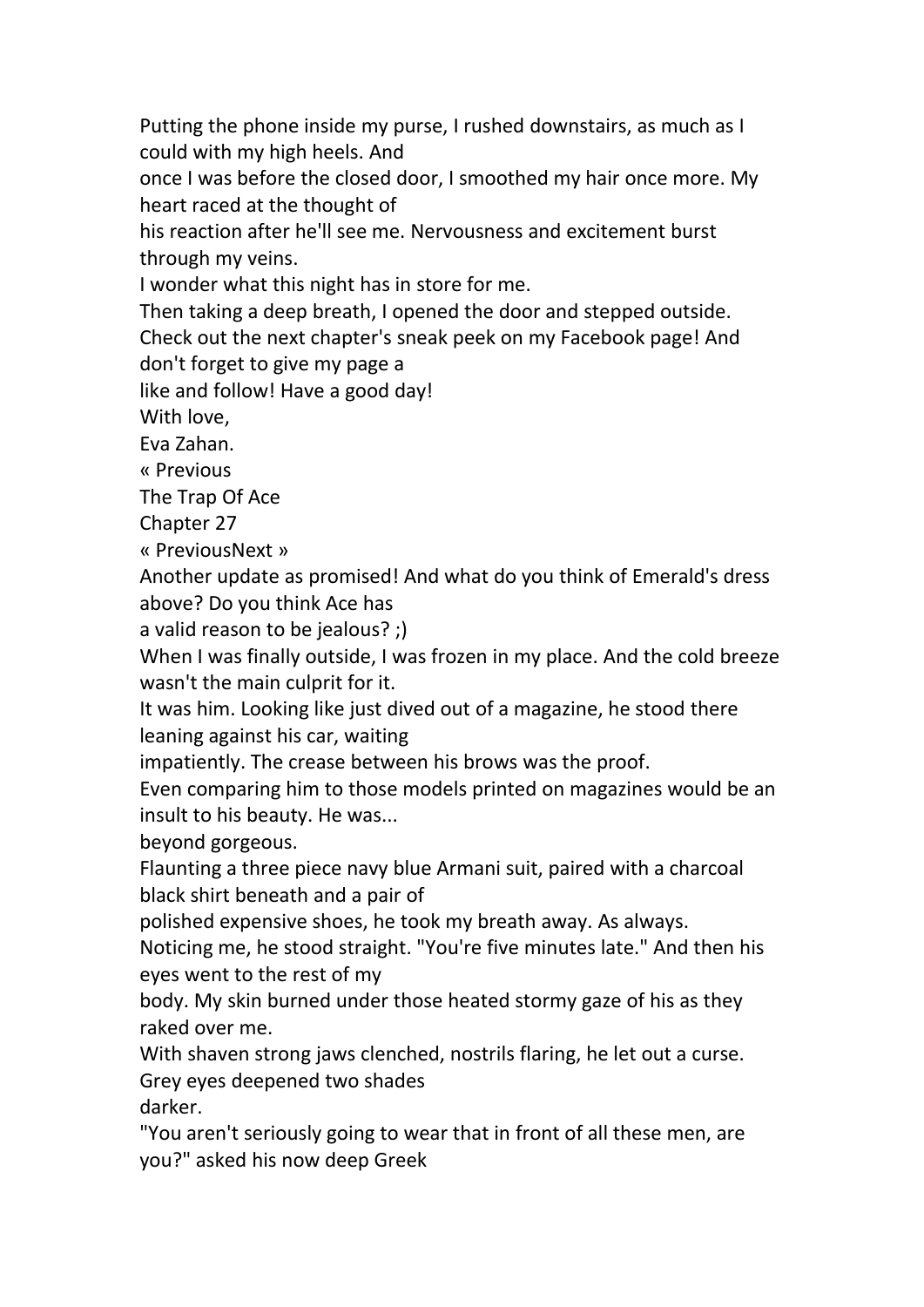Putting the phone inside my purse, I rushed downstairs, as much as I could with my high heels. And once I was before the closed door, I smoothed my hair once more. My heart raced at the thought of his reaction after he'll see me. Nervousness and excitement burst through my veins.

I wonder what this night has in store for me.

Then taking a deep breath, I opened the door and stepped outside.

Check out the next chapter's sneak peek on my Facebook page! And don't forget to give my page a like and follow! Have a good day!

With love,

Eva Zahan.

« Previous

# The Trap Of Ace

## Chapter 27

« PreviousNext »

Another update as promised! And what do you think of Emerald's dress above? Do you think Ace has a valid reason to be jealous? ;)

When I was finally outside, I was frozen in my place. And the cold breeze wasn't the main culprit for it.

It was him. Looking like just dived out of a magazine, he stood there leaning against his car, waiting impatiently. The crease between his brows was the proof.

Even comparing him to those models printed on magazines would be an insult to his beauty. He was... beyond gorgeous.

Flaunting a three piece navy blue Armani suit, paired with a charcoal black shirt beneath and a pair of polished expensive shoes, he took my breath away. As always.

Noticing me, he stood straight. "You're five minutes late." And then his eyes went to the rest of my body. My skin burned under those heated stormy gaze of his as they raked over me.

With shaven strong jaws clenched, nostrils flaring, he let out a curse. Grey eyes deepened two shades darker.

"You aren't seriously going to wear that in front of all these men, are you?" asked his now deep Greek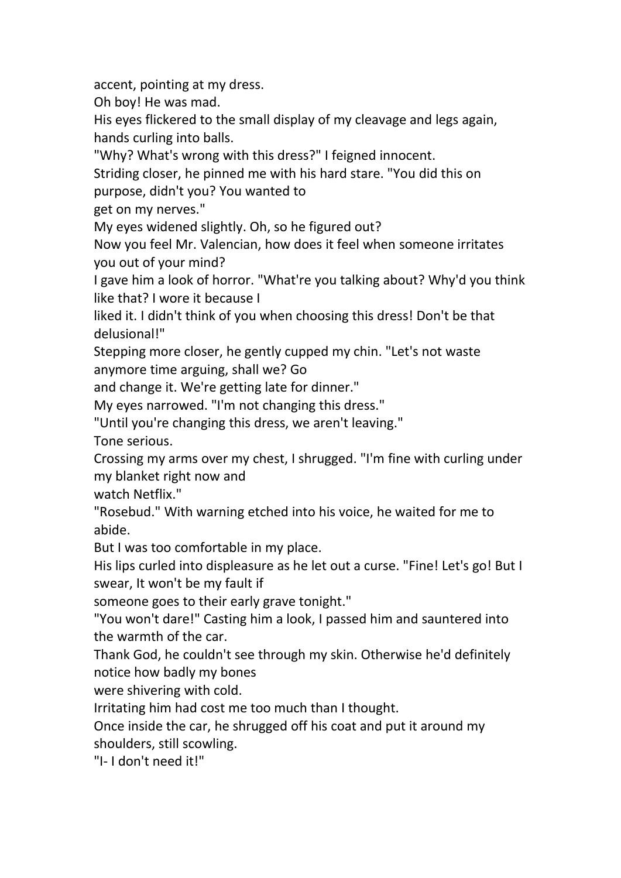accent, pointing at my dress.

Oh boy! He was mad.

His eyes flickered to the small display of my cleavage and legs again, hands curling into balls.

"Why? What's wrong with this dress?" I feigned innocent.

Striding closer, he pinned me with his hard stare. "You did this on purpose, didn't you? You wanted to get on my nerves."

My eyes widened slightly. Oh, so he figured out?

Now you feel Mr. Valencian, how does it feel when someone irritates you out of your mind?

I gave him a look of horror. "What're you talking about? Why'd you think like that? I wore it because I liked it. I didn't think of you when choosing this dress! Don't be that delusional!"

Stepping more closer, he gently cupped my chin. "Let's not waste anymore time arguing, shall we? Go and change it. We're getting late for dinner."

My eyes narrowed. "I'm not changing this dress."

"Until you're changing this dress, we aren't leaving."

Tone serious.

Crossing my arms over my chest, I shrugged. "I'm fine with curling under my blanket right now and watch Netflix."

"Rosebud." With warning etched into his voice, he waited for me to abide.

But I was too comfortable in my place.

His lips curled into displeasure as he let out a curse. "Fine! Let's go! But I swear, It won't be my fault if someone goes to their early grave tonight."

"You won't dare!" Casting him a look, I passed him and sauntered into the warmth of the car.

Thank God, he couldn't see through my skin. Otherwise he'd definitely notice how badly my bones were shivering with cold.

Irritating him had cost me too much than I thought.

Once inside the car, he shrugged off his coat and put it around my shoulders, still scowling.

"I- I don't need it!"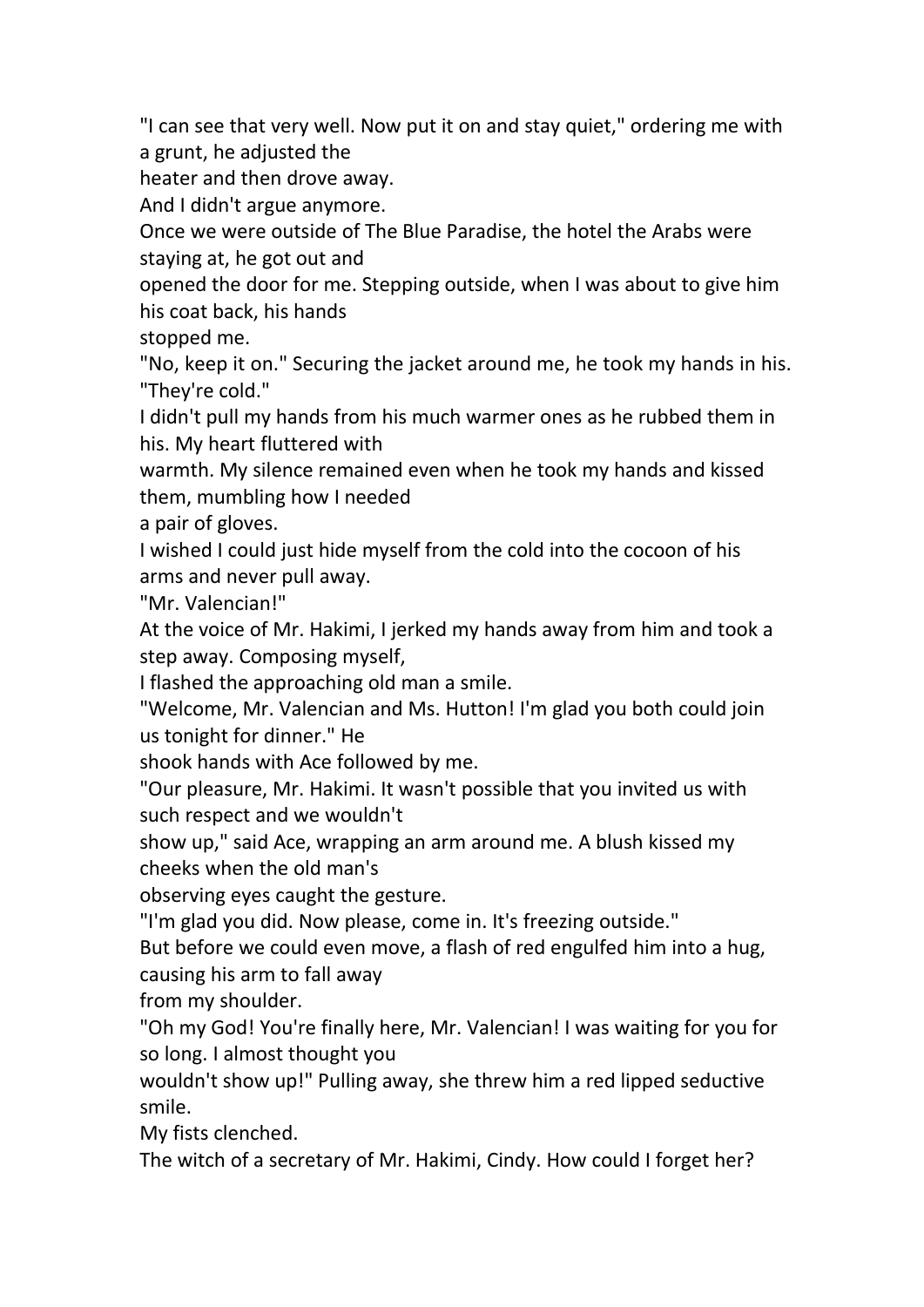"I can see that very well. Now put it on and stay quiet," ordering me with a grunt, he adjusted the heater and then drove away.

And I didn't argue anymore.

Once we were outside of The Blue Paradise, the hotel the Arabs were staying at, he got out and opened the door for me. Stepping outside, when I was about to give him his coat back, his hands stopped me.

"No, keep it on." Securing the jacket around me, he took my hands in his. "They're cold."

I didn't pull my hands from his much warmer ones as he rubbed them in his. My heart fluttered with warmth. My silence remained even when he took my hands and kissed them, mumbling how I needed a pair of gloves.

I wished I could just hide myself from the cold into the cocoon of his arms and never pull away.

"Mr. Valencian!"

At the voice of Mr. Hakimi, I jerked my hands away from him and took a step away. Composing myself, I flashed the approaching old man a smile.

"Welcome, Mr. Valencian and Ms. Hutton! I'm glad you both could join us tonight for dinner." He shook hands with Ace followed by me.

"Our pleasure, Mr. Hakimi. It wasn't possible that you invited us with such respect and we wouldn't show up," said Ace, wrapping an arm around me. A blush kissed my cheeks when the old man's observing eyes caught the gesture.

"I'm glad you did. Now please, come in. It's freezing outside."

But before we could even move, a flash of red engulfed him into a hug, causing his arm to fall away from my shoulder.

"Oh my God! You're finally here, Mr. Valencian! I was waiting for you for so long. I almost thought you wouldn't show up!" Pulling away, she threw him a red lipped seductive smile.

My fists clenched.

The witch of a secretary of Mr. Hakimi, Cindy. How could I forget her?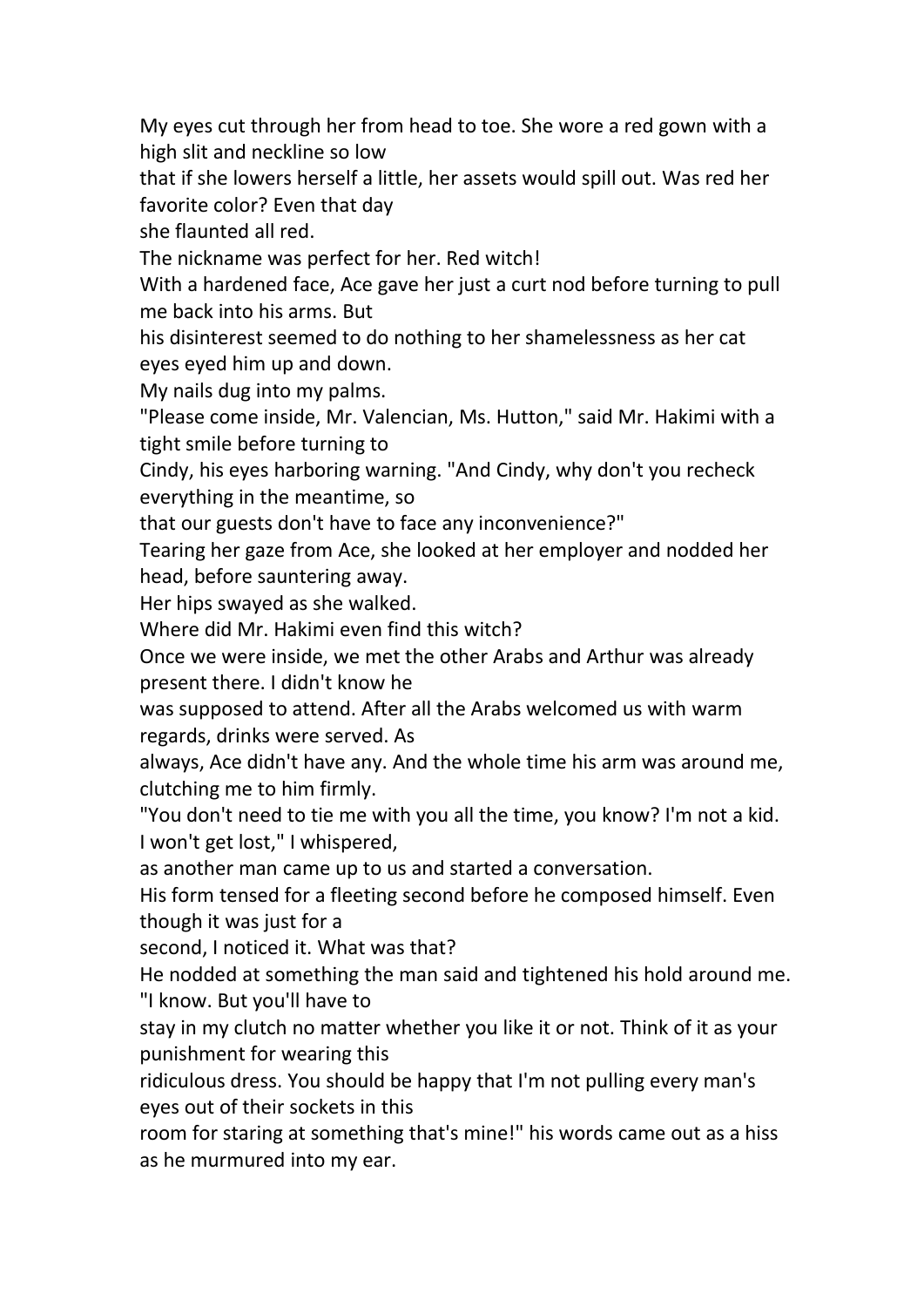My eyes cut through her from head to toe. She wore a red gown with a high slit and neckline so low that if she lowers herself a little, her assets would spill out. Was red her favorite color? Even that day she flaunted all red.

The nickname was perfect for her. Red witch!

With a hardened face, Ace gave her just a curt nod before turning to pull me back into his arms. But his disinterest seemed to do nothing to her shamelessness as her cat eyes eyed him up and down.

My nails dug into my palms.

"Please come inside, Mr. Valencian, Ms. Hutton," said Mr. Hakimi with a tight smile before turning to Cindy, his eyes harboring warning. "And Cindy, why don't you recheck everything in the meantime, so that our guests don't have to face any inconvenience?"

Tearing her gaze from Ace, she looked at her employer and nodded her head, before sauntering away.

Her hips swayed as she walked.

Where did Mr. Hakimi even find this witch?

Once we were inside, we met the other Arabs and Arthur was already present there. I didn't know he was supposed to attend. After all the Arabs welcomed us with warm regards, drinks were served. As always, Ace didn't have any. And the whole time his arm was around me, clutching me to him firmly.

"You don't need to tie me with you all the time, you know? I'm not a kid. I won't get lost," I whispered, as another man came up to us and started a conversation.

His form tensed for a fleeting second before he composed himself. Even though it was just for a second, I noticed it. What was that?

He nodded at something the man said and tightened his hold around me. "I know. But you'll have to stay in my clutch no matter whether you like it or not. Think of it as your punishment for wearing this ridiculous dress. You should be happy that I'm not pulling every man's eyes out of their sockets in this room for staring at something that's mine!" his words came out as a hiss as he murmured into my ear.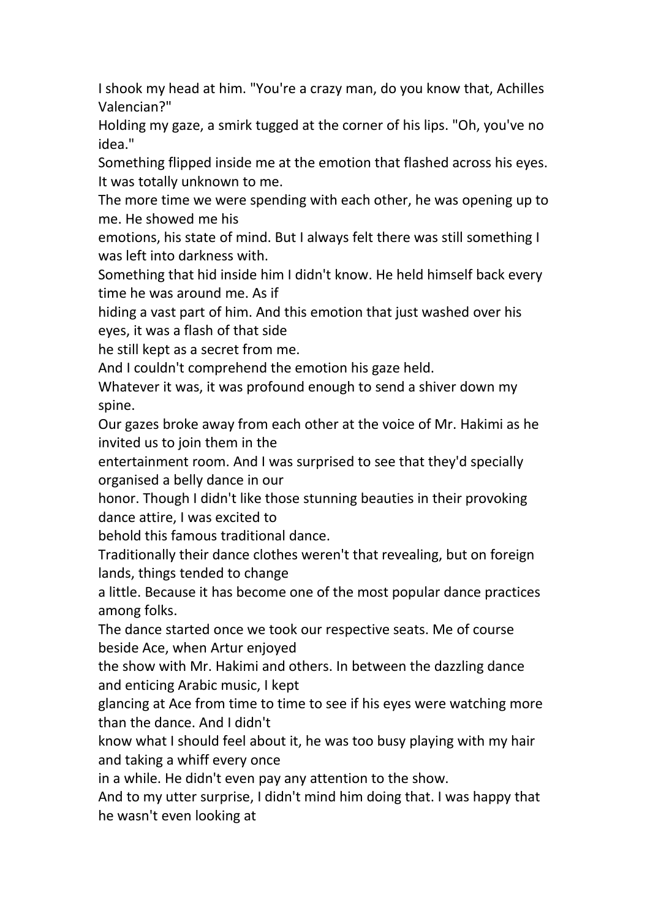I shook my head at him. "You're a crazy man, do you know that, Achilles Valencian?"

Holding my gaze, a smirk tugged at the corner of his lips. "Oh, you've no idea."

Something flipped inside me at the emotion that flashed across his eyes. It was totally unknown to me.

The more time we were spending with each other, he was opening up to me. He showed me his emotions, his state of mind. But I always felt there was still something I was left into darkness with.

Something that hid inside him I didn't know. He held himself back every time he was around me. As if hiding a vast part of him. And this emotion that just washed over his eyes, it was a flash of that side he still kept as a secret from me.

And I couldn't comprehend the emotion his gaze held.

Whatever it was, it was profound enough to send a shiver down my spine.

Our gazes broke away from each other at the voice of Mr. Hakimi as he invited us to join them in the entertainment room. And I was surprised to see that they'd specially organised a belly dance in our honor. Though I didn't like those stunning beauties in their provoking dance attire, I was excited to behold this famous traditional dance.

Traditionally their dance clothes weren't that revealing, but on foreign lands, things tended to change a little. Because it has become one of the most popular dance practices among folks.

The dance started once we took our respective seats. Me of course beside Ace, when Artur enjoyed the show with Mr. Hakimi and others. In between the dazzling dance and enticing Arabic music, I kept glancing at Ace from time to time to see if his eyes were watching more than the dance. And I didn't know what I should feel about it, he was too busy playing with my hair and taking a whiff every once in a while. He didn't even pay any attention to the show.

And to my utter surprise, I didn't mind him doing that. I was happy that he wasn't even looking at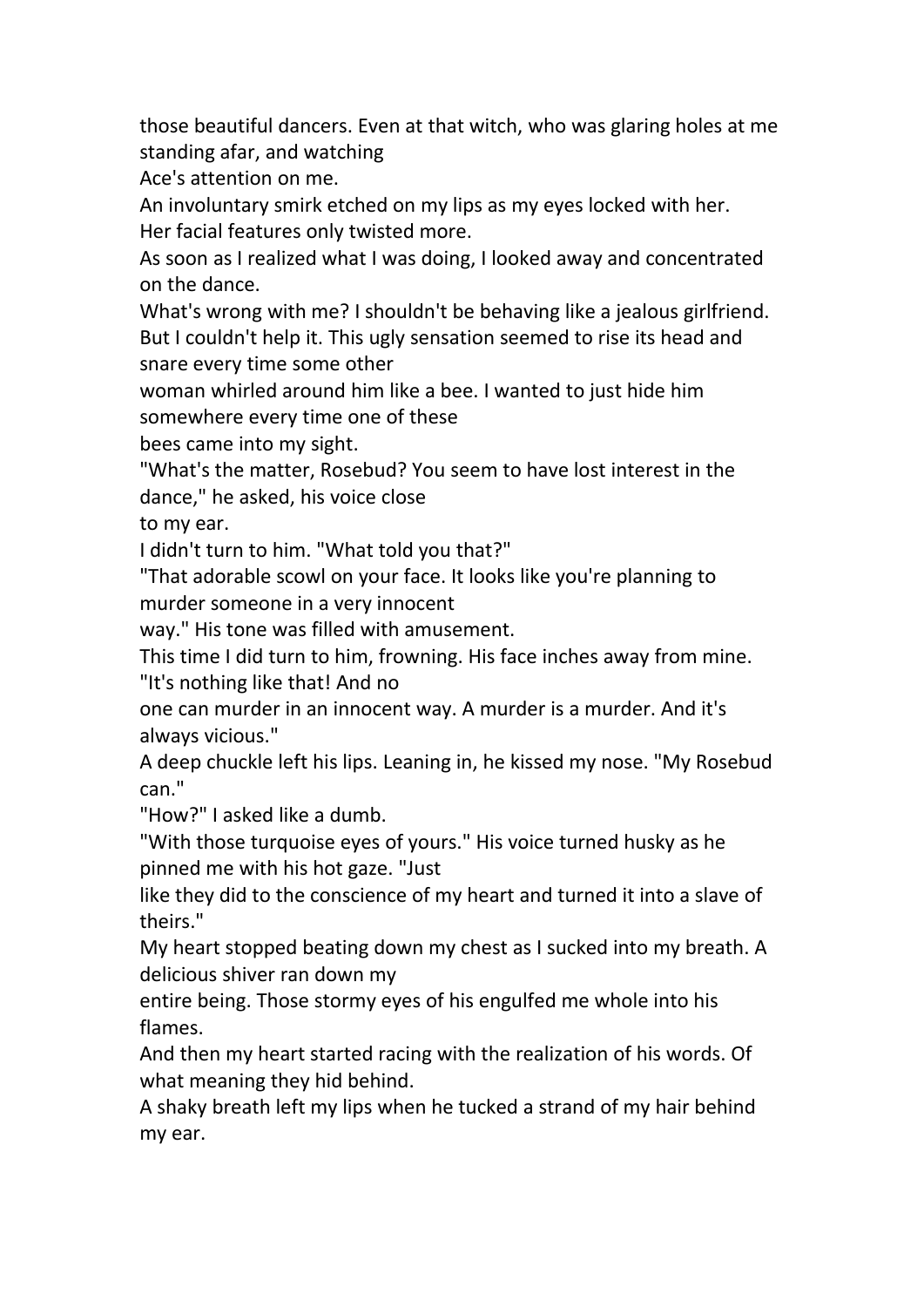those beautiful dancers. Even at that witch, who was glaring holes at me standing afar, and watching Ace's attention on me.

An involuntary smirk etched on my lips as my eyes locked with her.

Her facial features only twisted more.

As soon as I realized what I was doing, I looked away and concentrated on the dance.

What's wrong with me? I shouldn't be behaving like a jealous girlfriend.

But I couldn't help it. This ugly sensation seemed to rise its head and snare every time some other woman whirled around him like a bee. I wanted to just hide him somewhere every time one of these bees came into my sight.

"What's the matter, Rosebud? You seem to have lost interest in the dance," he asked, his voice close to my ear.

I didn't turn to him. "What told you that?"

"That adorable scowl on your face. It looks like you're planning to murder someone in a very innocent way." His tone was filled with amusement.

This time I did turn to him, frowning. His face inches away from mine. "It's nothing like that! And no one can murder in an innocent way. A murder is a murder. And it's always vicious."

A deep chuckle left his lips. Leaning in, he kissed my nose. "My Rosebud can."

"How?" I asked like a dumb.

"With those turquoise eyes of yours." His voice turned husky as he pinned me with his hot gaze. "Just like they did to the conscience of my heart and turned it into a slave of theirs."

My heart stopped beating down my chest as I sucked into my breath. A delicious shiver ran down my entire being. Those stormy eyes of his engulfed me whole into his flames.

And then my heart started racing with the realization of his words. Of what meaning they hid behind.

A shaky breath left my lips when he tucked a strand of my hair behind my ear.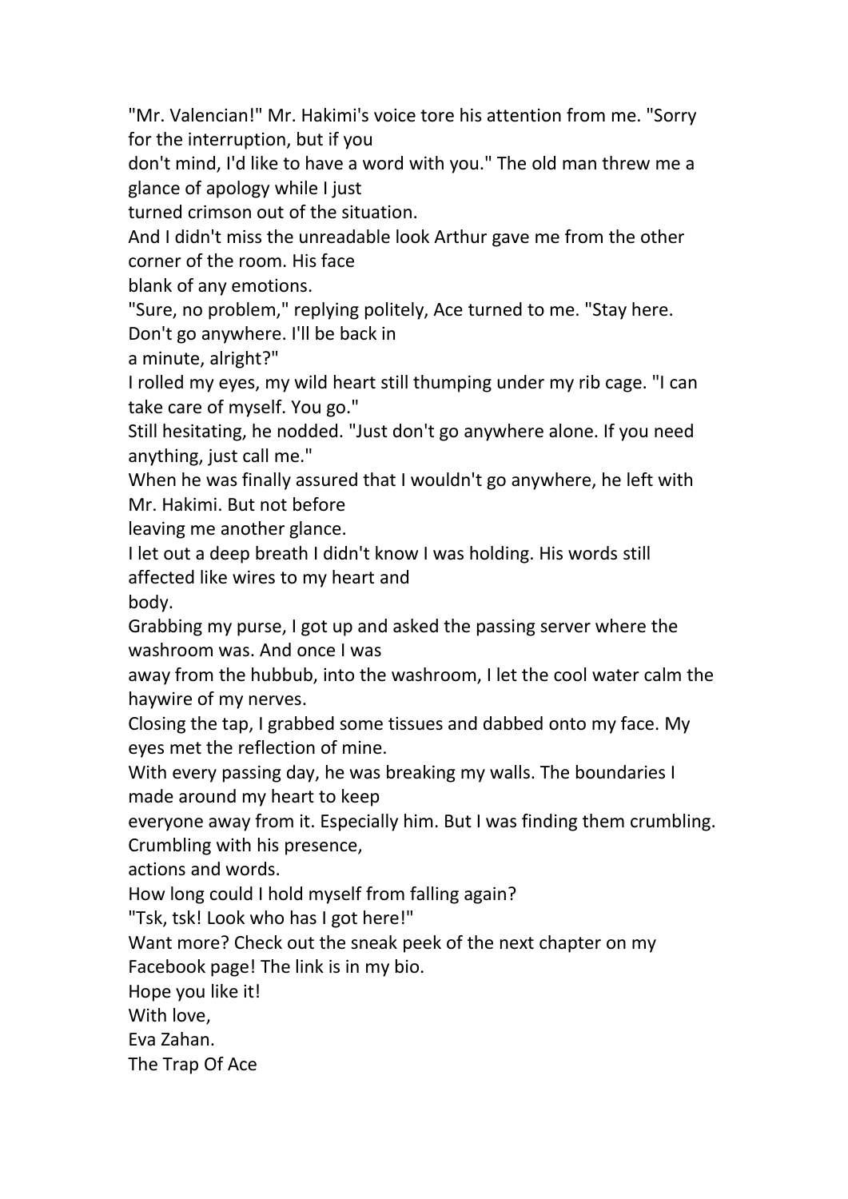"Mr. Valencian!" Mr. Hakimi's voice tore his attention from me. "Sorry for the interruption, but if you don't mind, I'd like to have a word with you." The old man threw me a glance of apology while I just turned crimson out of the situation.

And I didn't miss the unreadable look Arthur gave me from the other corner of the room. His face blank of any emotions.

"Sure, no problem," replying politely, Ace turned to me. "Stay here. Don't go anywhere. I'll be back in a minute, alright?"

I rolled my eyes, my wild heart still thumping under my rib cage. "I can take care of myself. You go."

Still hesitating, he nodded. "Just don't go anywhere alone. If you need anything, just call me."

When he was finally assured that I wouldn't go anywhere, he left with Mr. Hakimi. But not before leaving me another glance.

I let out a deep breath I didn't know I was holding. His words still affected like wires to my heart and body.

Grabbing my purse, I got up and asked the passing server where the washroom was. And once I was away from the hubbub, into the washroom, I let the cool water calm the haywire of my nerves.

Closing the tap, I grabbed some tissues and dabbed onto my face. My eyes met the reflection of mine.

With every passing day, he was breaking my walls. The boundaries I made around my heart to keep everyone away from it. Especially him. But I was finding them crumbling. Crumbling with his presence, actions and words.

How long could I hold myself from falling again?

"Tsk, tsk! Look who has I got here!"

Want more? Check out the sneak peek of the next chapter on my Facebook page! The link is in my bio.

Hope you like it!

With love,

Eva Zahan.

The Trap Of Ace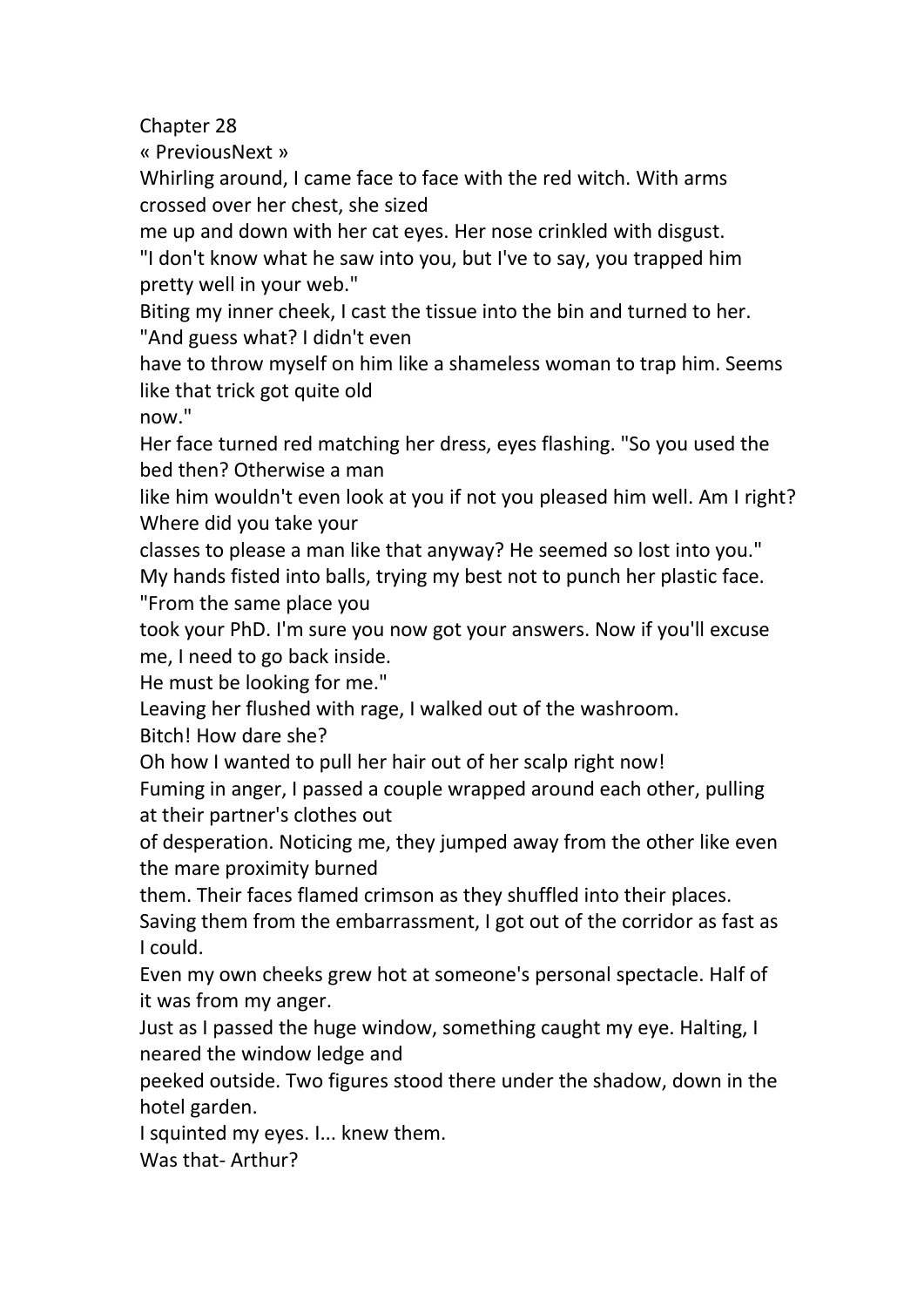Chapter 28

« PreviousNext »

Whirling around, I came face to face with the red witch. With arms crossed over her chest, she sized me up and down with her cat eyes. Her nose crinkled with disgust.

"I don't know what he saw into you, but I've to say, you trapped him pretty well in your web."

Biting my inner cheek, I cast the tissue into the bin and turned to her. "And guess what? I didn't even have to throw myself on him like a shameless woman to trap him. Seems like that trick got quite old now."

Her face turned red matching her dress, eyes flashing. "So you used the bed then? Otherwise a man like him wouldn't even look at you if not you pleased him well. Am I right? Where did you take your classes to please a man like that anyway? He seemed so lost into you."

My hands fisted into balls, trying my best not to punch her plastic face. "From the same place you took your PhD. I'm sure you now got your answers. Now if you'll excuse me, I need to go back inside. He must be looking for me."

Leaving her flushed with rage, I walked out of the washroom.

Bitch! How dare she?

Oh how I wanted to pull her hair out of her scalp right now!

Fuming in anger, I passed a couple wrapped around each other, pulling at their partner's clothes out of desperation. Noticing me, they jumped away from the other like even the mare proximity burned them. Their faces flamed crimson as they shuffled into their places.

Saving them from the embarrassment, I got out of the corridor as fast as I could.

Even my own cheeks grew hot at someone's personal spectacle. Half of it was from my anger.

Just as I passed the huge window, something caught my eye. Halting, I neared the window ledge and peeked outside. Two figures stood there under the shadow, down in the hotel garden.

I squinted my eyes. I... knew them.

Was that- Arthur?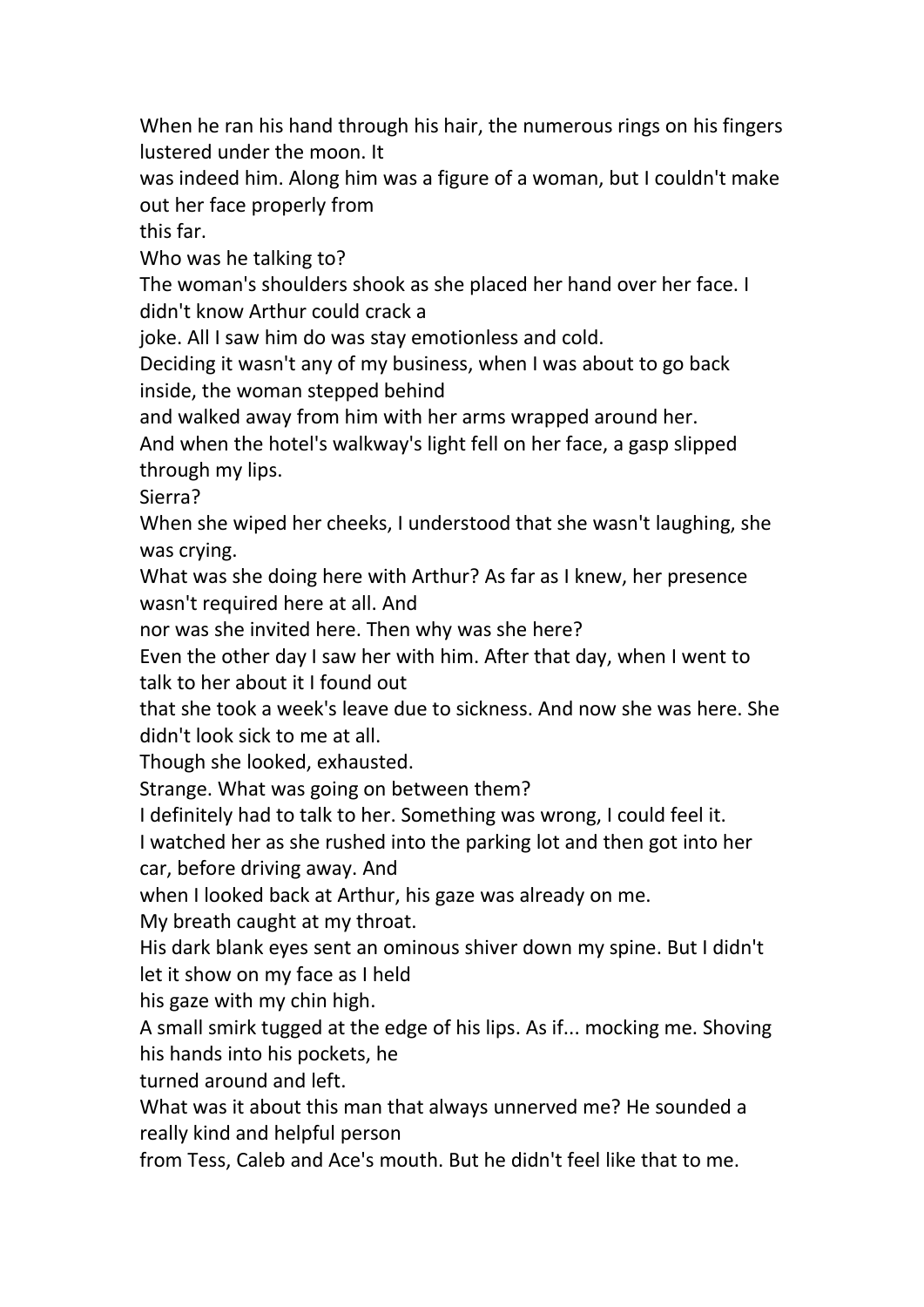When he ran his hand through his hair, the numerous rings on his fingers lustered under the moon. It was indeed him. Along him was a figure of a woman, but I couldn't make out her face properly from this far.

Who was he talking to?

The woman's shoulders shook as she placed her hand over her face. I didn't know Arthur could crack a joke. All I saw him do was stay emotionless and cold.

Deciding it wasn't any of my business, when I was about to go back inside, the woman stepped behind and walked away from him with her arms wrapped around her.

And when the hotel's walkway's light fell on her face, a gasp slipped through my lips.

Sierra?

When she wiped her cheeks, I understood that she wasn't laughing, she was crying.

What was she doing here with Arthur? As far as I knew, her presence wasn't required here at all. And nor was she invited here. Then why was she here?

Even the other day I saw her with him. After that day, when I went to talk to her about it I found out that she took a week's leave due to sickness. And now she was here. She didn't look sick to me at all.

Though she looked, exhausted.

Strange. What was going on between them?

I definitely had to talk to her. Something was wrong, I could feel it.

I watched her as she rushed into the parking lot and then got into her car, before driving away. And when I looked back at Arthur, his gaze was already on me.

My breath caught at my throat.

His dark blank eyes sent an ominous shiver down my spine. But I didn't let it show on my face as I held his gaze with my chin high.

A small smirk tugged at the edge of his lips. As if... mocking me. Shoving his hands into his pockets, he turned around and left.

What was it about this man that always unnerved me? He sounded a really kind and helpful person from Tess, Caleb and Ace's mouth. But he didn't feel like that to me.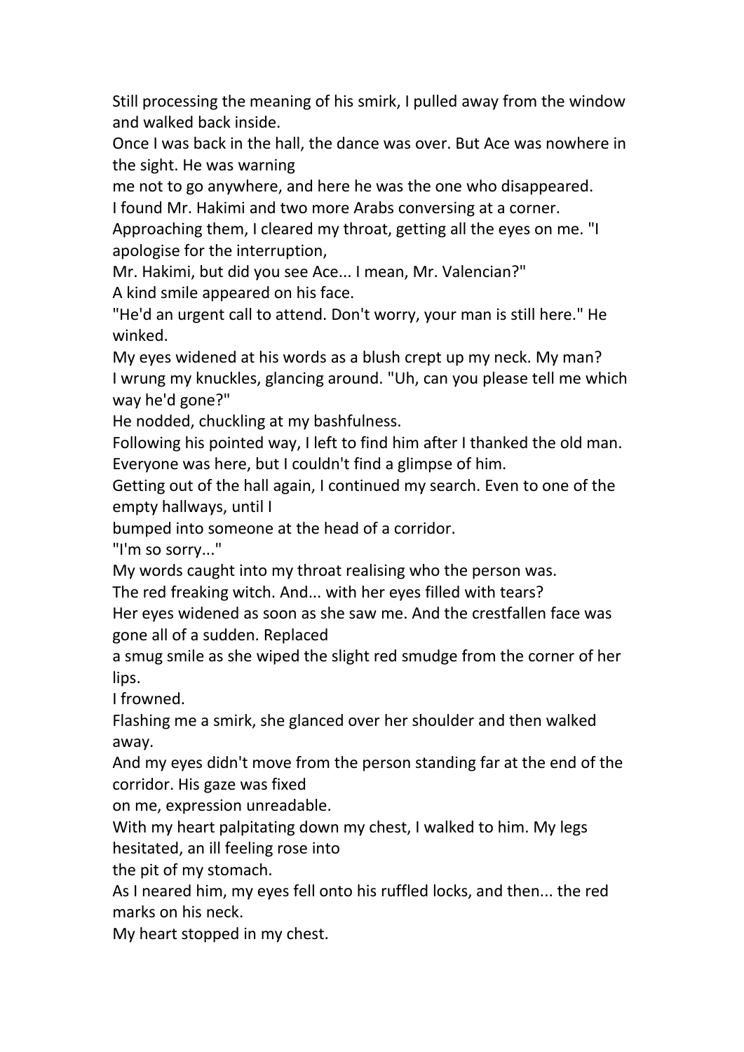Still processing the meaning of his smirk, I pulled away from the window and walked back inside.

Once I was back in the hall, the dance was over. But Ace was nowhere in the sight. He was warning me not to go anywhere, and here he was the one who disappeared.

I found Mr. Hakimi and two more Arabs conversing at a corner.

Approaching them, I cleared my throat, getting all the eyes on me. "I apologise for the interruption, Mr. Hakimi, but did you see Ace... I mean, Mr. Valencian?"

A kind smile appeared on his face.

"He'd an urgent call to attend. Don't worry, your man is still here." He winked.

My eyes widened at his words as a blush crept up my neck. My man?

I wrung my knuckles, glancing around. "Uh, can you please tell me which way he'd gone?"

He nodded, chuckling at my bashfulness.

Following his pointed way, I left to find him after I thanked the old man. Everyone was here, but I couldn't find a glimpse of him.

Getting out of the hall again, I continued my search. Even to one of the empty hallways, until I bumped into someone at the head of a corridor.

"I'm so sorry..."

My words caught into my throat realising who the person was.

The red freaking witch. And... with her eyes filled with tears?

Her eyes widened as soon as she saw me. And the crestfallen face was gone all of a sudden. Replaced a smug smile as she wiped the slight red smudge from the corner of her lips.

I frowned.

Flashing me a smirk, she glanced over her shoulder and then walked away.

And my eyes didn't move from the person standing far at the end of the corridor. His gaze was fixed on me, expression unreadable.

With my heart palpitating down my chest, I walked to him. My legs hesitated, an ill feeling rose into the pit of my stomach.

As I neared him, my eyes fell onto his ruffled locks, and then... the red marks on his neck.

My heart stopped in my chest.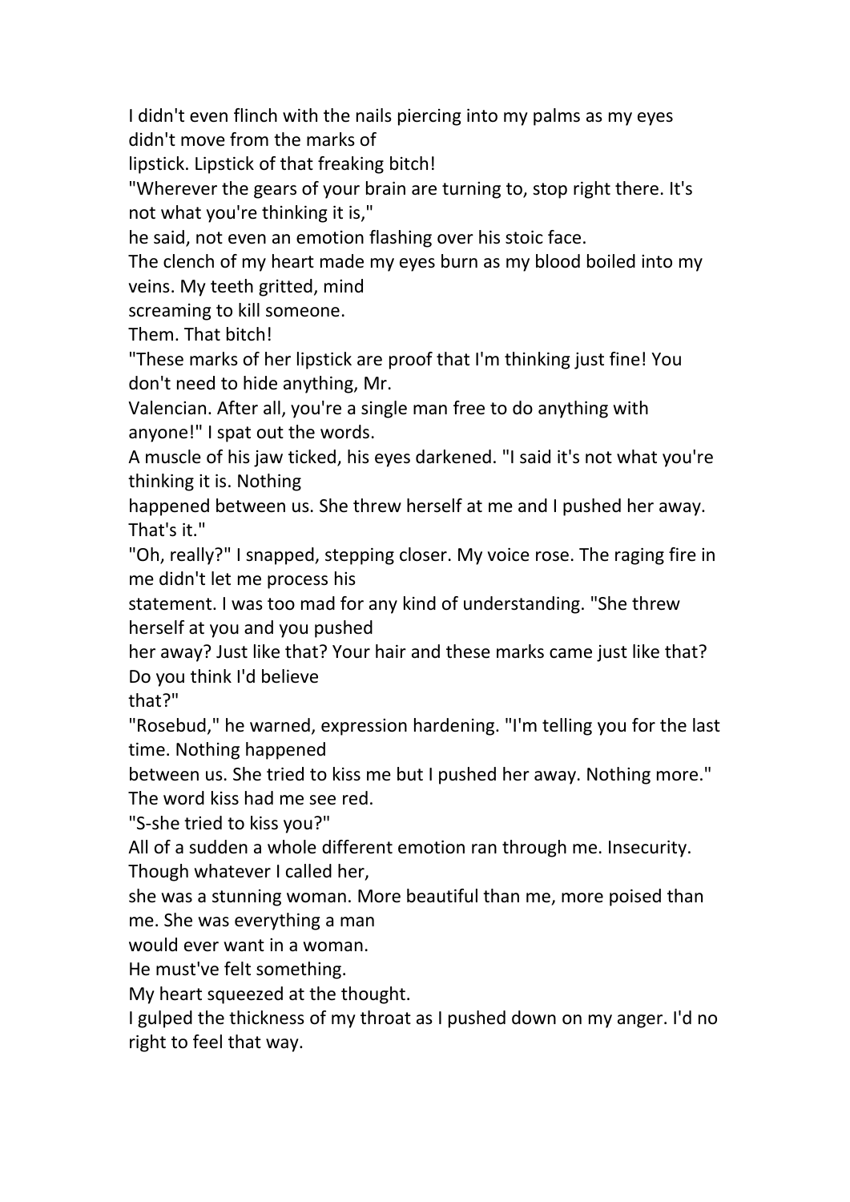I didn't even flinch with the nails piercing into my palms as my eyes didn't move from the marks of lipstick. Lipstick of that freaking bitch!

"Wherever the gears of your brain are turning to, stop right there. It's not what you're thinking it is," he said, not even an emotion flashing over his stoic face.

The clench of my heart made my eyes burn as my blood boiled into my veins. My teeth gritted, mind screaming to kill someone.

Them. That bitch!

"These marks of her lipstick are proof that I'm thinking just fine! You don't need to hide anything, Mr. Valencian. After all, you're a single man free to do anything with anyone!" I spat out the words.

A muscle of his jaw ticked, his eyes darkened. "I said it's not what you're thinking it is. Nothing happened between us. She threw herself at me and I pushed her away. That's it."

"Oh, really?" I snapped, stepping closer. My voice rose. The raging fire in me didn't let me process his statement. I was too mad for any kind of understanding. "She threw herself at you and you pushed her away? Just like that? Your hair and these marks came just like that? Do you think I'd believe that?"

"Rosebud," he warned, expression hardening. "I'm telling you for the last time. Nothing happened between us. She tried to kiss me but I pushed her away. Nothing more."

The word kiss had me see red.

"S-she tried to kiss you?"

All of a sudden a whole different emotion ran through me. Insecurity. Though whatever I called her, she was a stunning woman. More beautiful than me, more poised than me. She was everything a man would ever want in a woman.

He must've felt something.

My heart squeezed at the thought.

I gulped the thickness of my throat as I pushed down on my anger. I'd no right to feel that way.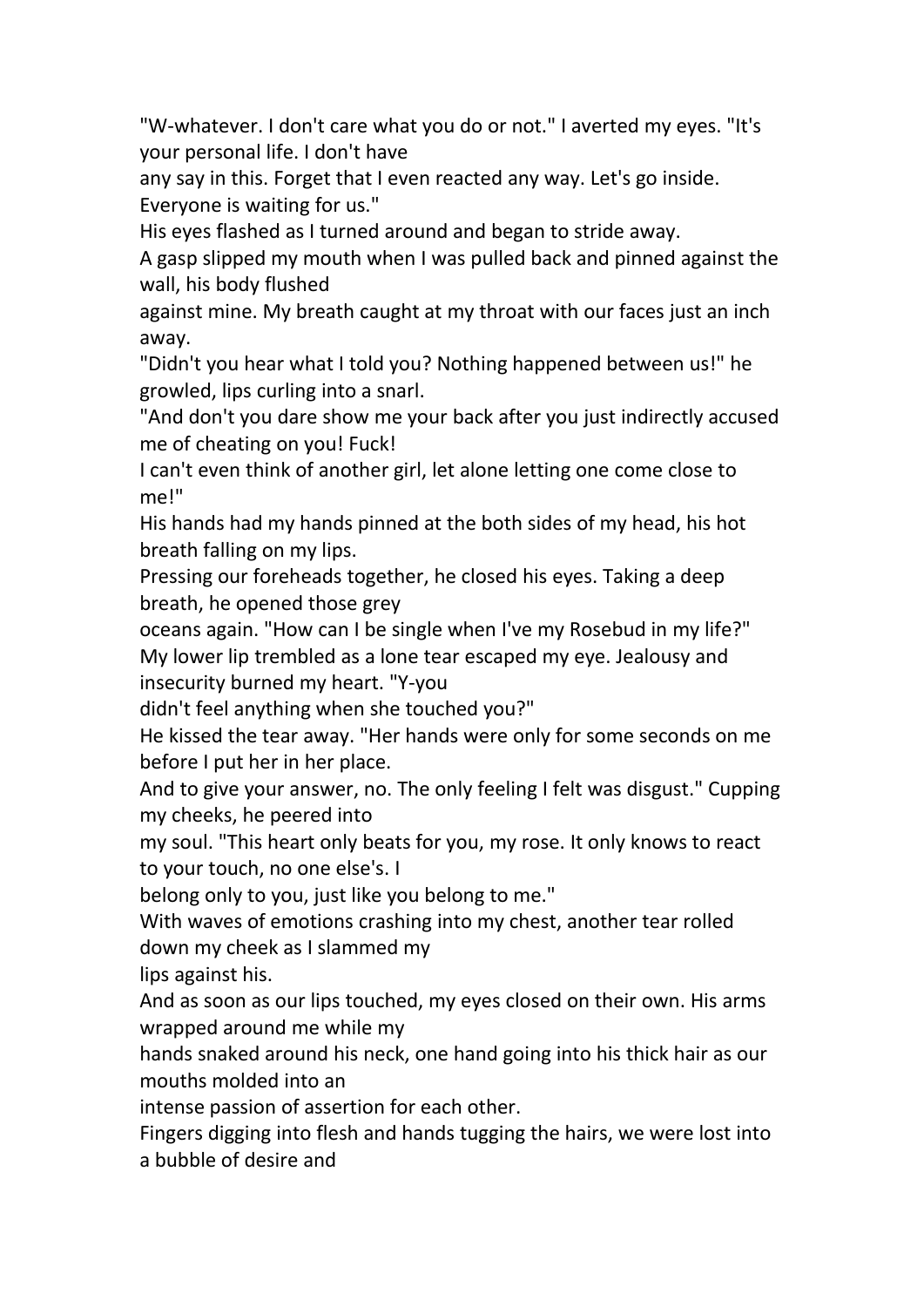"W-whatever. I don't care what you do or not." I averted my eyes. "It's your personal life. I don't have any say in this. Forget that I even reacted any way. Let's go inside. Everyone is waiting for us."

His eyes flashed as I turned around and began to stride away.

A gasp slipped my mouth when I was pulled back and pinned against the wall, his body flushed against mine. My breath caught at my throat with our faces just an inch away.

"Didn't you hear what I told you? Nothing happened between us!" he growled, lips curling into a snarl.

"And don't you dare show me your back after you just indirectly accused me of cheating on you! Fuck! I can't even think of another girl, let alone letting one come close to me!"

His hands had my hands pinned at the both sides of my head, his hot breath falling on my lips.

Pressing our foreheads together, he closed his eyes. Taking a deep breath, he opened those grey oceans again. "How can I be single when I've my Rosebud in my life?"

My lower lip trembled as a lone tear escaped my eye. Jealousy and insecurity burned my heart. "Y-you didn't feel anything when she touched you?"

He kissed the tear away. "Her hands were only for some seconds on me before I put her in her place. And to give your answer, no. The only feeling I felt was disgust." Cupping my cheeks, he peered into my soul. "This heart only beats for you, my rose. It only knows to react to your touch, no one else's. I belong only to you, just like you belong to me."

With waves of emotions crashing into my chest, another tear rolled down my cheek as I slammed my lips against his.

And as soon as our lips touched, my eyes closed on their own. His arms wrapped around me while my hands snaked around his neck, one hand going into his thick hair as our mouths molded into an intense passion of assertion for each other.

Fingers digging into flesh and hands tugging the hairs, we were lost into a bubble of desire and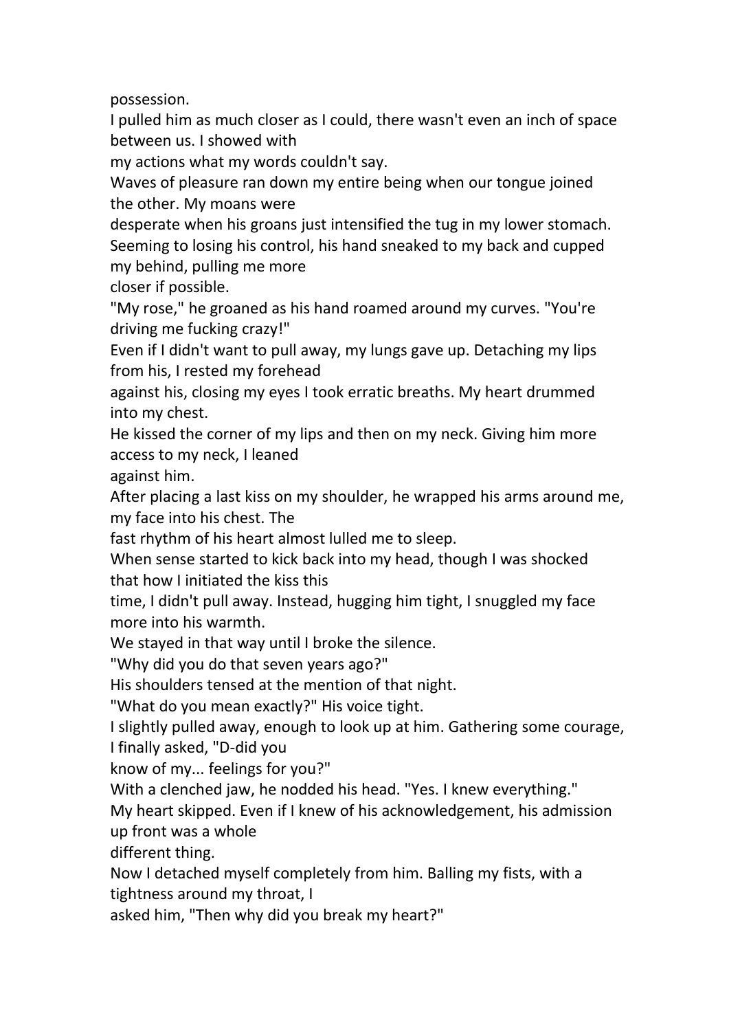possession.

I pulled him as much closer as I could, there wasn't even an inch of space between us. I showed with my actions what my words couldn't say.

Waves of pleasure ran down my entire being when our tongue joined the other. My moans were desperate when his groans just intensified the tug in my lower stomach.

Seeming to losing his control, his hand sneaked to my back and cupped my behind, pulling me more closer if possible.

"My rose," he groaned as his hand roamed around my curves. "You're driving me fucking crazy!"

Even if I didn't want to pull away, my lungs gave up. Detaching my lips from his, I rested my forehead against his, closing my eyes I took erratic breaths. My heart drummed into my chest.

He kissed the corner of my lips and then on my neck. Giving him more access to my neck, I leaned against him.

After placing a last kiss on my shoulder, he wrapped his arms around me, my face into his chest. The fast rhythm of his heart almost lulled me to sleep.

When sense started to kick back into my head, though I was shocked that how I initiated the kiss this time, I didn't pull away. Instead, hugging him tight, I snuggled my face more into his warmth.

We stayed in that way until I broke the silence.

"Why did you do that seven years ago?"

His shoulders tensed at the mention of that night.

"What do you mean exactly?" His voice tight.

I slightly pulled away, enough to look up at him. Gathering some courage, I finally asked, "D-did you know of my... feelings for you?"

With a clenched jaw, he nodded his head. "Yes. I knew everything."

My heart skipped. Even if I knew of his acknowledgement, his admission up front was a whole different thing.

Now I detached myself completely from him. Balling my fists, with a tightness around my throat, I asked him, "Then why did you break my heart?"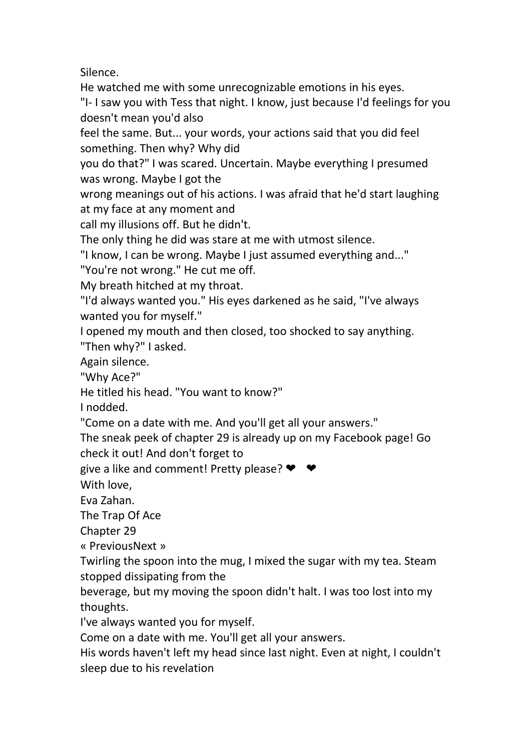Silence.

He watched me with some unrecognizable emotions in his eyes.

"I- I saw you with Tess that night. I know, just because I'd feelings for you doesn't mean you'd also feel the same. But... your words, your actions said that you did feel something. Then why? Why did you do that?" I was scared. Uncertain. Maybe everything I presumed was wrong. Maybe I got the wrong meanings out of his actions. I was afraid that he'd start laughing at my face at any moment and call my illusions off. But he didn't.

The only thing he did was stare at me with utmost silence.

"I know, I can be wrong. Maybe I just assumed everything and..."

"You're not wrong." He cut me off.

My breath hitched at my throat.

"I'd always wanted you." His eyes darkened as he said, "I've always wanted you for myself."

I opened my mouth and then closed, too shocked to say anything.

"Then why?" I asked.

Again silence.

"Why Ace?"

He titled his head. "You want to know?"

I nodded.

"Come on a date with me. And you'll get all your answers."

The sneak peek of chapter 29 is already up on my Facebook page! Go check it out! And don't forget to give a like and comment! Pretty please? ❤ ❤

With love,

Eva Zahan.

The Trap Of Ace

Chapter 29

« PreviousNext »

Twirling the spoon into the mug, I mixed the sugar with my tea. Steam stopped dissipating from the beverage, but my moving the spoon didn't halt. I was too lost into my thoughts.

I've always wanted you for myself.

Come on a date with me. You'll get all your answers.

His words haven't left my head since last night. Even at night, I couldn't sleep due to his revelation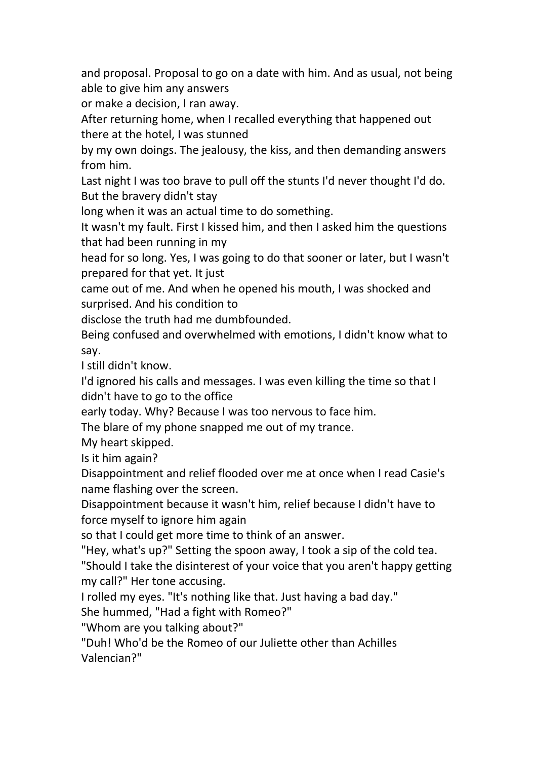and proposal. Proposal to go on a date with him. And as usual, not being able to give him any answers or make a decision, I ran away.

After returning home, when I recalled everything that happened out there at the hotel, I was stunned by my own doings. The jealousy, the kiss, and then demanding answers from him.

Last night I was too brave to pull off the stunts I'd never thought I'd do. But the bravery didn't stay long when it was an actual time to do something.

It wasn't my fault. First I kissed him, and then I asked him the questions that had been running in my head for so long. Yes, I was going to do that sooner or later, but I wasn't prepared for that yet. It just came out of me. And when he opened his mouth, I was shocked and surprised. And his condition to disclose the truth had me dumbfounded.

Being confused and overwhelmed with emotions, I didn't know what to say.

I still didn't know.

I'd ignored his calls and messages. I was even killing the time so that I didn't have to go to the office early today. Why? Because I was too nervous to face him.

The blare of my phone snapped me out of my trance.

My heart skipped.

Is it him again?

Disappointment and relief flooded over me at once when I read Casie's name flashing over the screen.

Disappointment because it wasn't him, relief because I didn't have to force myself to ignore him again so that I could get more time to think of an answer.

"Hey, what's up?" Setting the spoon away, I took a sip of the cold tea.

"Should I take the disinterest of your voice that you aren't happy getting my call?" Her tone accusing.

I rolled my eyes. "It's nothing like that. Just having a bad day."

She hummed, "Had a fight with Romeo?"

"Whom are you talking about?"

"Duh! Who'd be the Romeo of our Juliette other than Achilles Valencian?"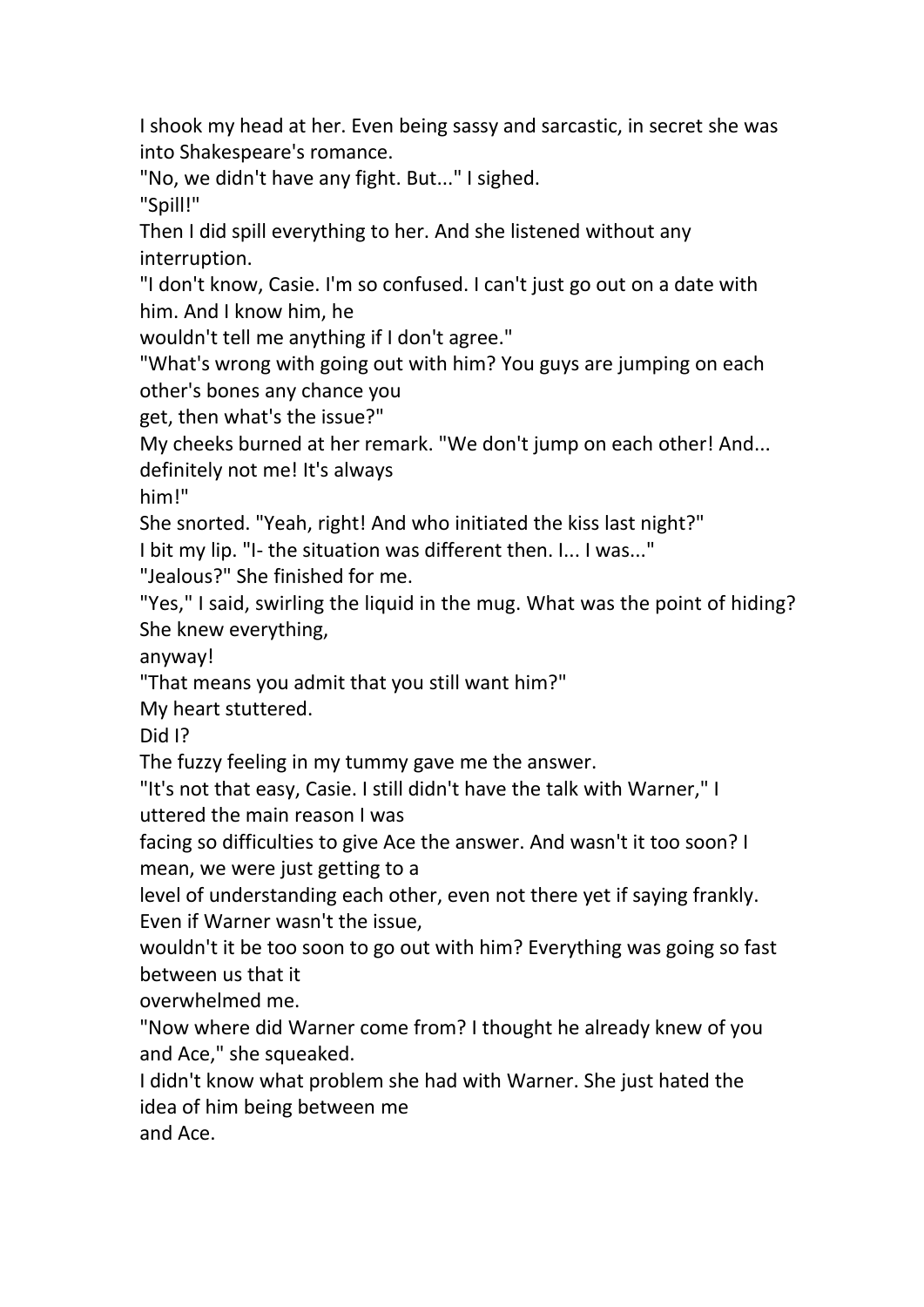I shook my head at her. Even being sassy and sarcastic, in secret she was into Shakespeare's romance.

"No, we didn't have any fight. But..." I sighed.

"Spill!"

Then I did spill everything to her. And she listened without any interruption.

"I don't know, Casie. I'm so confused. I can't just go out on a date with him. And I know him, he wouldn't tell me anything if I don't agree."

"What's wrong with going out with him? You guys are jumping on each other's bones any chance you get, then what's the issue?"

My cheeks burned at her remark. "We don't jump on each other! And... definitely not me! It's always him!"

She snorted. "Yeah, right! And who initiated the kiss last night?"

I bit my lip. "I- the situation was different then. I... I was..."

"Jealous?" She finished for me.

"Yes," I said, swirling the liquid in the mug. What was the point of hiding? She knew everything, anyway!

"That means you admit that you still want him?"

My heart stuttered.

Did I?

The fuzzy feeling in my tummy gave me the answer.

"It's not that easy, Casie. I still didn't have the talk with Warner," I uttered the main reason I was facing so difficulties to give Ace the answer. And wasn't it too soon? I mean, we were just getting to a level of understanding each other, even not there yet if saying frankly. Even if Warner wasn't the issue, wouldn't it be too soon to go out with him? Everything was going so fast between us that it overwhelmed me.

"Now where did Warner come from? I thought he already knew of you and Ace," she squeaked.

I didn't know what problem she had with Warner. She just hated the idea of him being between me and Ace.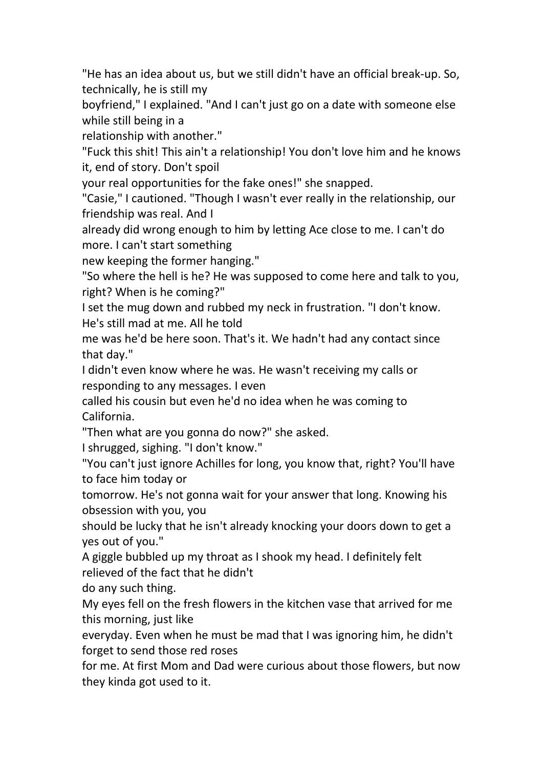"He has an idea about us, but we still didn't have an official break-up. So, technically, he is still my boyfriend," I explained. "And I can't just go on a date with someone else while still being in a relationship with another."

"Fuck this shit! This ain't a relationship! You don't love him and he knows it, end of story. Don't spoil your real opportunities for the fake ones!" she snapped.

"Casie," I cautioned. "Though I wasn't ever really in the relationship, our friendship was real. And I already did wrong enough to him by letting Ace close to me. I can't do more. I can't start something new keeping the former hanging."

"So where the hell is he? He was supposed to come here and talk to you, right? When is he coming?"

I set the mug down and rubbed my neck in frustration. "I don't know. He's still mad at me. All he told me was he'd be here soon. That's it. We hadn't had any contact since that day."

I didn't even know where he was. He wasn't receiving my calls or responding to any messages. I even called his cousin but even he'd no idea when he was coming to California.

"Then what are you gonna do now?" she asked.

I shrugged, sighing. "I don't know."

"You can't just ignore Achilles for long, you know that, right? You'll have to face him today or tomorrow. He's not gonna wait for your answer that long. Knowing his obsession with you, you should be lucky that he isn't already knocking your doors down to get a yes out of you."

A giggle bubbled up my throat as I shook my head. I definitely felt relieved of the fact that he didn't do any such thing.

My eyes fell on the fresh flowers in the kitchen vase that arrived for me this morning, just like everyday. Even when he must be mad that I was ignoring him, he didn't forget to send those red roses for me. At first Mom and Dad were curious about those flowers, but now they kinda got used to it.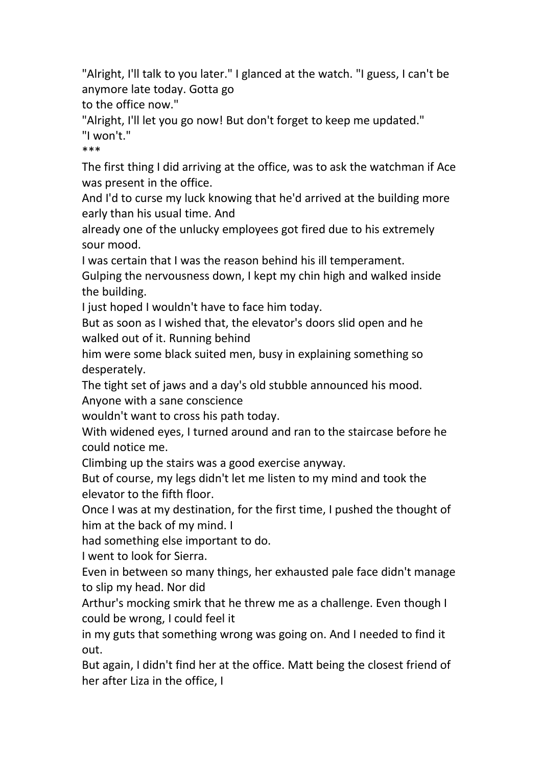"Alright, I'll talk to you later." I glanced at the watch. "I guess, I can't be anymore late today. Gotta go to the office now."

"Alright, I'll let you go now! But don't forget to keep me updated."

"I won't."

***

The first thing I did arriving at the office, was to ask the watchman if Ace was present in the office.

And I'd to curse my luck knowing that he'd arrived at the building more early than his usual time. And already one of the unlucky employees got fired due to his extremely sour mood.

I was certain that I was the reason behind his ill temperament.

Gulping the nervousness down, I kept my chin high and walked inside the building.

I just hoped I wouldn't have to face him today.

But as soon as I wished that, the elevator's doors slid open and he walked out of it. Running behind him were some black suited men, busy in explaining something so desperately.

The tight set of jaws and a day's old stubble announced his mood. Anyone with a sane conscience wouldn't want to cross his path today.

With widened eyes, I turned around and ran to the staircase before he could notice me.

Climbing up the stairs was a good exercise anyway.

But of course, my legs didn't let me listen to my mind and took the elevator to the fifth floor.

Once I was at my destination, for the first time, I pushed the thought of him at the back of my mind. I had something else important to do.

I went to look for Sierra.

Even in between so many things, her exhausted pale face didn't manage to slip my head. Nor did Arthur's mocking smirk that he threw me as a challenge. Even though I could be wrong, I could feel it in my guts that something wrong was going on. And I needed to find it out.

But again, I didn't find her at the office. Matt being the closest friend of her after Liza in the office, I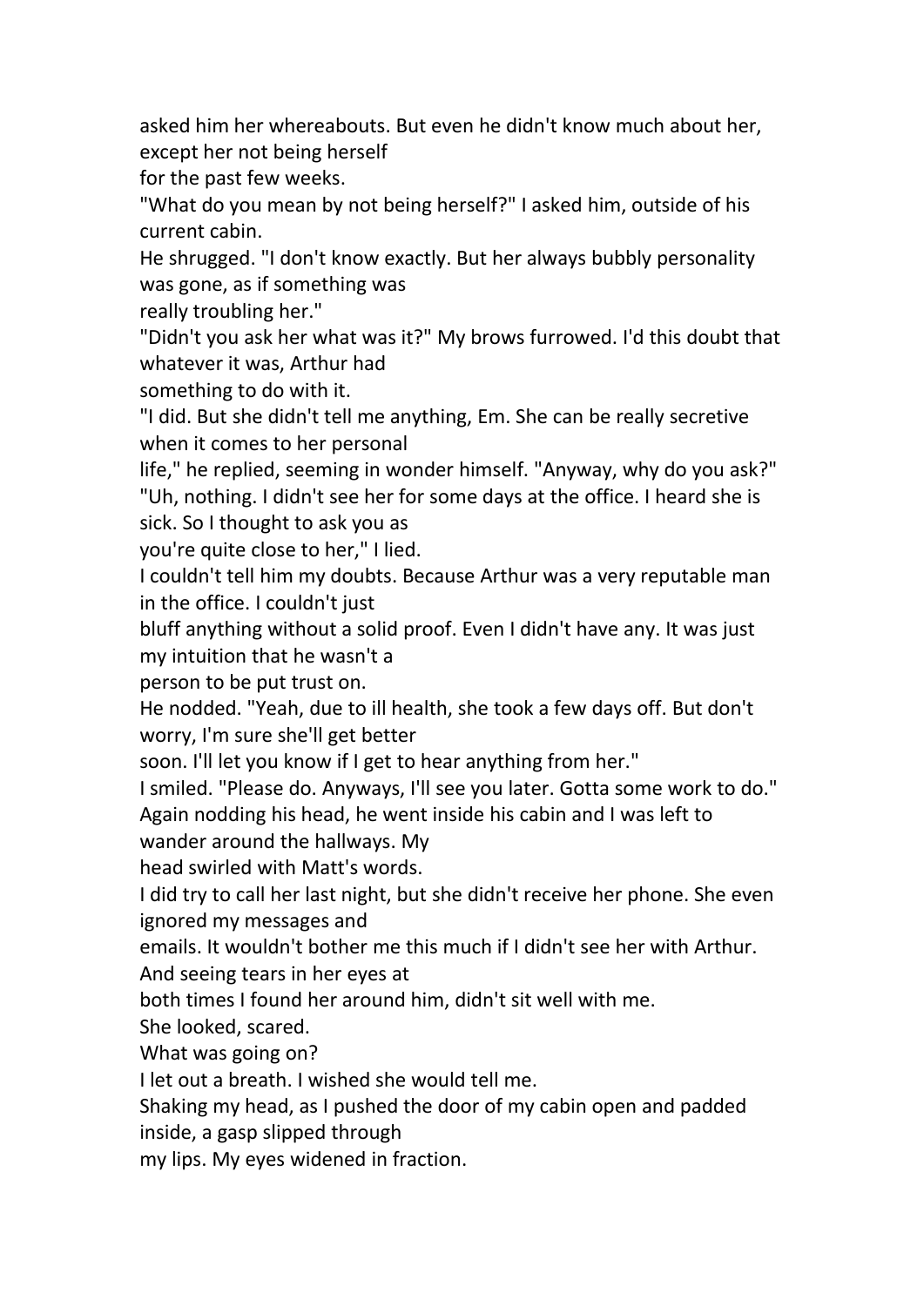asked him her whereabouts. But even he didn't know much about her, except her not being herself for the past few weeks.

"What do you mean by not being herself?" I asked him, outside of his current cabin.

He shrugged. "I don't know exactly. But her always bubbly personality was gone, as if something was really troubling her."

"Didn't you ask her what was it?" My brows furrowed. I'd this doubt that whatever it was, Arthur had something to do with it.

"I did. But she didn't tell me anything, Em. She can be really secretive when it comes to her personal life," he replied, seeming in wonder himself. "Anyway, why do you ask?"

"Uh, nothing. I didn't see her for some days at the office. I heard she is sick. So I thought to ask you as you're quite close to her," I lied.

I couldn't tell him my doubts. Because Arthur was a very reputable man in the office. I couldn't just bluff anything without a solid proof. Even I didn't have any. It was just my intuition that he wasn't a person to be put trust on.

He nodded. "Yeah, due to ill health, she took a few days off. But don't worry, I'm sure she'll get better soon. I'll let you know if I get to hear anything from her."

I smiled. "Please do. Anyways, I'll see you later. Gotta some work to do."

Again nodding his head, he went inside his cabin and I was left to wander around the hallways. My head swirled with Matt's words.

I did try to call her last night, but she didn't receive her phone. She even ignored my messages and emails. It wouldn't bother me this much if I didn't see her with Arthur. And seeing tears in her eyes at both times I found her around him, didn't sit well with me.

She looked, scared.

What was going on?

I let out a breath. I wished she would tell me.

Shaking my head, as I pushed the door of my cabin open and padded inside, a gasp slipped through my lips. My eyes widened in fraction.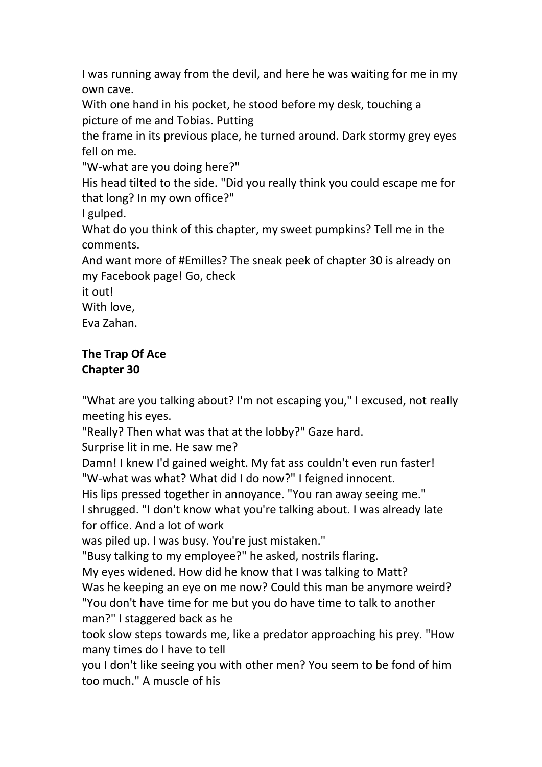I was running away from the devil, and here he was waiting for me in my own cave.
With one hand in his pocket, he stood before my desk, touching a picture of me and Tobias. Putting the frame in its previous place, he turned around. Dark stormy grey eyes fell on me.
"W-what are you doing here?"
His head tilted to the side. "Did you really think you could escape me for that long? In my own office?"
I gulped.
What do you think of this chapter, my sweet pumpkins? Tell me in the comments.
And want more of #Emilles? The sneak peek of chapter 30 is already on my Facebook page! Go, check it out!
With love,
Eva Zahan.

**The Trap Of Ace**
**Chapter 30**

"What are you talking about? I'm not escaping you," I excused, not really meeting his eyes.
"Really? Then what was that at the lobby?" Gaze hard.
Surprise lit in me. He saw me?
Damn! I knew I'd gained weight. My fat ass couldn't even run faster!
"W-what was what? What did I do now?" I feigned innocent.
His lips pressed together in annoyance. "You ran away seeing me."
I shrugged. "I don't know what you're talking about. I was already late for office. And a lot of work was piled up. I was busy. You're just mistaken."
"Busy talking to my employee?" he asked, nostrils flaring.
My eyes widened. How did he know that I was talking to Matt?
Was he keeping an eye on me now? Could this man be anymore weird?
"You don't have time for me but you do have time to talk to another man?" I staggered back as he took slow steps towards me, like a predator approaching his prey. "How many times do I have to tell you I don't like seeing you with other men? You seem to be fond of him too much." A muscle of his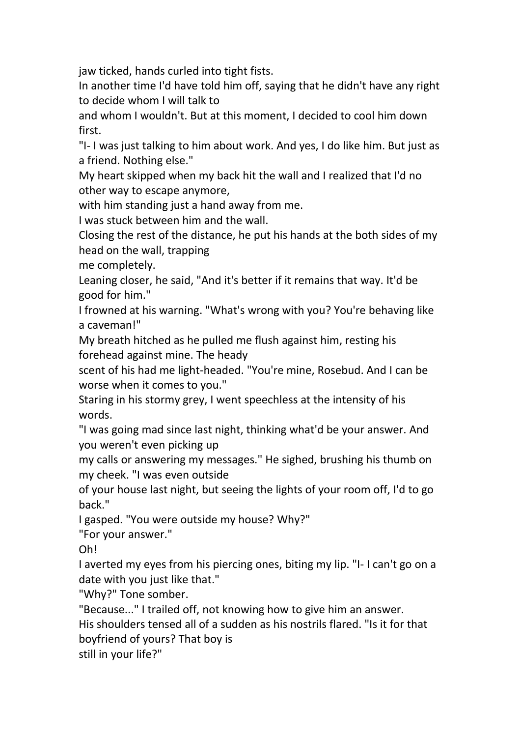jaw ticked, hands curled into tight fists.

In another time I'd have told him off, saying that he didn't have any right to decide whom I will talk to and whom I wouldn't. But at this moment, I decided to cool him down first.

"I- I was just talking to him about work. And yes, I do like him. But just as a friend. Nothing else."

My heart skipped when my back hit the wall and I realized that I'd no other way to escape anymore, with him standing just a hand away from me.

I was stuck between him and the wall.

Closing the rest of the distance, he put his hands at the both sides of my head on the wall, trapping me completely.

Leaning closer, he said, "And it's better if it remains that way. It'd be good for him."

I frowned at his warning. "What's wrong with you? You're behaving like a caveman!"

My breath hitched as he pulled me flush against him, resting his forehead against mine. The heady scent of his had me light-headed. "You're mine, Rosebud. And I can be worse when it comes to you."

Staring in his stormy grey, I went speechless at the intensity of his words.

"I was going mad since last night, thinking what'd be your answer. And you weren't even picking up my calls or answering my messages." He sighed, brushing his thumb on my cheek. "I was even outside of your house last night, but seeing the lights of your room off, I'd to go back."

I gasped. "You were outside my house? Why?"

"For your answer."

Oh!

I averted my eyes from his piercing ones, biting my lip. "I- I can't go on a date with you just like that."

"Why?" Tone somber.

"Because..." I trailed off, not knowing how to give him an answer.

His shoulders tensed all of a sudden as his nostrils flared. "Is it for that boyfriend of yours? That boy is still in your life?"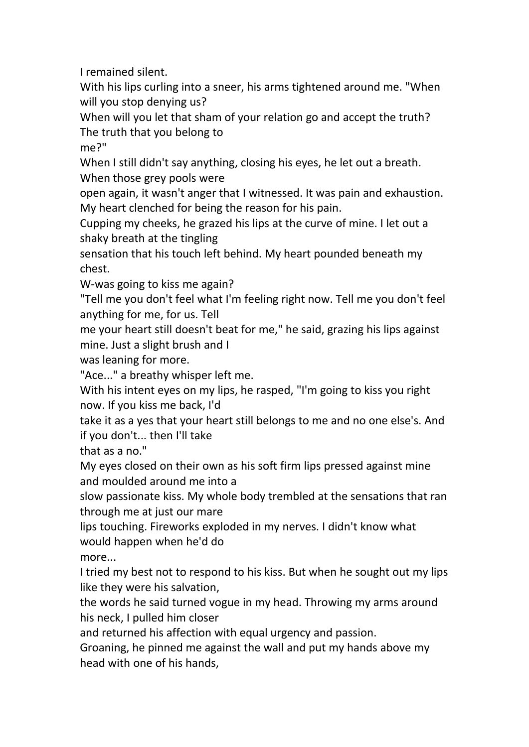I remained silent.

With his lips curling into a sneer, his arms tightened around me. "When will you stop denying us? When will you let that sham of your relation go and accept the truth? The truth that you belong to me?"

When I still didn't say anything, closing his eyes, he let out a breath. When those grey pools were open again, it wasn't anger that I witnessed. It was pain and exhaustion.

My heart clenched for being the reason for his pain.

Cupping my cheeks, he grazed his lips at the curve of mine. I let out a shaky breath at the tingling sensation that his touch left behind. My heart pounded beneath my chest.

W-was going to kiss me again?

"Tell me you don't feel what I'm feeling right now. Tell me you don't feel anything for me, for us. Tell me your heart still doesn't beat for me," he said, grazing his lips against mine. Just a slight brush and I was leaning for more.

"Ace..." a breathy whisper left me.

With his intent eyes on my lips, he rasped, "I'm going to kiss you right now. If you kiss me back, I'd take it as a yes that your heart still belongs to me and no one else's. And if you don't... then I'll take that as a no."

My eyes closed on their own as his soft firm lips pressed against mine and moulded around me into a slow passionate kiss. My whole body trembled at the sensations that ran through me at just our mare lips touching. Fireworks exploded in my nerves. I didn't know what would happen when he'd do more...

I tried my best not to respond to his kiss. But when he sought out my lips like they were his salvation, the words he said turned vogue in my head. Throwing my arms around his neck, I pulled him closer and returned his affection with equal urgency and passion.

Groaning, he pinned me against the wall and put my hands above my head with one of his hands,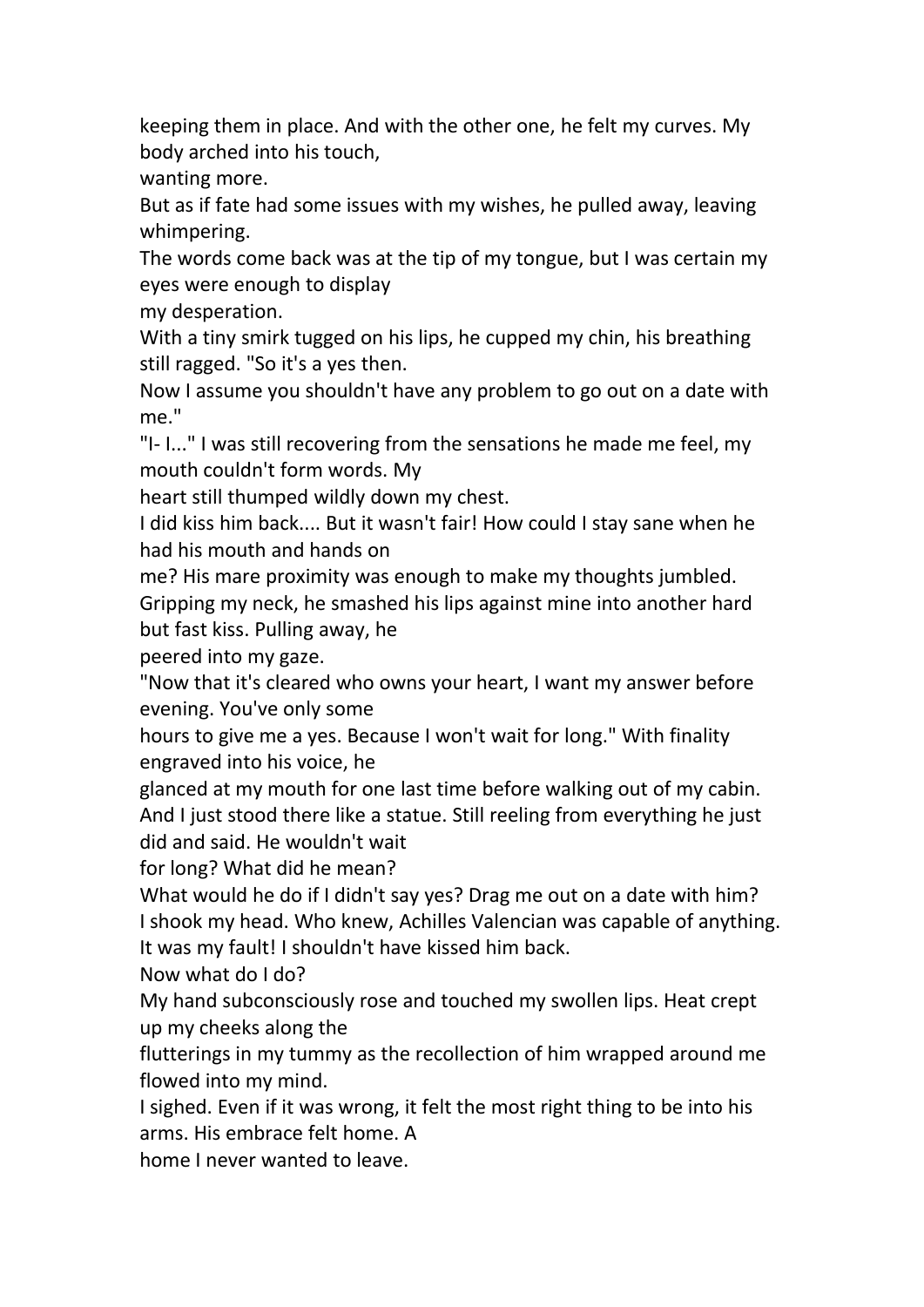keeping them in place. And with the other one, he felt my curves. My body arched into his touch, wanting more.

But as if fate had some issues with my wishes, he pulled away, leaving whimpering.

The words come back was at the tip of my tongue, but I was certain my eyes were enough to display my desperation.

With a tiny smirk tugged on his lips, he cupped my chin, his breathing still ragged. "So it's a yes then. Now I assume you shouldn't have any problem to go out on a date with me."

"I- I..." I was still recovering from the sensations he made me feel, my mouth couldn't form words. My heart still thumped wildly down my chest.

I did kiss him back.... But it wasn't fair! How could I stay sane when he had his mouth and hands on me? His mare proximity was enough to make my thoughts jumbled.

Gripping my neck, he smashed his lips against mine into another hard but fast kiss. Pulling away, he peered into my gaze.

"Now that it's cleared who owns your heart, I want my answer before evening. You've only some hours to give me a yes. Because I won't wait for long." With finality engraved into his voice, he glanced at my mouth for one last time before walking out of my cabin.

And I just stood there like a statue. Still reeling from everything he just did and said. He wouldn't wait for long? What did he mean?

What would he do if I didn't say yes? Drag me out on a date with him?

I shook my head. Who knew, Achilles Valencian was capable of anything.

It was my fault! I shouldn't have kissed him back.

Now what do I do?

My hand subconsciously rose and touched my swollen lips. Heat crept up my cheeks along the flutterings in my tummy as the recollection of him wrapped around me flowed into my mind.

I sighed. Even if it was wrong, it felt the most right thing to be into his arms. His embrace felt home. A home I never wanted to leave.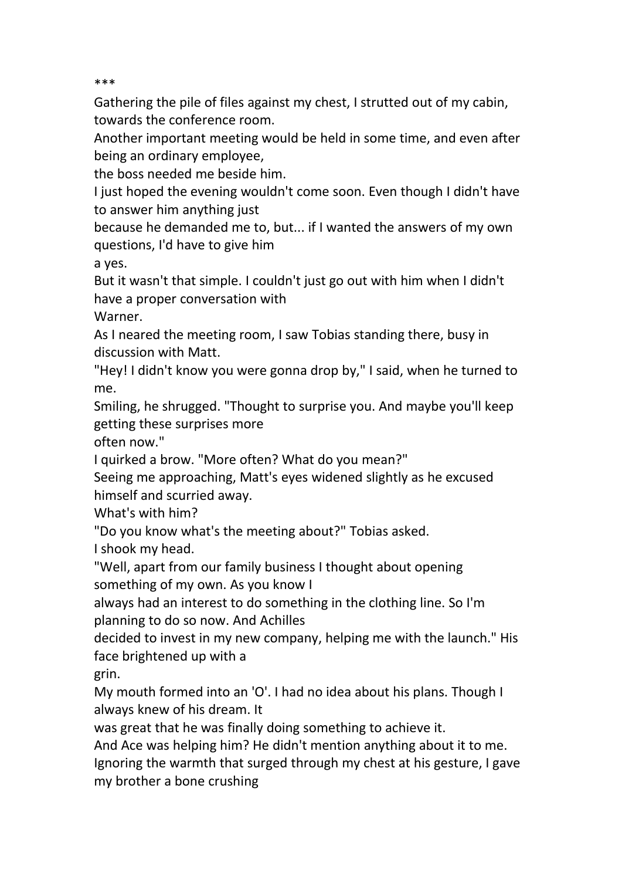***

Gathering the pile of files against my chest, I strutted out of my cabin, towards the conference room.

Another important meeting would be held in some time, and even after being an ordinary employee, the boss needed me beside him.

I just hoped the evening wouldn't come soon. Even though I didn't have to answer him anything just because he demanded me to, but... if I wanted the answers of my own questions, I'd have to give him a yes.

But it wasn't that simple. I couldn't just go out with him when I didn't have a proper conversation with Warner.

As I neared the meeting room, I saw Tobias standing there, busy in discussion with Matt.

"Hey! I didn't know you were gonna drop by," I said, when he turned to me.

Smiling, he shrugged. "Thought to surprise you. And maybe you'll keep getting these surprises more often now."

I quirked a brow. "More often? What do you mean?"

Seeing me approaching, Matt's eyes widened slightly as he excused himself and scurried away.

What's with him?

"Do you know what's the meeting about?" Tobias asked.

I shook my head.

"Well, apart from our family business I thought about opening something of my own. As you know I always had an interest to do something in the clothing line. So I'm planning to do so now. And Achilles decided to invest in my new company, helping me with the launch." His face brightened up with a grin.

My mouth formed into an 'O'. I had no idea about his plans. Though I always knew of his dream. It was great that he was finally doing something to achieve it.

And Ace was helping him? He didn't mention anything about it to me.

Ignoring the warmth that surged through my chest at his gesture, I gave my brother a bone crushing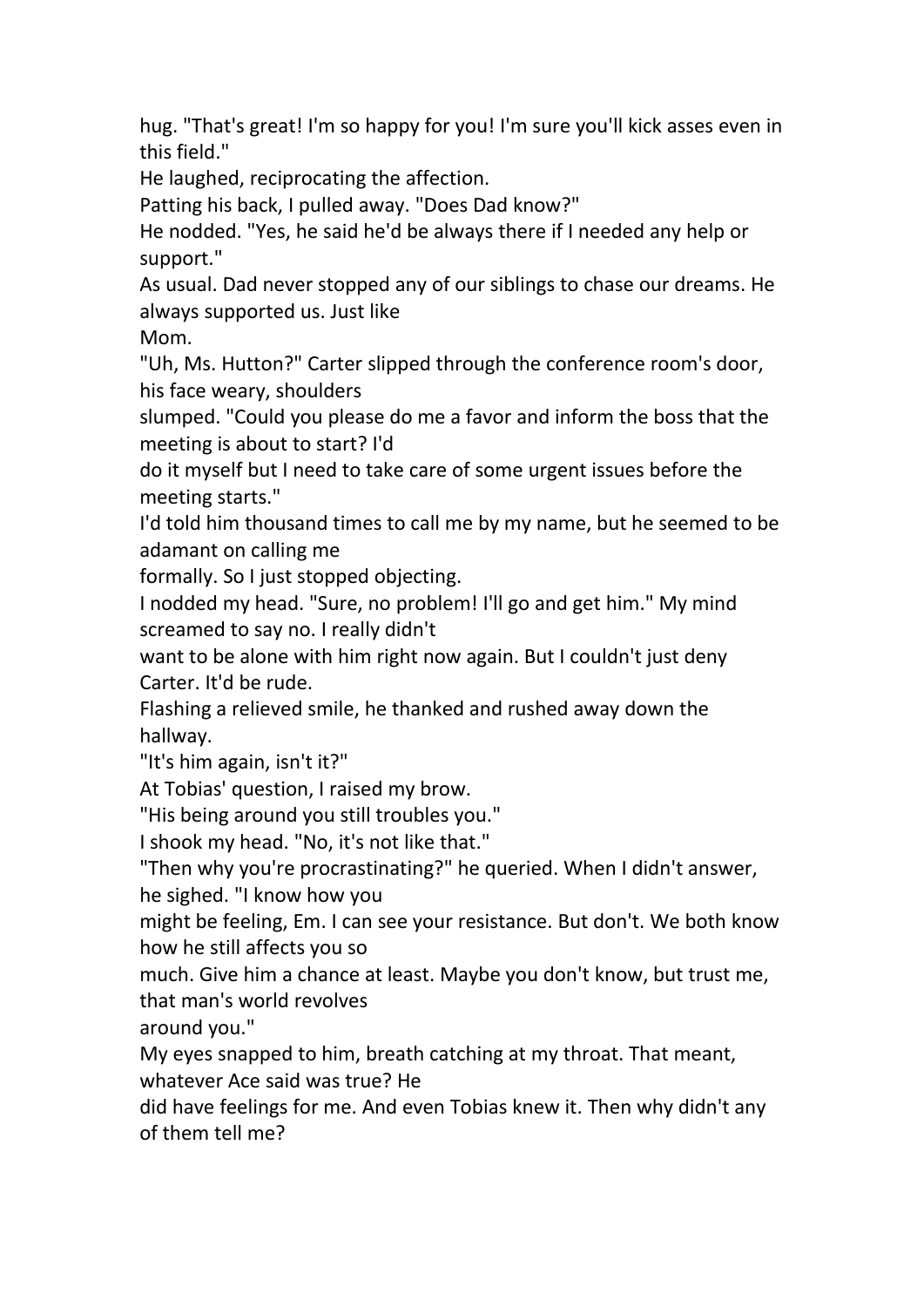hug. "That's great! I'm so happy for you! I'm sure you'll kick asses even in this field."

He laughed, reciprocating the affection.

Patting his back, I pulled away. "Does Dad know?"

He nodded. "Yes, he said he'd be always there if I needed any help or support."

As usual. Dad never stopped any of our siblings to chase our dreams. He always supported us. Just like Mom.

"Uh, Ms. Hutton?" Carter slipped through the conference room's door, his face weary, shoulders slumped. "Could you please do me a favor and inform the boss that the meeting is about to start? I'd do it myself but I need to take care of some urgent issues before the meeting starts."

I'd told him thousand times to call me by my name, but he seemed to be adamant on calling me formally. So I just stopped objecting.

I nodded my head. "Sure, no problem! I'll go and get him." My mind screamed to say no. I really didn't want to be alone with him right now again. But I couldn't just deny Carter. It'd be rude.

Flashing a relieved smile, he thanked and rushed away down the hallway.

"It's him again, isn't it?"

At Tobias' question, I raised my brow.

"His being around you still troubles you."

I shook my head. "No, it's not like that."

"Then why you're procrastinating?" he queried. When I didn't answer, he sighed. "I know how you might be feeling, Em. I can see your resistance. But don't. We both know how he still affects you so much. Give him a chance at least. Maybe you don't know, but trust me, that man's world revolves around you."

My eyes snapped to him, breath catching at my throat. That meant, whatever Ace said was true? He did have feelings for me. And even Tobias knew it. Then why didn't any of them tell me?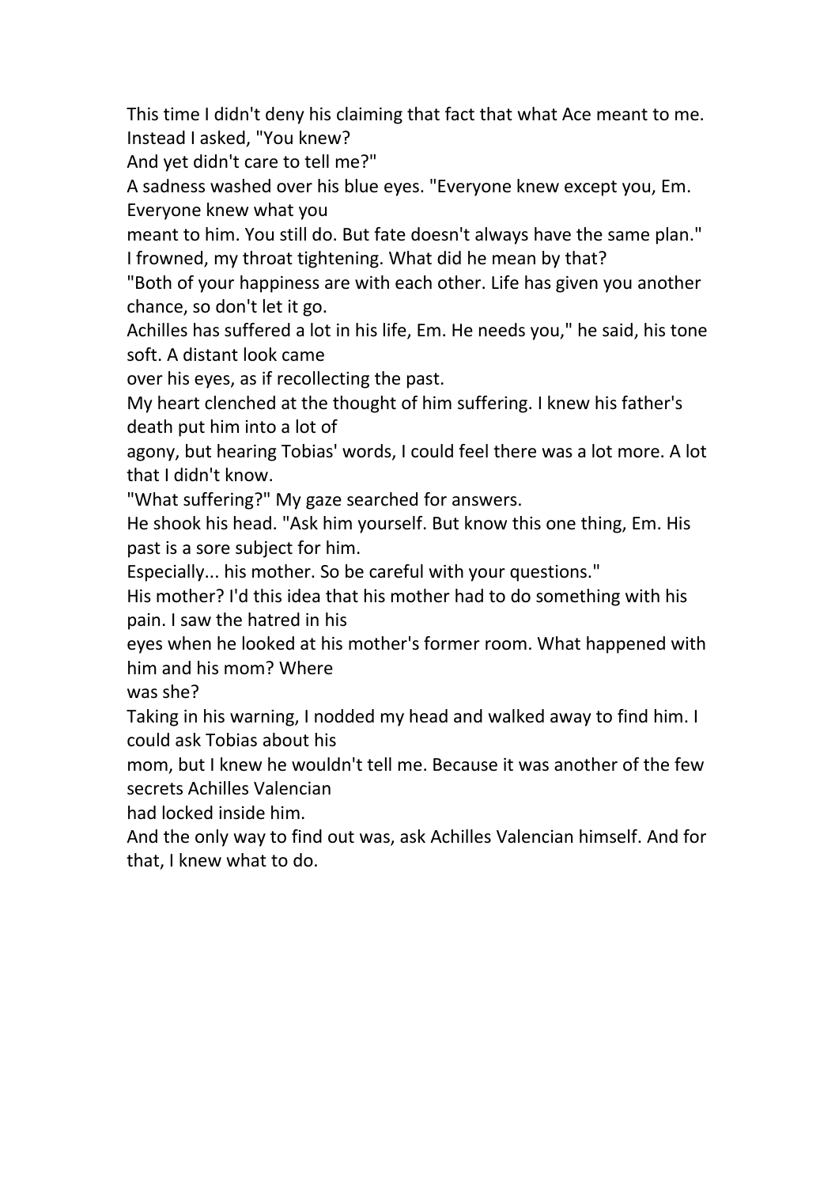This time I didn't deny his claiming that fact that what Ace meant to me. Instead I asked, "You knew? And yet didn't care to tell me?"

A sadness washed over his blue eyes. "Everyone knew except you, Em. Everyone knew what you meant to him. You still do. But fate doesn't always have the same plan."

I frowned, my throat tightening. What did he mean by that?

"Both of your happiness are with each other. Life has given you another chance, so don't let it go. Achilles has suffered a lot in his life, Em. He needs you," he said, his tone soft. A distant look came over his eyes, as if recollecting the past.

My heart clenched at the thought of him suffering. I knew his father's death put him into a lot of agony, but hearing Tobias' words, I could feel there was a lot more. A lot that I didn't know.

"What suffering?" My gaze searched for answers.

He shook his head. "Ask him yourself. But know this one thing, Em. His past is a sore subject for him. Especially... his mother. So be careful with your questions."

His mother? I'd this idea that his mother had to do something with his pain. I saw the hatred in his eyes when he looked at his mother's former room. What happened with him and his mom? Where was she?

Taking in his warning, I nodded my head and walked away to find him. I could ask Tobias about his mom, but I knew he wouldn't tell me. Because it was another of the few secrets Achilles Valencian had locked inside him.

And the only way to find out was, ask Achilles Valencian himself. And for that, I knew what to do.